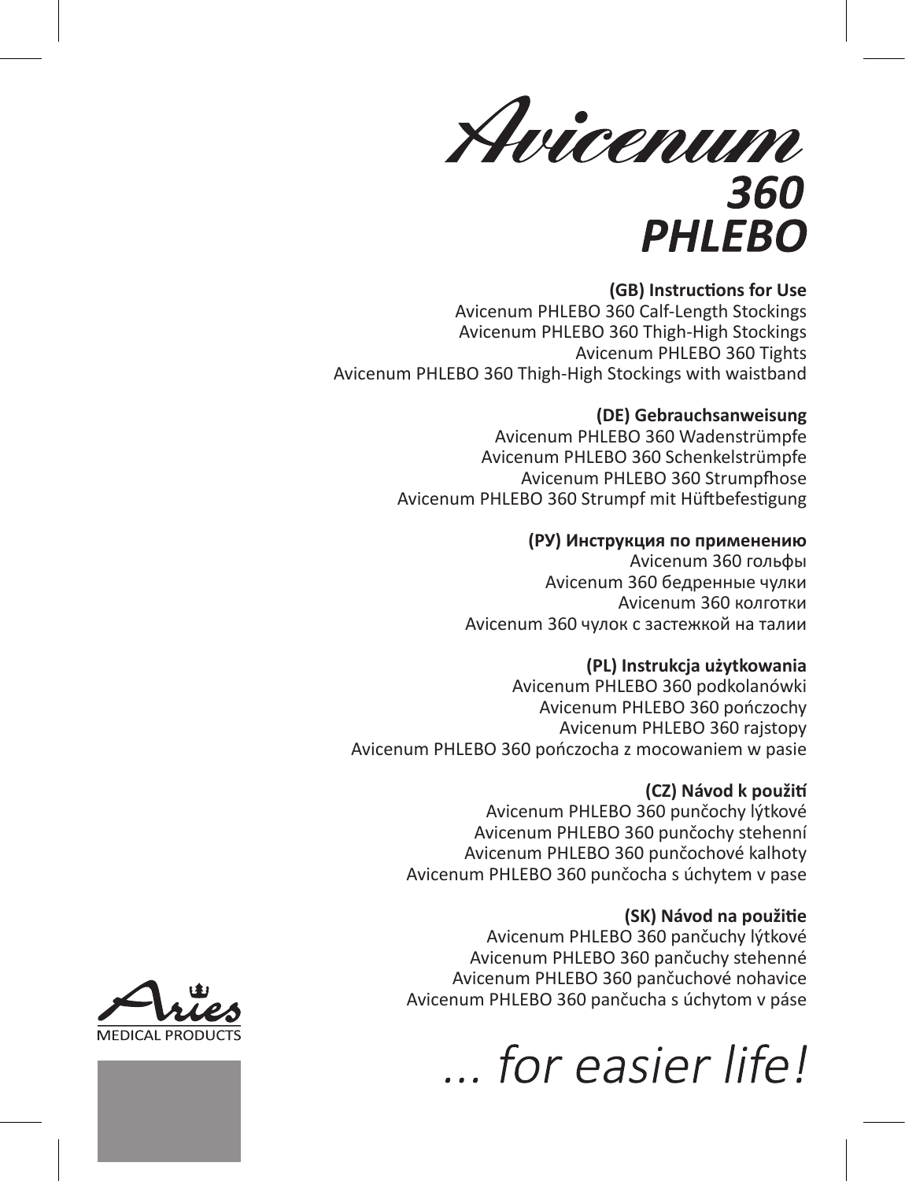# Avicenum
## 360
## PHLEBO

**(GB) Instructions for Use**
Avicenum PHLEBO 360 Calf-Length Stockings
Avicenum PHLEBO 360 Thigh-High Stockings
Avicenum PHLEBO 360 Tights
Avicenum PHLEBO 360 Thigh-High Stockings with waistband

**(DE) Gebrauchsanweisung**
Avicenum PHLEBO 360 Wadenstrümpfe
Avicenum PHLEBO 360 Schenkelstrümpfe
Avicenum PHLEBO 360 Strumpfhose
Avicenum PHLEBO 360 Strumpf mit Hüftbefestigung

**(РУ) Инструкция по применению**
Avicenum 360 гольфы
Avicenum 360 бедренные чулки
Avicenum 360 колготки
Avicenum 360 чулок с застежкой на талии

**(PL) Instrukcja użytkowania**
Avicenum PHLEBO 360 podkolanówki
Avicenum PHLEBO 360 pończochy
Avicenum PHLEBO 360 rajstopy
Avicenum PHLEBO 360 pończocha z mocowaniem w pasie

**(CZ) Návod k použití**
Avicenum PHLEBO 360 punčochy lýtkové
Avicenum PHLEBO 360 punčochy stehenní
Avicenum PHLEBO 360 punčochové kalhoty
Avicenum PHLEBO 360 punčocha s úchytem v pase

**(SK) Návod na použitie**
Avicenum PHLEBO 360 pančuchy lýtkové
Avicenum PHLEBO 360 pančuchy stehenné
Avicenum PHLEBO 360 pančuchové nohavice
Avicenum PHLEBO 360 pančucha s úchytom v páse

Aries
MEDICAL PRODUCTS

*... for easier life!*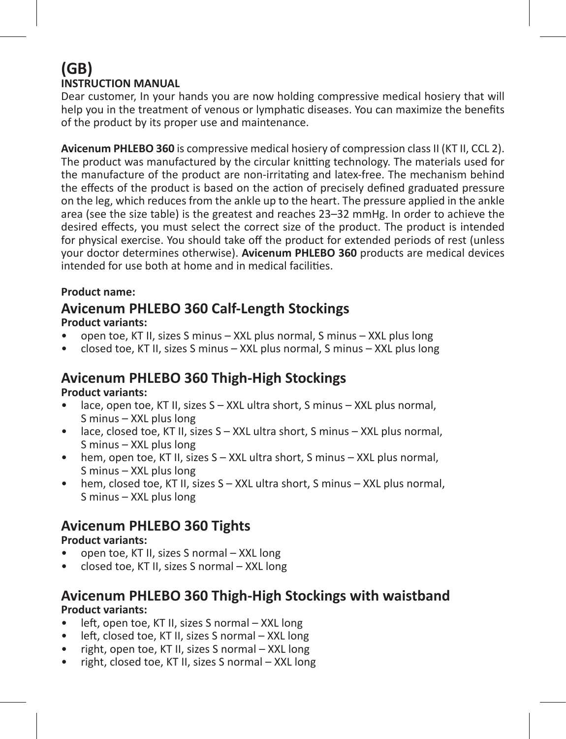# (GB)

**INSTRUCTION MANUAL**

Dear customer, In your hands you are now holding compressive medical hosiery that will help you in the treatment of venous or lymphatic diseases. You can maximize the benefits of the product by its proper use and maintenance.

**Avicenum PHLEBO 360** is compressive medical hosiery of compression class II (KT II, CCL 2). The product was manufactured by the circular knitting technology. The materials used for the manufacture of the product are non-irritating and latex-free. The mechanism behind the effects of the product is based on the action of precisely defined graduated pressure on the leg, which reduces from the ankle up to the heart. The pressure applied in the ankle area (see the size table) is the greatest and reaches 23–32 mmHg. In order to achieve the desired effects, you must select the correct size of the product. The product is intended for physical exercise. You should take off the product for extended periods of rest (unless your doctor determines otherwise). **Avicenum PHLEBO 360** products are medical devices intended for use both at home and in medical facilities.

**Product name:**

## Avicenum PHLEBO 360 Calf-Length Stockings

**Product variants:**

- open toe, KT II, sizes S minus – XXL plus normal, S minus – XXL plus long
- closed toe, KT II, sizes S minus – XXL plus normal, S minus – XXL plus long

## Avicenum PHLEBO 360 Thigh-High Stockings

**Product variants:**

- lace, open toe, KT II, sizes S – XXL ultra short, S minus – XXL plus normal, S minus – XXL plus long
- lace, closed toe, KT II, sizes S – XXL ultra short, S minus – XXL plus normal, S minus – XXL plus long
- hem, open toe, KT II, sizes S – XXL ultra short, S minus – XXL plus normal, S minus – XXL plus long
- hem, closed toe, KT II, sizes S – XXL ultra short, S minus – XXL plus normal, S minus – XXL plus long

## Avicenum PHLEBO 360 Tights

**Product variants:**

- open toe, KT II, sizes S normal – XXL long
- closed toe, KT II, sizes S normal – XXL long

## Avicenum PHLEBO 360 Thigh-High Stockings with waistband

**Product variants:**

- left, open toe, KT II, sizes S normal – XXL long
- left, closed toe, KT II, sizes S normal – XXL long
- right, open toe, KT II, sizes S normal – XXL long
- right, closed toe, KT II, sizes S normal – XXL long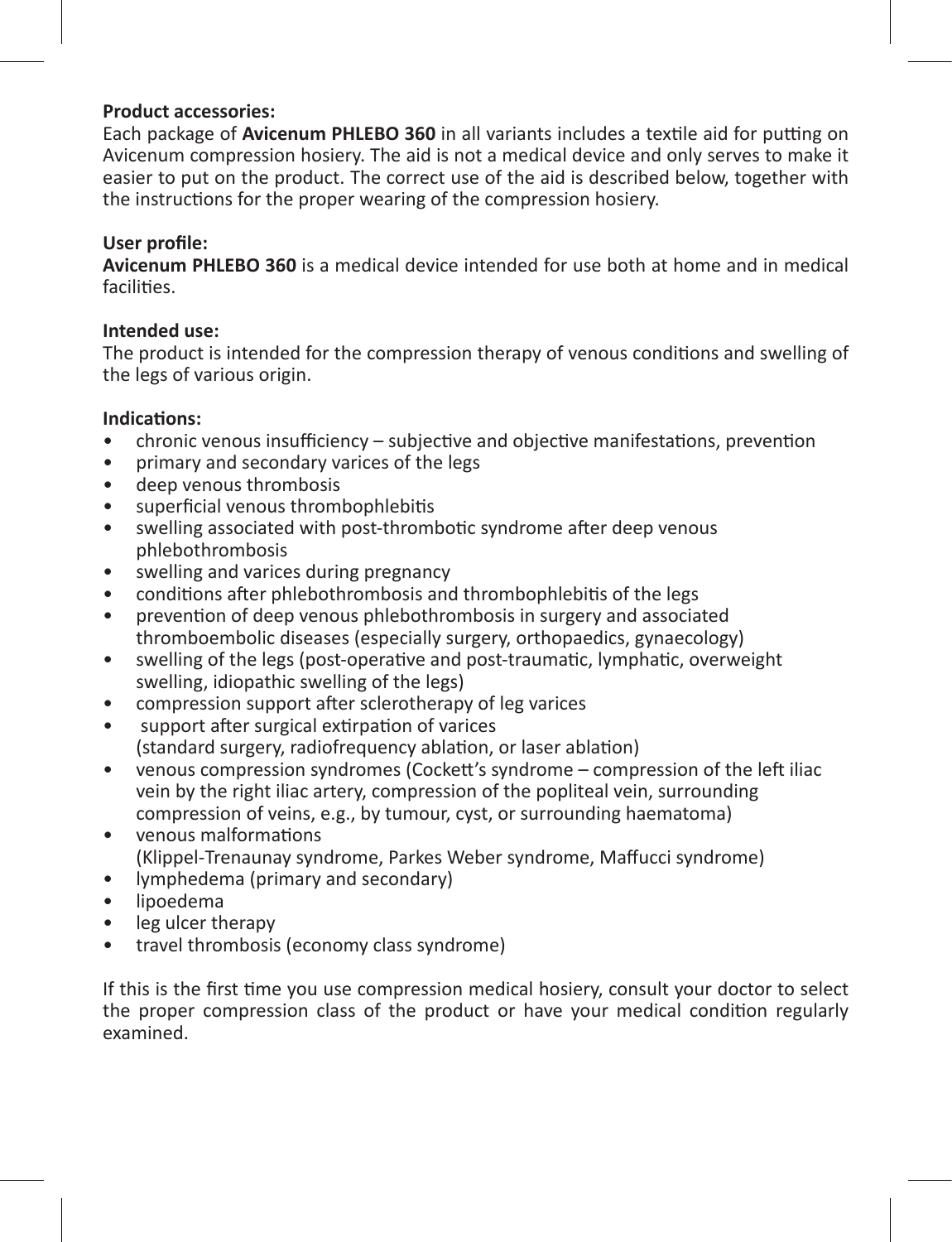**Product accessories:**
Each package of **Avicenum PHLEBO 360** in all variants includes a textile aid for putting on Avicenum compression hosiery. The aid is not a medical device and only serves to make it easier to put on the product. The correct use of the aid is described below, together with the instructions for the proper wearing of the compression hosiery.

**User profile:**
**Avicenum PHLEBO 360** is a medical device intended for use both at home and in medical facilities.

**Intended use:**
The product is intended for the compression therapy of venous conditions and swelling of the legs of various origin.

**Indications:**

- chronic venous insufficiency – subjective and objective manifestations, prevention
- primary and secondary varices of the legs
- deep venous thrombosis
- superficial venous thrombophlebitis
- swelling associated with post-thrombotic syndrome after deep venous phlebothrombosis
- swelling and varices during pregnancy
- conditions after phlebothrombosis and thrombophlebitis of the legs
- prevention of deep venous phlebothrombosis in surgery and associated thromboembolic diseases (especially surgery, orthopaedics, gynaecology)
- swelling of the legs (post-operative and post-traumatic, lymphatic, overweight swelling, idiopathic swelling of the legs)
- compression support after sclerotherapy of leg varices
- support after surgical extirpation of varices
  (standard surgery, radiofrequency ablation, or laser ablation)
- venous compression syndromes (Cockett's syndrome – compression of the left iliac vein by the right iliac artery, compression of the popliteal vein, surrounding compression of veins, e.g., by tumour, cyst, or surrounding haematoma)
- venous malformations
  (Klippel-Trenaunay syndrome, Parkes Weber syndrome, Maffucci syndrome)
- lymphedema (primary and secondary)
- lipoedema
- leg ulcer therapy
- travel thrombosis (economy class syndrome)

If this is the first time you use compression medical hosiery, consult your doctor to select the proper compression class of the product or have your medical condition regularly examined.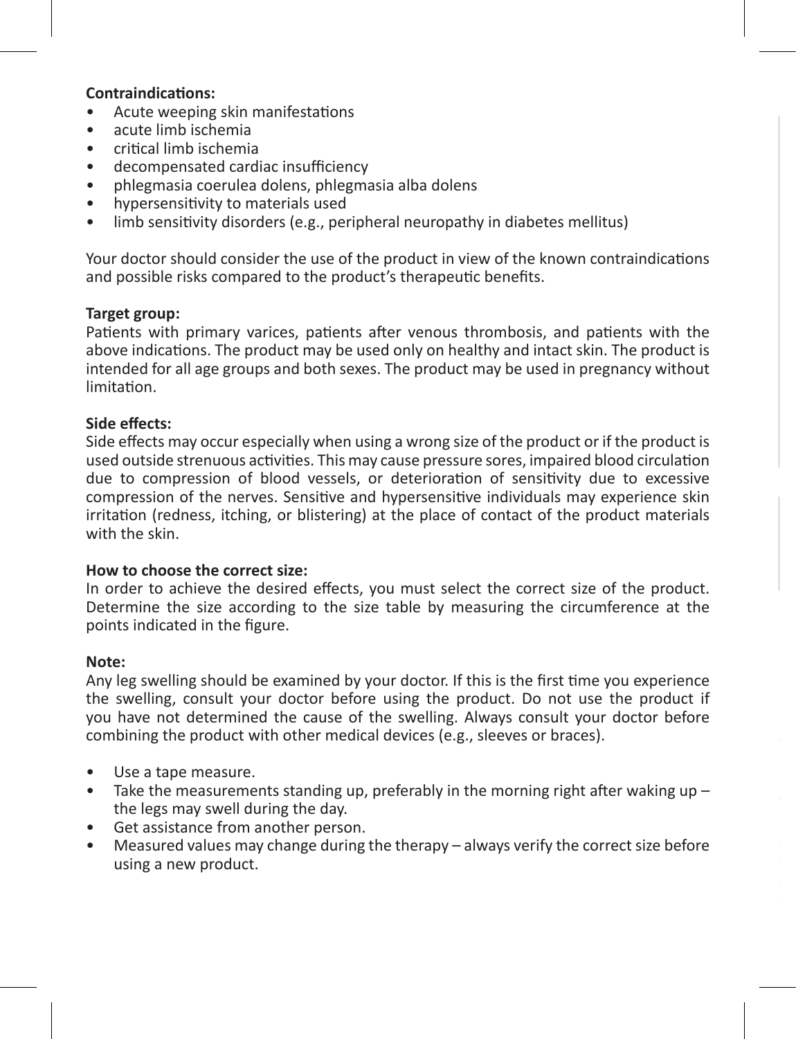**Contraindications:**

- Acute weeping skin manifestations
- acute limb ischemia
- critical limb ischemia
- decompensated cardiac insufficiency
- phlegmasia coerulea dolens, phlegmasia alba dolens
- hypersensitivity to materials used
- limb sensitivity disorders (e.g., peripheral neuropathy in diabetes mellitus)

Your doctor should consider the use of the product in view of the known contraindications and possible risks compared to the product's therapeutic benefits.

**Target group:**

Patients with primary varices, patients after venous thrombosis, and patients with the above indications. The product may be used only on healthy and intact skin. The product is intended for all age groups and both sexes. The product may be used in pregnancy without limitation.

**Side effects:**

Side effects may occur especially when using a wrong size of the product or if the product is used outside strenuous activities. This may cause pressure sores, impaired blood circulation due to compression of blood vessels, or deterioration of sensitivity due to excessive compression of the nerves. Sensitive and hypersensitive individuals may experience skin irritation (redness, itching, or blistering) at the place of contact of the product materials with the skin.

**How to choose the correct size:**

In order to achieve the desired effects, you must select the correct size of the product. Determine the size according to the size table by measuring the circumference at the points indicated in the figure.

**Note:**

Any leg swelling should be examined by your doctor. If this is the first time you experience the swelling, consult your doctor before using the product. Do not use the product if you have not determined the cause of the swelling. Always consult your doctor before combining the product with other medical devices (e.g., sleeves or braces).

- Use a tape measure.
- Take the measurements standing up, preferably in the morning right after waking up – the legs may swell during the day.
- Get assistance from another person.
- Measured values may change during the therapy – always verify the correct size before using a new product.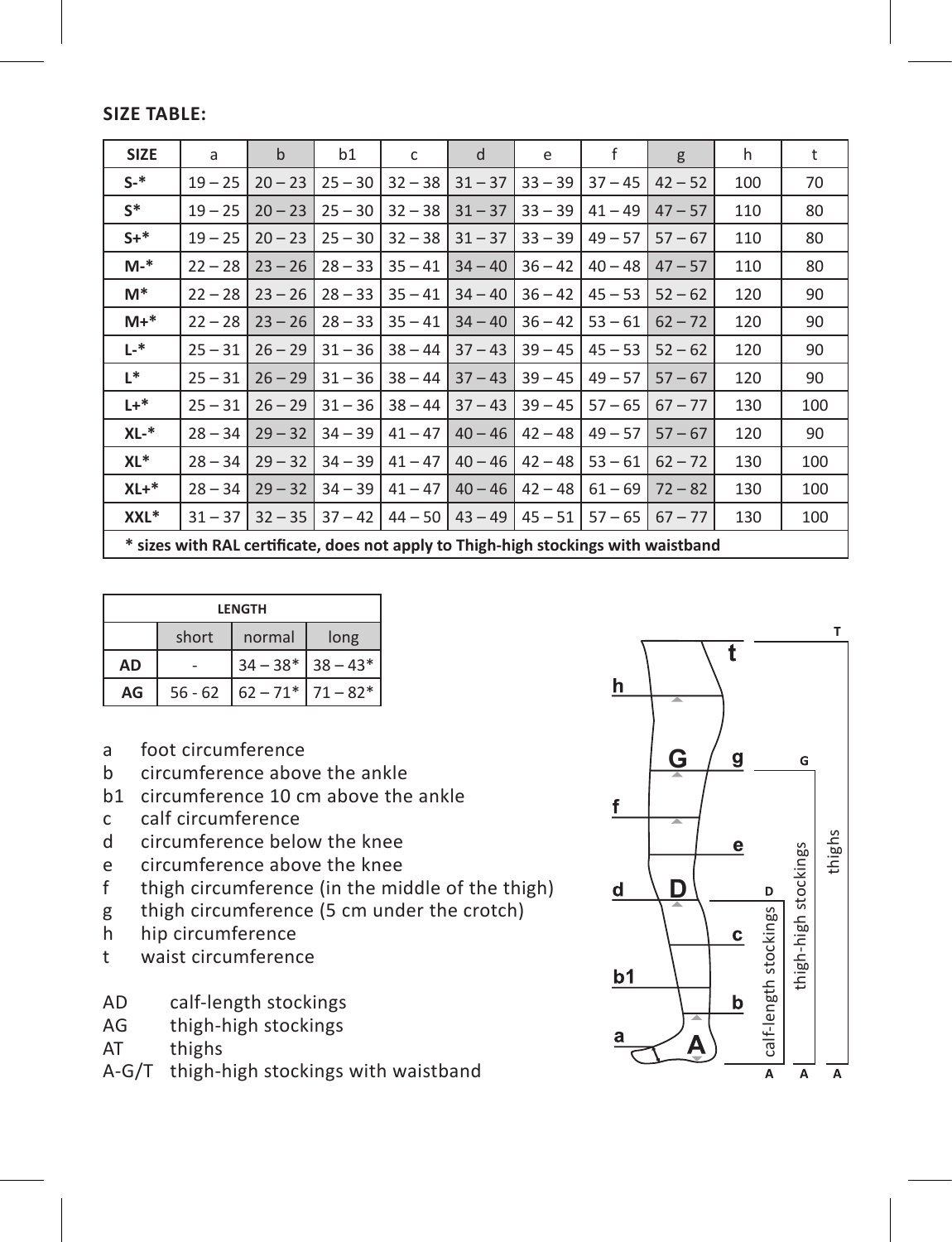**SIZE TABLE:**

| SIZE | a | b | b1 | c | d | e | f | g | h | t |
|---|---|---|---|---|---|---|---|---|---|---|
| S-* | 19 – 25 | 20 – 23 | 25 – 30 | 32 – 38 | 31 – 37 | 33 – 39 | 37 – 45 | 42 – 52 | 100 | 70 |
| S* | 19 – 25 | 20 – 23 | 25 – 30 | 32 – 38 | 31 – 37 | 33 – 39 | 41 – 49 | 47 – 57 | 110 | 80 |
| S+* | 19 – 25 | 20 – 23 | 25 – 30 | 32 – 38 | 31 – 37 | 33 – 39 | 49 – 57 | 57 – 67 | 110 | 80 |
| M-* | 22 – 28 | 23 – 26 | 28 – 33 | 35 – 41 | 34 – 40 | 36 – 42 | 40 – 48 | 47 – 57 | 110 | 80 |
| M* | 22 – 28 | 23 – 26 | 28 – 33 | 35 – 41 | 34 – 40 | 36 – 42 | 45 – 53 | 52 – 62 | 120 | 90 |
| M+* | 22 – 28 | 23 – 26 | 28 – 33 | 35 – 41 | 34 – 40 | 36 – 42 | 53 – 61 | 62 – 72 | 120 | 90 |
| L-* | 25 – 31 | 26 – 29 | 31 – 36 | 38 – 44 | 37 – 43 | 39 – 45 | 45 – 53 | 52 – 62 | 120 | 90 |
| L* | 25 – 31 | 26 – 29 | 31 – 36 | 38 – 44 | 37 – 43 | 39 – 45 | 49 – 57 | 57 – 67 | 120 | 90 |
| L+* | 25 – 31 | 26 – 29 | 31 – 36 | 38 – 44 | 37 – 43 | 39 – 45 | 57 – 65 | 67 – 77 | 130 | 100 |
| XL-* | 28 – 34 | 29 – 32 | 34 – 39 | 41 – 47 | 40 – 46 | 42 – 48 | 49 – 57 | 57 – 67 | 120 | 90 |
| XL* | 28 – 34 | 29 – 32 | 34 – 39 | 41 – 47 | 40 – 46 | 42 – 48 | 53 – 61 | 62 – 72 | 130 | 100 |
| XL+* | 28 – 34 | 29 – 32 | 34 – 39 | 41 – 47 | 40 – 46 | 42 – 48 | 61 – 69 | 72 – 82 | 130 | 100 |
| XXL* | 31 – 37 | 32 – 35 | 37 – 42 | 44 – 50 | 43 – 49 | 45 – 51 | 57 – 65 | 67 – 77 | 130 | 100 |

**\* sizes with RAL certificate, does not apply to Thigh-high stockings with waistband**

| LENGTH | | | |
|---|---|---|---|
| | short | normal | long |
| AD | - | 34 – 38* | 38 – 43* |
| AG | 56 - 62 | 62 – 71* | 71 – 82* |

- a foot circumference
- b circumference above the ankle
- b1 circumference 10 cm above the ankle
- c calf circumference
- d circumference below the knee
- e circumference above the knee
- f thigh circumference (in the middle of the thigh)
- g thigh circumference (5 cm under the crotch)
- h hip circumference
- t waist circumference

- AD calf-length stockings
- AG thigh-high stockings
- AT thighs
- A-G/T thigh-high stockings with waistband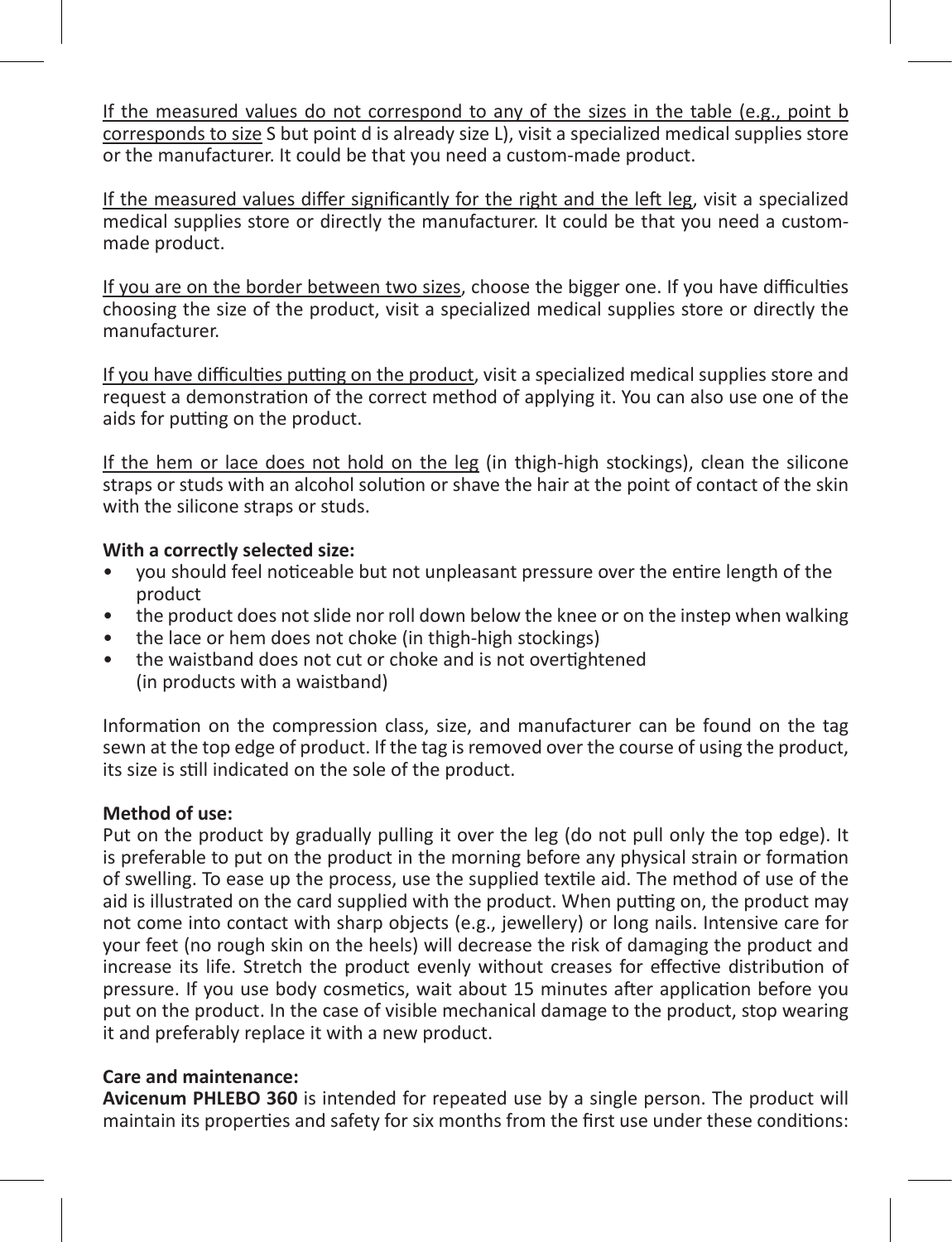If the measured values do not correspond to any of the sizes in the table (e.g., point b corresponds to size S but point d is already size L), visit a specialized medical supplies store or the manufacturer. It could be that you need a custom-made product.

If the measured values differ significantly for the right and the left leg, visit a specialized medical supplies store or directly the manufacturer. It could be that you need a custom-made product.

If you are on the border between two sizes, choose the bigger one. If you have difficulties choosing the size of the product, visit a specialized medical supplies store or directly the manufacturer.

If you have difficulties putting on the product, visit a specialized medical supplies store and request a demonstration of the correct method of applying it. You can also use one of the aids for putting on the product.

If the hem or lace does not hold on the leg (in thigh-high stockings), clean the silicone straps or studs with an alcohol solution or shave the hair at the point of contact of the skin with the silicone straps or studs.

**With a correctly selected size:**

- you should feel noticeable but not unpleasant pressure over the entire length of the product
- the product does not slide nor roll down below the knee or on the instep when walking
- the lace or hem does not choke (in thigh-high stockings)
- the waistband does not cut or choke and is not overtightened (in products with a waistband)

Information on the compression class, size, and manufacturer can be found on the tag sewn at the top edge of product. If the tag is removed over the course of using the product, its size is still indicated on the sole of the product.

**Method of use:**

Put on the product by gradually pulling it over the leg (do not pull only the top edge). It is preferable to put on the product in the morning before any physical strain or formation of swelling. To ease up the process, use the supplied textile aid. The method of use of the aid is illustrated on the card supplied with the product. When putting on, the product may not come into contact with sharp objects (e.g., jewellery) or long nails. Intensive care for your feet (no rough skin on the heels) will decrease the risk of damaging the product and increase its life. Stretch the product evenly without creases for effective distribution of pressure. If you use body cosmetics, wait about 15 minutes after application before you put on the product. In the case of visible mechanical damage to the product, stop wearing it and preferably replace it with a new product.

**Care and maintenance:**

**Avicenum PHLEBO 360** is intended for repeated use by a single person. The product will maintain its properties and safety for six months from the first use under these conditions: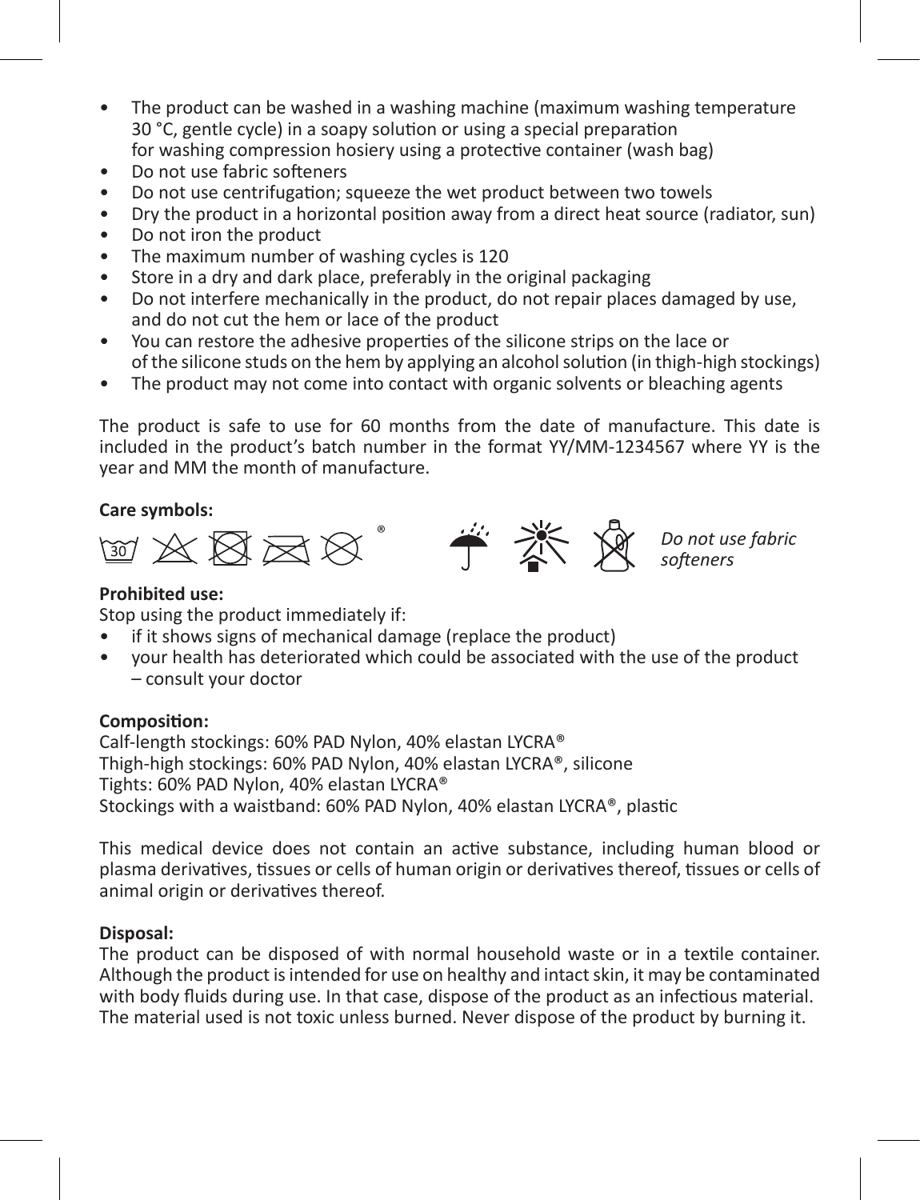- The product can be washed in a washing machine (maximum washing temperature 30 °C, gentle cycle) in a soapy solution or using a special preparation for washing compression hosiery using a protective container (wash bag)
- Do not use fabric softeners
- Do not use centrifugation; squeeze the wet product between two towels
- Dry the product in a horizontal position away from a direct heat source (radiator, sun)
- Do not iron the product
- The maximum number of washing cycles is 120
- Store in a dry and dark place, preferably in the original packaging
- Do not interfere mechanically in the product, do not repair places damaged by use, and do not cut the hem or lace of the product
- You can restore the adhesive properties of the silicone strips on the lace or of the silicone studs on the hem by applying an alcohol solution (in thigh-high stockings)
- The product may not come into contact with organic solvents or bleaching agents

The product is safe to use for 60 months from the date of manufacture. This date is included in the product's batch number in the format YY/MM-1234567 where YY is the year and MM the month of manufacture.

**Care symbols:**

30 ®

*Do not use fabric softeners*

**Prohibited use:**

Stop using the product immediately if:

- if it shows signs of mechanical damage (replace the product)
- your health has deteriorated which could be associated with the use of the product – consult your doctor

**Composition:**

Calf-length stockings: 60% PAD Nylon, 40% elastan LYCRA®
Thigh-high stockings: 60% PAD Nylon, 40% elastan LYCRA®, silicone
Tights: 60% PAD Nylon, 40% elastan LYCRA®
Stockings with a waistband: 60% PAD Nylon, 40% elastan LYCRA®, plastic

This medical device does not contain an active substance, including human blood or plasma derivatives, tissues or cells of human origin or derivatives thereof, tissues or cells of animal origin or derivatives thereof.

**Disposal:**

The product can be disposed of with normal household waste or in a textile container. Although the product is intended for use on healthy and intact skin, it may be contaminated with body fluids during use. In that case, dispose of the product as an infectious material.
The material used is not toxic unless burned. Never dispose of the product by burning it.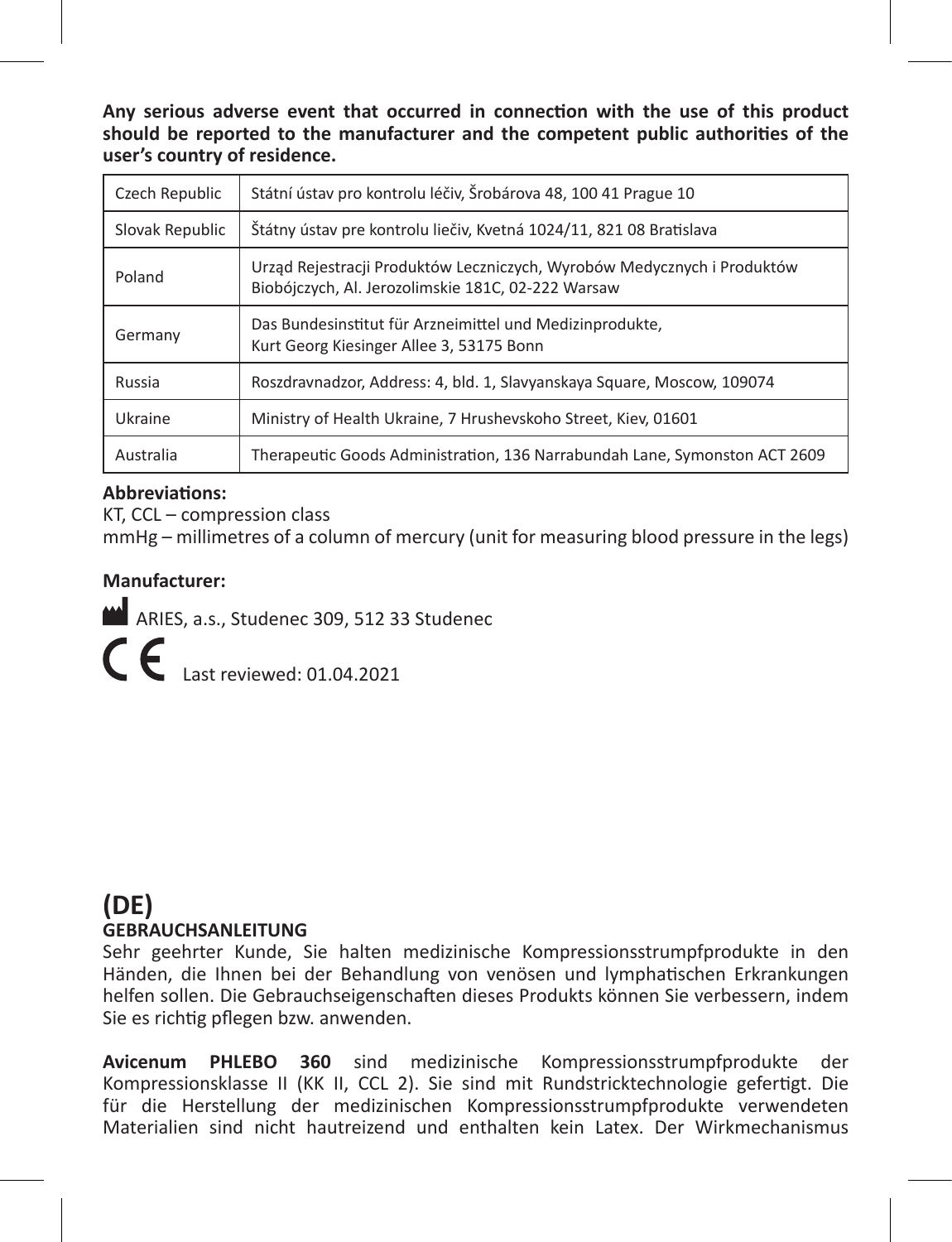**Any serious adverse event that occurred in connection with the use of this product should be reported to the manufacturer and the competent public authorities of the user's country of residence.**

| Czech Republic | Státní ústav pro kontrolu léčiv, Šrobárova 48, 100 41 Prague 10 |
|---|---|
| Slovak Republic | Štátny ústav pre kontrolu liečiv, Kvetná 1024/11, 821 08 Bratislava |
| Poland | Urząd Rejestracji Produktów Leczniczych, Wyrobów Medycznych i Produktów Biobójczych, Al. Jerozolimskie 181C, 02-222 Warsaw |
| Germany | Das Bundesinstitut für Arzneimittel und Medizinprodukte, Kurt Georg Kiesinger Allee 3, 53175 Bonn |
| Russia | Roszdravnadzor, Address: 4, bld. 1, Slavyanskaya Square, Moscow, 109074 |
| Ukraine | Ministry of Health Ukraine, 7 Hrushevskoho Street, Kiev, 01601 |
| Australia | Therapeutic Goods Administration, 136 Narrabundah Lane, Symonston ACT 2609 |

**Abbreviations:**
KT, CCL – compression class
mmHg – millimetres of a column of mercury (unit for measuring blood pressure in the legs)

**Manufacturer:**

ARIES, a.s., Studenec 309, 512 33 Studenec

CE Last reviewed: 01.04.2021

# (DE)

## GEBRAUCHSANLEITUNG

Sehr geehrter Kunde, Sie halten medizinische Kompressionsstrumpfprodukte in den Händen, die Ihnen bei der Behandlung von venösen und lymphatischen Erkrankungen helfen sollen. Die Gebrauchseigenschaften dieses Produkts können Sie verbessern, indem Sie es richtig pflegen bzw. anwenden.

**Avicenum PHLEBO 360** sind medizinische Kompressionsstrumpfprodukte der Kompressionsklasse II (KK II, CCL 2). Sie sind mit Rundstricktechnologie gefertigt. Die für die Herstellung der medizinischen Kompressionsstrumpfprodukte verwendeten Materialien sind nicht hautreizend und enthalten kein Latex. Der Wirkmechanismus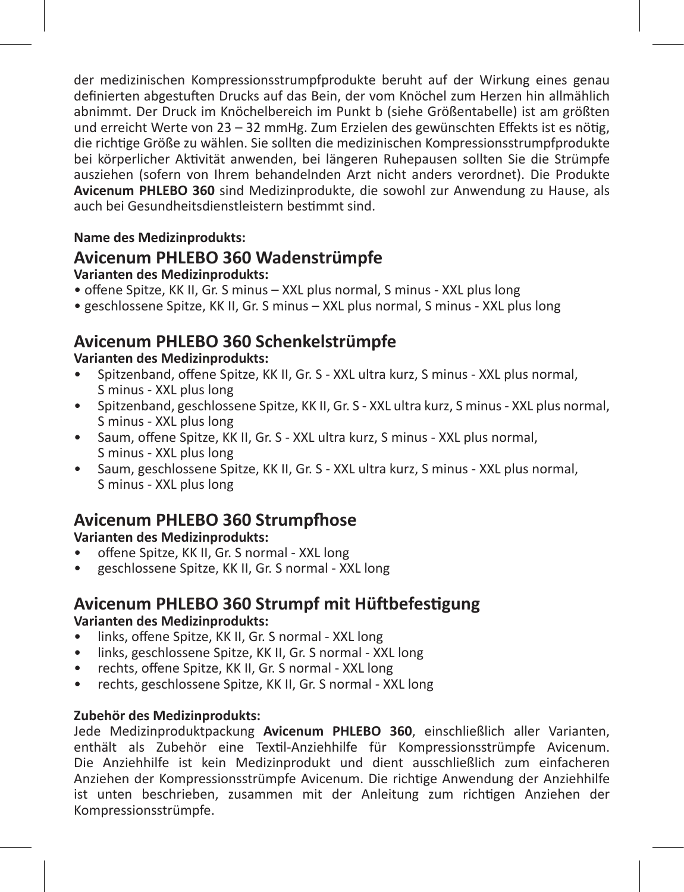der medizinischen Kompressionsstrumpfprodukte beruht auf der Wirkung eines genau definierten abgestuften Drucks auf das Bein, der vom Knöchel zum Herzen hin allmählich abnimmt. Der Druck im Knöchelbereich im Punkt b (siehe Größentabelle) ist am größten und erreicht Werte von 23 – 32 mmHg. Zum Erzielen des gewünschten Effekts ist es nötig, die richtige Größe zu wählen. Sie sollten die medizinischen Kompressionsstrumpfprodukte bei körperlicher Aktivität anwenden, bei längeren Ruhepausen sollten Sie die Strümpfe ausziehen (sofern von Ihrem behandelnden Arzt nicht anders verordnet). Die Produkte **Avicenum PHLEBO 360** sind Medizinprodukte, die sowohl zur Anwendung zu Hause, als auch bei Gesundheitsdienstleistern bestimmt sind.

**Name des Medizinprodukts:**

## Avicenum PHLEBO 360 Wadenstrümpfe

**Varianten des Medizinprodukts:**

- offene Spitze, KK II, Gr. S minus – XXL plus normal, S minus - XXL plus long
- geschlossene Spitze, KK II, Gr. S minus – XXL plus normal, S minus - XXL plus long

## Avicenum PHLEBO 360 Schenkelstrümpfe

**Varianten des Medizinprodukts:**

- Spitzenband, offene Spitze, KK II, Gr. S - XXL ultra kurz, S minus - XXL plus normal, S minus - XXL plus long
- Spitzenband, geschlossene Spitze, KK II, Gr. S - XXL ultra kurz, S minus - XXL plus normal, S minus - XXL plus long
- Saum, offene Spitze, KK II, Gr. S - XXL ultra kurz, S minus - XXL plus normal, S minus - XXL plus long
- Saum, geschlossene Spitze, KK II, Gr. S - XXL ultra kurz, S minus - XXL plus normal, S minus - XXL plus long

## Avicenum PHLEBO 360 Strumpfhose

**Varianten des Medizinprodukts:**

- offene Spitze, KK II, Gr. S normal - XXL long
- geschlossene Spitze, KK II, Gr. S normal - XXL long

## Avicenum PHLEBO 360 Strumpf mit Hüftbefestigung

**Varianten des Medizinprodukts:**

- links, offene Spitze, KK II, Gr. S normal - XXL long
- links, geschlossene Spitze, KK II, Gr. S normal - XXL long
- rechts, offene Spitze, KK II, Gr. S normal - XXL long
- rechts, geschlossene Spitze, KK II, Gr. S normal - XXL long

**Zubehör des Medizinprodukts:**

Jede Medizinproduktpackung **Avicenum PHLEBO 360**, einschließlich aller Varianten, enthält als Zubehör eine Textil-Anziehhilfe für Kompressionsstrümpfe Avicenum. Die Anziehhilfe ist kein Medizinprodukt und dient ausschließlich zum einfacheren Anziehen der Kompressionsstrümpfe Avicenum. Die richtige Anwendung der Anziehhilfe ist unten beschrieben, zusammen mit der Anleitung zum richtigen Anziehen der Kompressionsstrümpfe.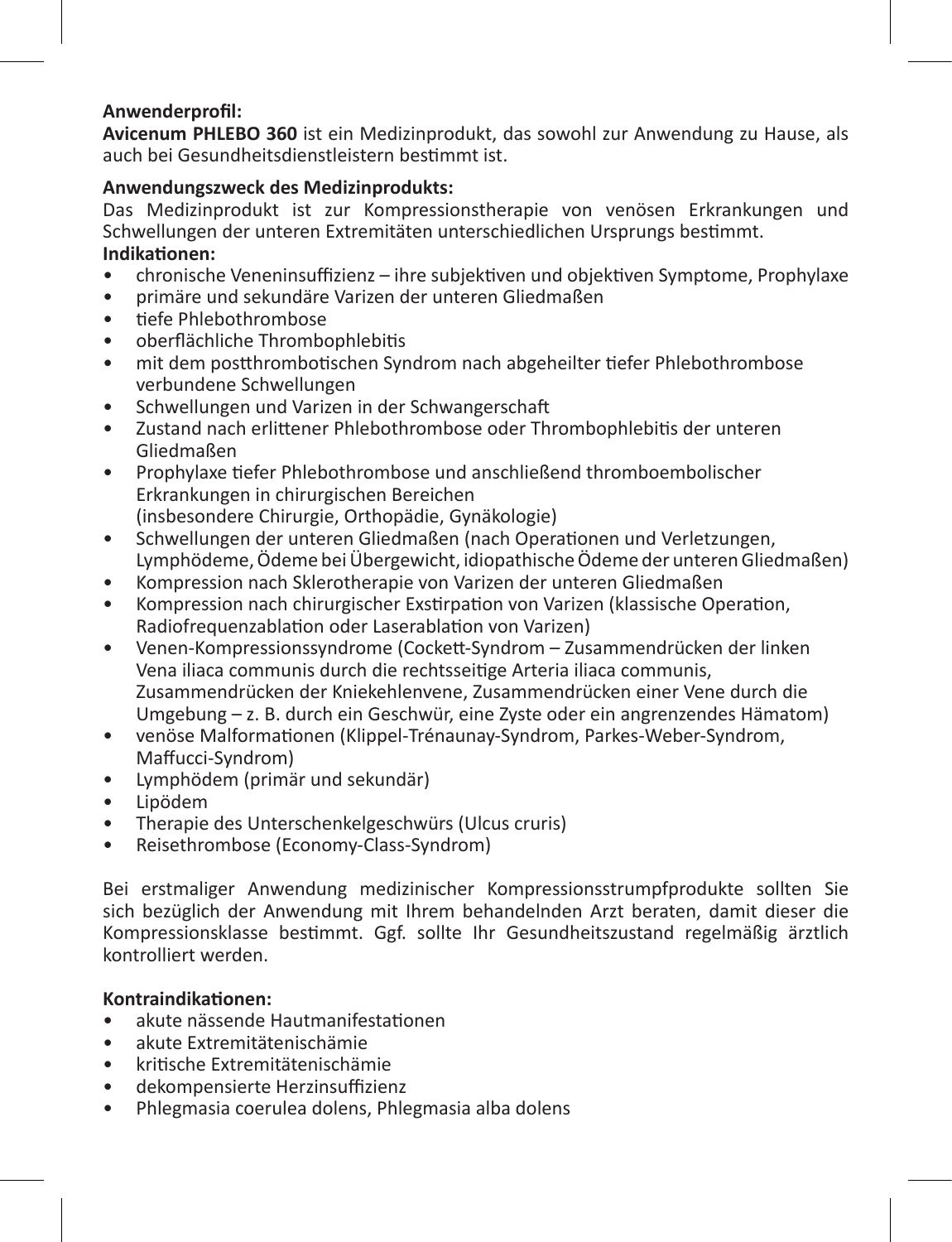**Anwenderprofil:**
**Avicenum PHLEBO 360** ist ein Medizinprodukt, das sowohl zur Anwendung zu Hause, als auch bei Gesundheitsdienstleistern bestimmt ist.

**Anwendungszweck des Medizinprodukts:**
Das Medizinprodukt ist zur Kompressionstherapie von venösen Erkrankungen und Schwellungen der unteren Extremitäten unterschiedlichen Ursprungs bestimmt.
**Indikationen:**

- chronische Veneninsuffizienz – ihre subjektiven und objektiven Symptome, Prophylaxe
- primäre und sekundäre Varizen der unteren Gliedmaßen
- tiefe Phlebothrombose
- oberflächliche Thrombophlebitis
- mit dem postthrombotischen Syndrom nach abgeheilter tiefer Phlebothrombose verbundene Schwellungen
- Schwellungen und Varizen in der Schwangerschaft
- Zustand nach erlittener Phlebothrombose oder Thrombophlebitis der unteren Gliedmaßen
- Prophylaxe tiefer Phlebothrombose und anschließend thromboembolischer Erkrankungen in chirurgischen Bereichen (insbesondere Chirurgie, Orthopädie, Gynäkologie)
- Schwellungen der unteren Gliedmaßen (nach Operationen und Verletzungen, Lymphödeme, Ödeme bei Übergewicht, idiopathische Ödeme der unteren Gliedmaßen)
- Kompression nach Sklerotherapie von Varizen der unteren Gliedmaßen
- Kompression nach chirurgischer Exstirpation von Varizen (klassische Operation, Radiofrequenzablation oder Laserablation von Varizen)
- Venen-Kompressionssyndrome (Cockett-Syndrom – Zusammendrücken der linken Vena iliaca communis durch die rechtsseitige Arteria iliaca communis, Zusammendrücken der Kniekehlenvene, Zusammendrücken einer Vene durch die Umgebung – z. B. durch ein Geschwür, eine Zyste oder ein angrenzendes Hämatom)
- venöse Malformationen (Klippel-Trénaunay-Syndrom, Parkes-Weber-Syndrom, Maffucci-Syndrom)
- Lymphödem (primär und sekundär)
- Lipödem
- Therapie des Unterschenkelgeschwürs (Ulcus cruris)
- Reisethrombose (Economy-Class-Syndrom)

Bei erstmaliger Anwendung medizinischer Kompressionsstrumpfprodukte sollten Sie sich bezüglich der Anwendung mit Ihrem behandelnden Arzt beraten, damit dieser die Kompressionsklasse bestimmt. Ggf. sollte Ihr Gesundheitszustand regelmäßig ärztlich kontrolliert werden.

**Kontraindikationen:**

- akute nässende Hautmanifestationen
- akute Extremitätenischämie
- kritische Extremitätenischämie
- dekompensierte Herzinsuffizienz
- Phlegmasia coerulea dolens, Phlegmasia alba dolens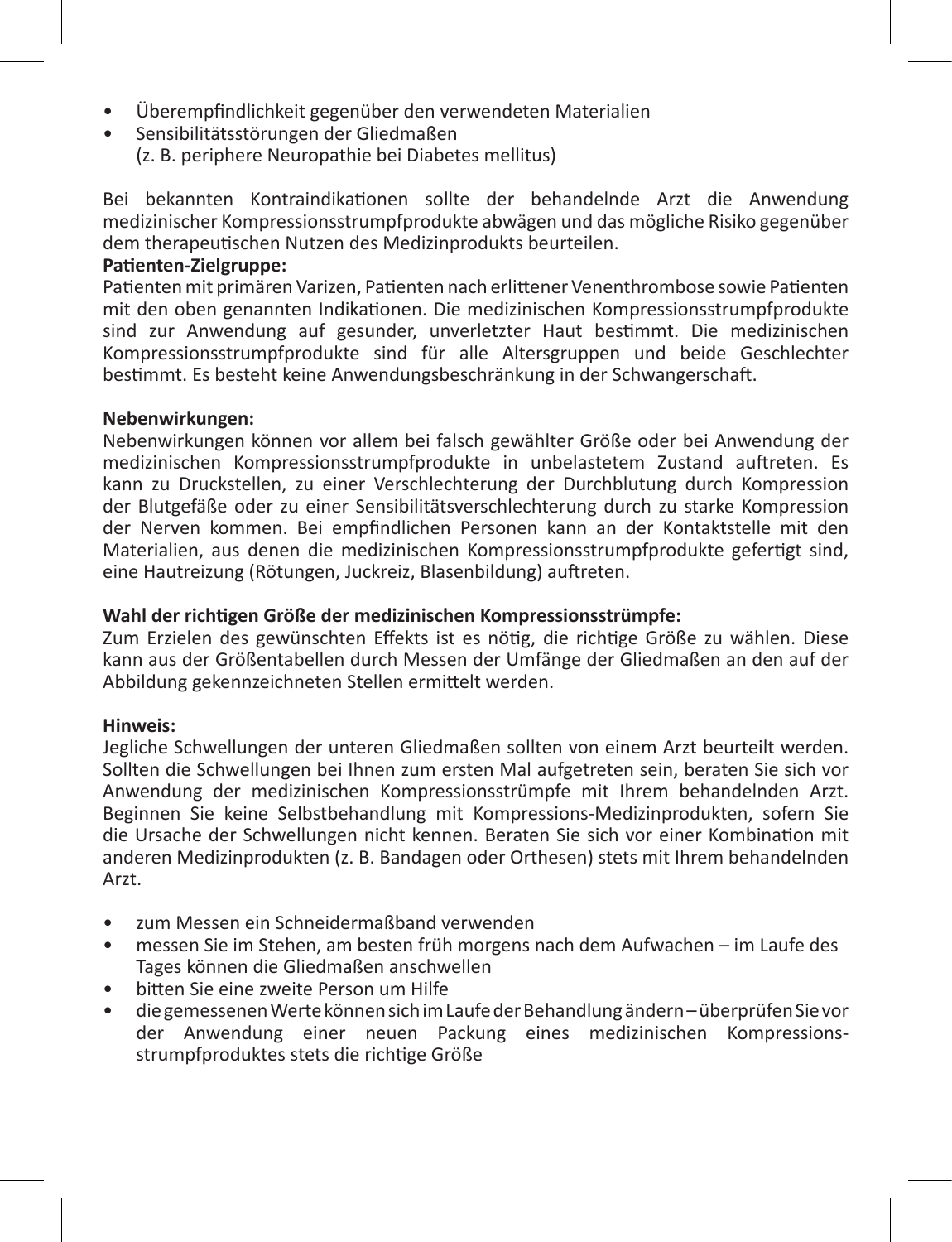- Überempfindlichkeit gegenüber den verwendeten Materialien
- Sensibilitätsstörungen der Gliedmaßen
  (z. B. periphere Neuropathie bei Diabetes mellitus)

Bei bekannten Kontraindikationen sollte der behandelnde Arzt die Anwendung medizinischer Kompressionsstrumpfprodukte abwägen und das mögliche Risiko gegenüber dem therapeutischen Nutzen des Medizinprodukts beurteilen.

**Patienten-Zielgruppe:**
Patienten mit primären Varizen, Patienten nach erlittener Venenthrombose sowie Patienten mit den oben genannten Indikationen. Die medizinischen Kompressionsstrumpfprodukte sind zur Anwendung auf gesunder, unverletzter Haut bestimmt. Die medizinischen Kompressionsstrumpfprodukte sind für alle Altersgruppen und beide Geschlechter bestimmt. Es besteht keine Anwendungsbeschränkung in der Schwangerschaft.

**Nebenwirkungen:**
Nebenwirkungen können vor allem bei falsch gewählter Größe oder bei Anwendung der medizinischen Kompressionsstrumpfprodukte in unbelastetem Zustand auftreten. Es kann zu Druckstellen, zu einer Verschlechterung der Durchblutung durch Kompression der Blutgefäße oder zu einer Sensibilitätsverschlechterung durch zu starke Kompression der Nerven kommen. Bei empfindlichen Personen kann an der Kontaktstelle mit den Materialien, aus denen die medizinischen Kompressionsstrumpfprodukte gefertigt sind, eine Hautreizung (Rötungen, Juckreiz, Blasenbildung) auftreten.

**Wahl der richtigen Größe der medizinischen Kompressionsstrümpfe:**
Zum Erzielen des gewünschten Effekts ist es nötig, die richtige Größe zu wählen. Diese kann aus der Größentabellen durch Messen der Umfänge der Gliedmaßen an den auf der Abbildung gekennzeichneten Stellen ermittelt werden.

**Hinweis:**
Jegliche Schwellungen der unteren Gliedmaßen sollten von einem Arzt beurteilt werden. Sollten die Schwellungen bei Ihnen zum ersten Mal aufgetreten sein, beraten Sie sich vor Anwendung der medizinischen Kompressionsstrümpfe mit Ihrem behandelnden Arzt. Beginnen Sie keine Selbstbehandlung mit Kompressions-Medizinprodukten, sofern Sie die Ursache der Schwellungen nicht kennen. Beraten Sie sich vor einer Kombination mit anderen Medizinprodukten (z. B. Bandagen oder Orthesen) stets mit Ihrem behandelnden Arzt.

- zum Messen ein Schneidermaßband verwenden
- messen Sie im Stehen, am besten früh morgens nach dem Aufwachen – im Laufe des Tages können die Gliedmaßen anschwellen
- bitten Sie eine zweite Person um Hilfe
- die gemessenen Werte können sich im Laufe der Behandlung ändern – überprüfen Sie vor der Anwendung einer neuen Packung eines medizinischen Kompressionsstrumpfproduktes stets die richtige Größe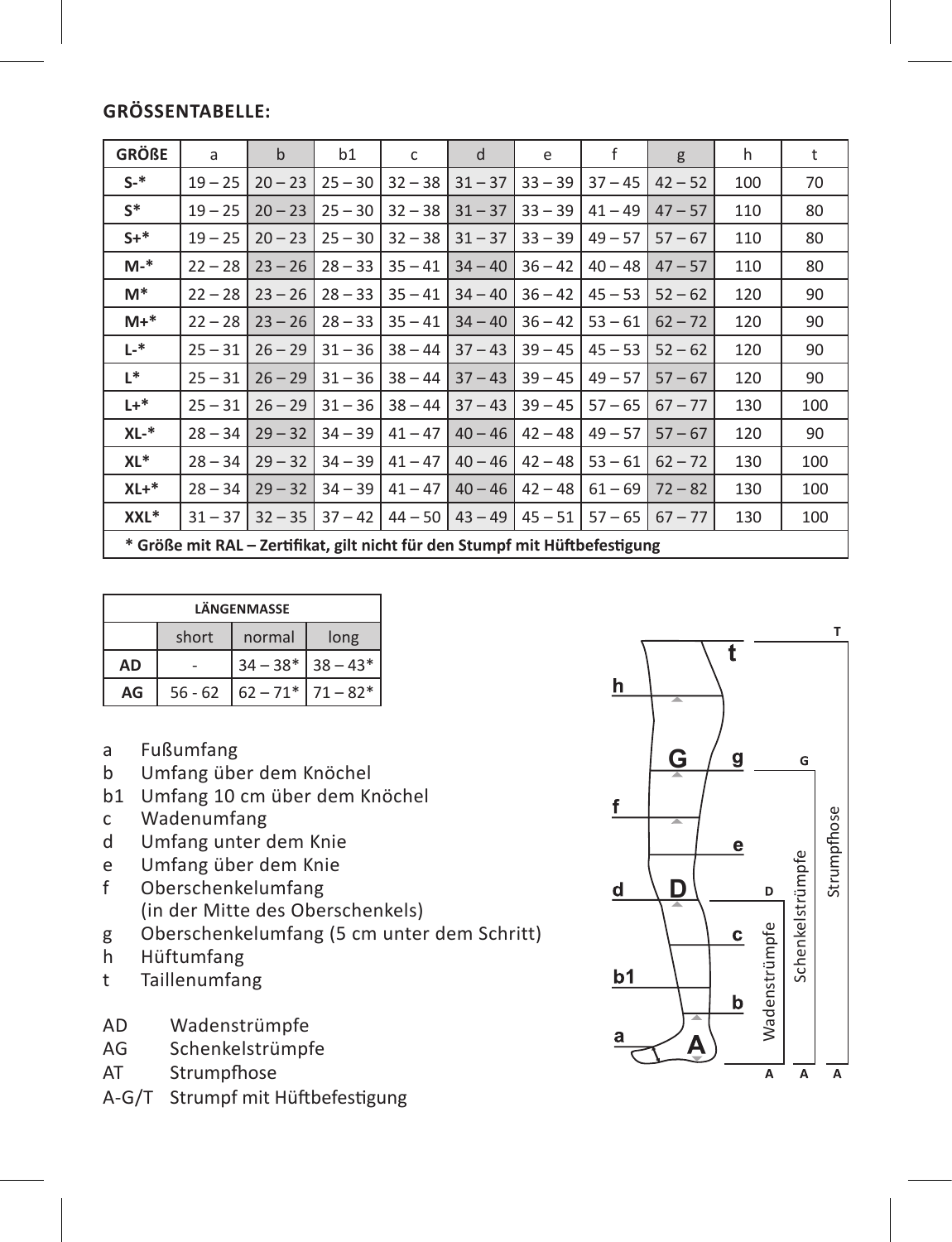**GRÖSSENTABELLE:**

| GRÖßE | a | b | b1 | c | d | e | f | g | h | t |
|---|---|---|---|---|---|---|---|---|---|---|
| S-* | 19 – 25 | 20 – 23 | 25 – 30 | 32 – 38 | 31 – 37 | 33 – 39 | 37 – 45 | 42 – 52 | 100 | 70 |
| S* | 19 – 25 | 20 – 23 | 25 – 30 | 32 – 38 | 31 – 37 | 33 – 39 | 41 – 49 | 47 – 57 | 110 | 80 |
| S+* | 19 – 25 | 20 – 23 | 25 – 30 | 32 – 38 | 31 – 37 | 33 – 39 | 49 – 57 | 57 – 67 | 110 | 80 |
| M-* | 22 – 28 | 23 – 26 | 28 – 33 | 35 – 41 | 34 – 40 | 36 – 42 | 40 – 48 | 47 – 57 | 110 | 80 |
| M* | 22 – 28 | 23 – 26 | 28 – 33 | 35 – 41 | 34 – 40 | 36 – 42 | 45 – 53 | 52 – 62 | 120 | 90 |
| M+* | 22 – 28 | 23 – 26 | 28 – 33 | 35 – 41 | 34 – 40 | 36 – 42 | 53 – 61 | 62 – 72 | 120 | 90 |
| L-* | 25 – 31 | 26 – 29 | 31 – 36 | 38 – 44 | 37 – 43 | 39 – 45 | 45 – 53 | 52 – 62 | 120 | 90 |
| L* | 25 – 31 | 26 – 29 | 31 – 36 | 38 – 44 | 37 – 43 | 39 – 45 | 49 – 57 | 57 – 67 | 120 | 90 |
| L+* | 25 – 31 | 26 – 29 | 31 – 36 | 38 – 44 | 37 – 43 | 39 – 45 | 57 – 65 | 67 – 77 | 130 | 100 |
| XL-* | 28 – 34 | 29 – 32 | 34 – 39 | 41 – 47 | 40 – 46 | 42 – 48 | 49 – 57 | 57 – 67 | 120 | 90 |
| XL* | 28 – 34 | 29 – 32 | 34 – 39 | 41 – 47 | 40 – 46 | 42 – 48 | 53 – 61 | 62 – 72 | 130 | 100 |
| XL+* | 28 – 34 | 29 – 32 | 34 – 39 | 41 – 47 | 40 – 46 | 42 – 48 | 61 – 69 | 72 – 82 | 130 | 100 |
| XXL* | 31 – 37 | 32 – 35 | 37 – 42 | 44 – 50 | 43 – 49 | 45 – 51 | 57 – 65 | 67 – 77 | 130 | 100 |

**\* Größe mit RAL – Zertifikat, gilt nicht für den Stumpf mit Hüftbefestigung**

| LÄNGENMASSE | | | |
|---|---|---|---|
| | short | normal | long |
| AD | - | 34 – 38* | 38 – 43* |
| AG | 56 - 62 | 62 – 71* | 71 – 82* |

- a Fußumfang
- b Umfang über dem Knöchel
- b1 Umfang 10 cm über dem Knöchel
- c Wadenumfang
- d Umfang unter dem Knie
- e Umfang über dem Knie
- f Oberschenkelumfang (in der Mitte des Oberschenkels)
- g Oberschenkelumfang (5 cm unter dem Schritt)
- h Hüftumfang
- t Taillenumfang

- AD Wadenstrümpfe
- AG Schenkelstrümpfe
- AT Strumpfhose
- A-G/T Strumpf mit Hüftbefestigung

h, t, T, G, g, f, e, d, D, c, b1, b, a, A, Wadenstrümpfe, Schenkelstrümpfe, Strumpfhose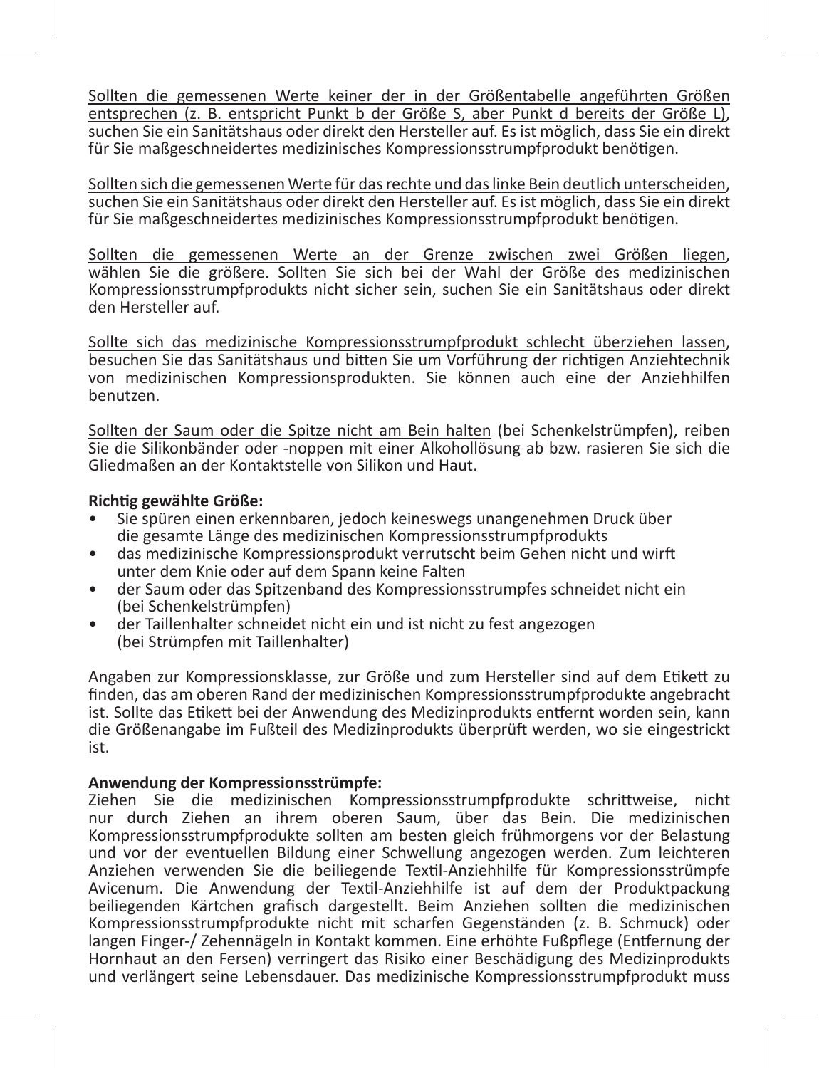<u>Sollten die gemessenen Werte keiner der in der Größentabelle angeführten Größen entsprechen (z. B. entspricht Punkt b der Größe S, aber Punkt d bereits der Größe L)</u>, suchen Sie ein Sanitätshaus oder direkt den Hersteller auf. Es ist möglich, dass Sie ein direkt für Sie maßgeschneidertes medizinisches Kompressionsstrumpfprodukt benötigen.

<u>Sollten sich die gemessenen Werte für das rechte und das linke Bein deutlich unterscheiden</u>, suchen Sie ein Sanitätshaus oder direkt den Hersteller auf. Es ist möglich, dass Sie ein direkt für Sie maßgeschneidertes medizinisches Kompressionsstrumpfprodukt benötigen.

<u>Sollten die gemessenen Werte an der Grenze zwischen zwei Größen liegen</u>, wählen Sie die größere. Sollten Sie sich bei der Wahl der Größe des medizinischen Kompressionsstrumpfprodukts nicht sicher sein, suchen Sie ein Sanitätshaus oder direkt den Hersteller auf.

<u>Sollte sich das medizinische Kompressionsstrumpfprodukt schlecht überziehen lassen</u>, besuchen Sie das Sanitätshaus und bitten Sie um Vorführung der richtigen Anziehtechnik von medizinischen Kompressionsprodukten. Sie können auch eine der Anziehhilfen benutzen.

<u>Sollten der Saum oder die Spitze nicht am Bein halten</u> (bei Schenkelstrümpfen), reiben Sie die Silikonbänder oder -noppen mit einer Alkohollösung ab bzw. rasieren Sie sich die Gliedmaßen an der Kontaktstelle von Silikon und Haut.

**Richtig gewählte Größe:**

- Sie spüren einen erkennbaren, jedoch keineswegs unangenehmen Druck über die gesamte Länge des medizinischen Kompressionsstrumpfprodukts
- das medizinische Kompressionsprodukt verrutscht beim Gehen nicht und wirft unter dem Knie oder auf dem Spann keine Falten
- der Saum oder das Spitzenband des Kompressionsstrumpfes schneidet nicht ein (bei Schenkelstrümpfen)
- der Taillenhalter schneidet nicht ein und ist nicht zu fest angezogen (bei Strümpfen mit Taillenhalter)

Angaben zur Kompressionsklasse, zur Größe und zum Hersteller sind auf dem Etikett zu finden, das am oberen Rand der medizinischen Kompressionsstrumpfprodukte angebracht ist. Sollte das Etikett bei der Anwendung des Medizinprodukts entfernt worden sein, kann die Größenangabe im Fußteil des Medizinprodukts überprüft werden, wo sie eingestrickt ist.

**Anwendung der Kompressionsstrümpfe:**
Ziehen Sie die medizinischen Kompressionsstrumpfprodukte schrittweise, nicht nur durch Ziehen an ihrem oberen Saum, über das Bein. Die medizinischen Kompressionsstrumpfprodukte sollten am besten gleich frühmorgens vor der Belastung und vor der eventuellen Bildung einer Schwellung angezogen werden. Zum leichteren Anziehen verwenden Sie die beiliegende Textil-Anziehhilfe für Kompressionsstrümpfe Avicenum. Die Anwendung der Textil-Anziehhilfe ist auf dem der Produktpackung beiliegenden Kärtchen grafisch dargestellt. Beim Anziehen sollten die medizinischen Kompressionsstrumpfprodukte nicht mit scharfen Gegenständen (z. B. Schmuck) oder langen Finger-/ Zehennägeln in Kontakt kommen. Eine erhöhte Fußpflege (Entfernung der Hornhaut an den Fersen) verringert das Risiko einer Beschädigung des Medizinprodukts und verlängert seine Lebensdauer. Das medizinische Kompressionsstrumpfprodukt muss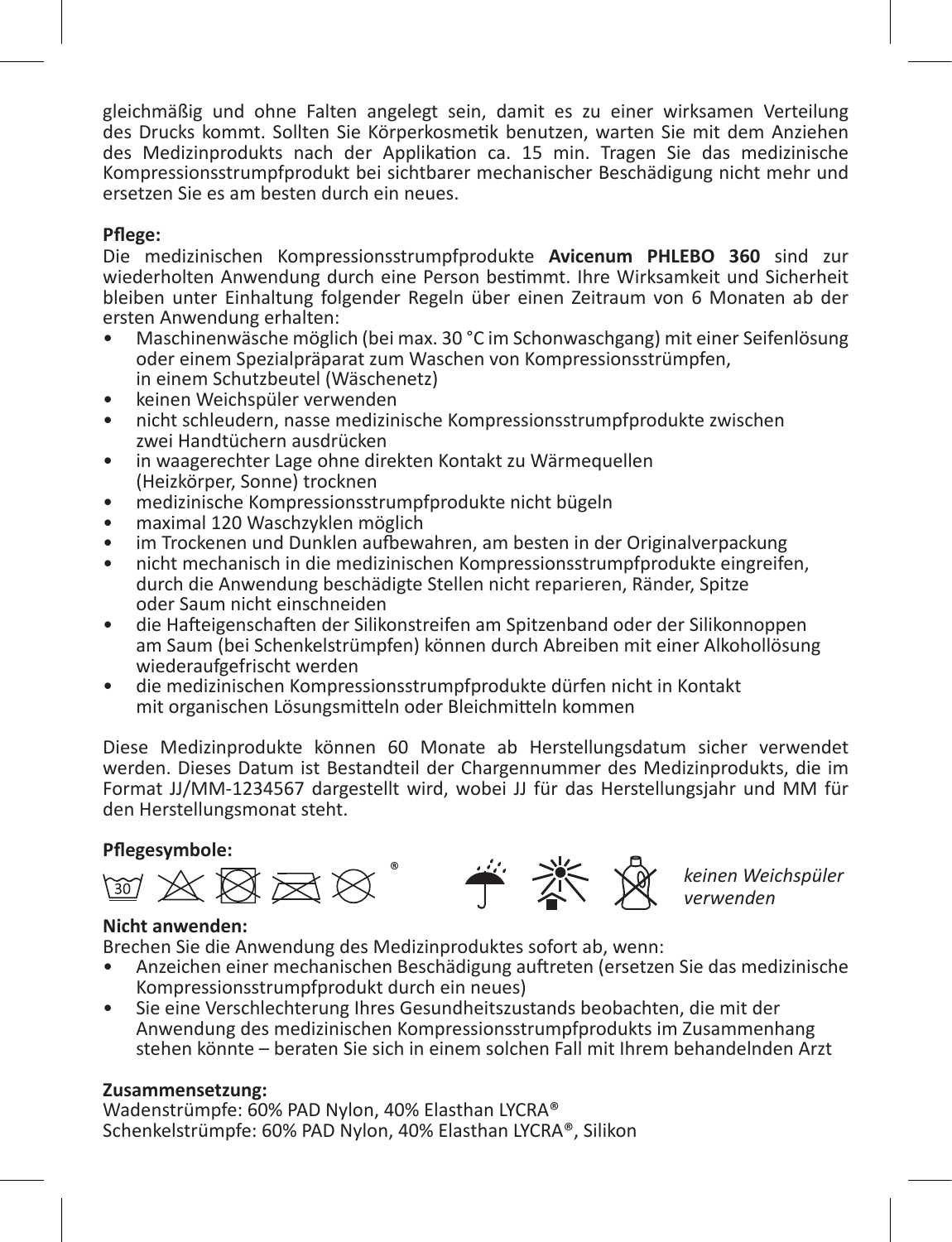gleichmäßig und ohne Falten angelegt sein, damit es zu einer wirksamen Verteilung des Drucks kommt. Sollten Sie Körperkosmetik benutzen, warten Sie mit dem Anziehen des Medizinprodukts nach der Applikation ca. 15 min. Tragen Sie das medizinische Kompressionsstrumpfprodukt bei sichtbarer mechanischer Beschädigung nicht mehr und ersetzen Sie es am besten durch ein neues.

**Pflege:**
Die medizinischen Kompressionsstrumpfprodukte **Avicenum PHLEBO 360** sind zur wiederholten Anwendung durch eine Person bestimmt. Ihre Wirksamkeit und Sicherheit bleiben unter Einhaltung folgender Regeln über einen Zeitraum von 6 Monaten ab der ersten Anwendung erhalten:

- Maschinenwäsche möglich (bei max. 30 °C im Schonwaschgang) mit einer Seifenlösung oder einem Spezialpräparat zum Waschen von Kompressionsstrümpfen, in einem Schutzbeutel (Wäschenetz)
- keinen Weichspüler verwenden
- nicht schleudern, nasse medizinische Kompressionsstrumpfprodukte zwischen zwei Handtüchern ausdrücken
- in waagerechter Lage ohne direkten Kontakt zu Wärmequellen (Heizkörper, Sonne) trocknen
- medizinische Kompressionsstrumpfprodukte nicht bügeln
- maximal 120 Waschzyklen möglich
- im Trockenen und Dunklen aufbewahren, am besten in der Originalverpackung
- nicht mechanisch in die medizinischen Kompressionsstrumpfprodukte eingreifen, durch die Anwendung beschädigte Stellen nicht reparieren, Ränder, Spitze oder Saum nicht einschneiden
- die Hafteigenschaften der Silikonstreifen am Spitzenband oder der Silikonnoppen am Saum (bei Schenkelstrümpfen) können durch Abreiben mit einer Alkohollösung wiederaufgefrischt werden
- die medizinischen Kompressionsstrumpfprodukte dürfen nicht in Kontakt mit organischen Lösungsmitteln oder Bleichmitteln kommen

Diese Medizinprodukte können 60 Monate ab Herstellungsdatum sicher verwendet werden. Dieses Datum ist Bestandteil der Chargennummer des Medizinprodukts, die im Format JJ/MM-1234567 dargestellt wird, wobei JJ für das Herstellungsjahr und MM für den Herstellungsmonat steht.

**Pflegesymbole:**

30 ®

*keinen Weichspüler verwenden*

**Nicht anwenden:**
Brechen Sie die Anwendung des Medizinproduktes sofort ab, wenn:

- Anzeichen einer mechanischen Beschädigung auftreten (ersetzen Sie das medizinische Kompressionsstrumpfprodukt durch ein neues)
- Sie eine Verschlechterung Ihres Gesundheitszustands beobachten, die mit der Anwendung des medizinischen Kompressionsstrumpfprodukts im Zusammenhang stehen könnte – beraten Sie sich in einem solchen Fall mit Ihrem behandelnden Arzt

**Zusammensetzung:**
Wadenstrümpfe: 60% PAD Nylon, 40% Elasthan LYCRA®
Schenkelstrümpfe: 60% PAD Nylon, 40% Elasthan LYCRA®, Silikon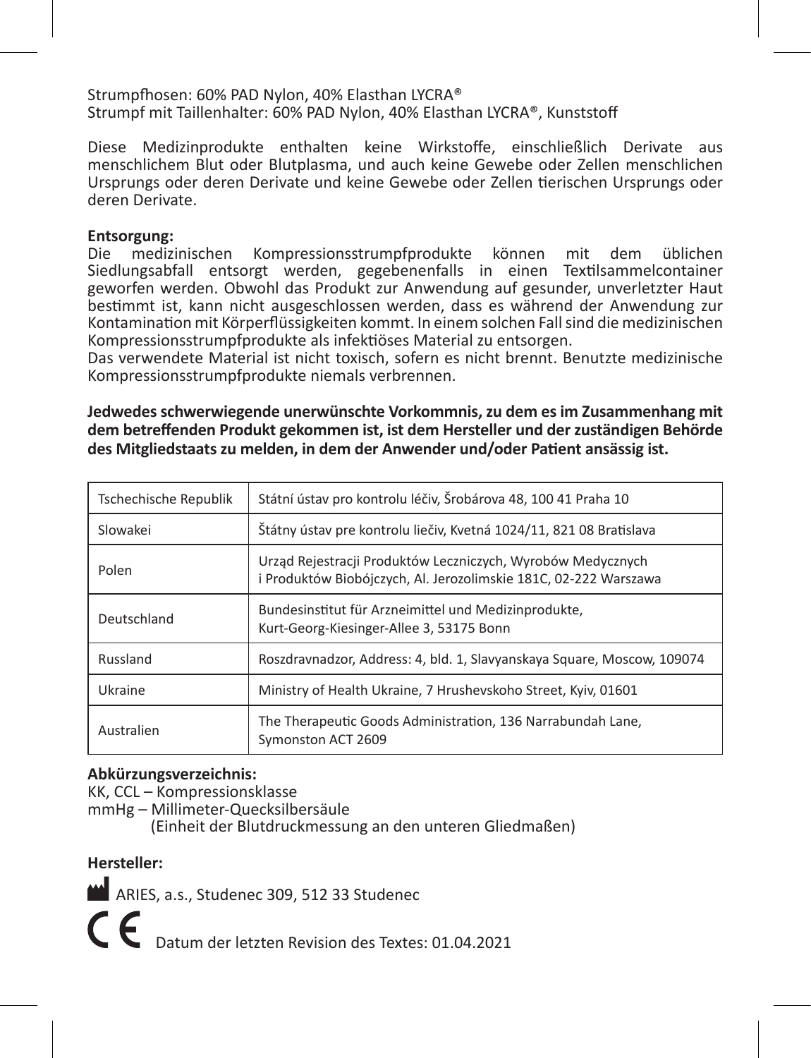Strumpfhosen: 60% PAD Nylon, 40% Elasthan LYCRA®
Strumpf mit Taillenhalter: 60% PAD Nylon, 40% Elasthan LYCRA®, Kunststoff

Diese Medizinprodukte enthalten keine Wirkstoffe, einschließlich Derivate aus menschlichem Blut oder Blutplasma, und auch keine Gewebe oder Zellen menschlichen Ursprungs oder deren Derivate und keine Gewebe oder Zellen tierischen Ursprungs oder deren Derivate.

**Entsorgung:**
Die medizinischen Kompressionsstrumpfprodukte können mit dem üblichen Siedlungsabfall entsorgt werden, gegebenenfalls in einen Textilsammelcontainer geworfen werden. Obwohl das Produkt zur Anwendung auf gesunder, unverletzter Haut bestimmt ist, kann nicht ausgeschlossen werden, dass es während der Anwendung zur Kontamination mit Körperflüssigkeiten kommt. In einem solchen Fall sind die medizinischen Kompressionsstrumpfprodukte als infektiöses Material zu entsorgen.
Das verwendete Material ist nicht toxisch, sofern es nicht brennt. Benutzte medizinische Kompressionsstrumpfprodukte niemals verbrennen.

**Jedwedes schwerwiegende unerwünschte Vorkommnis, zu dem es im Zusammenhang mit dem betreffenden Produkt gekommen ist, ist dem Hersteller und der zuständigen Behörde des Mitgliedstaats zu melden, in dem der Anwender und/oder Patient ansässig ist.**

| | |
|---|---|
| Tschechische Republik | Státní ústav pro kontrolu léčiv, Šrobárova 48, 100 41 Praha 10 |
| Slowakei | Štátny ústav pre kontrolu liečiv, Kvetná 1024/11, 821 08 Bratislava |
| Polen | Urząd Rejestracji Produktów Leczniczych, Wyrobów Medycznych i Produktów Biobójczych, Al. Jerozolimskie 181C, 02-222 Warszawa |
| Deutschland | Bundesinstitut für Arzneimittel und Medizinprodukte, Kurt-Georg-Kiesinger-Allee 3, 53175 Bonn |
| Russland | Roszdravnadzor, Address: 4, bld. 1, Slavyanskaya Square, Moscow, 109074 |
| Ukraine | Ministry of Health Ukraine, 7 Hrushevskoho Street, Kyiv, 01601 |
| Australien | The Therapeutic Goods Administration, 136 Narrabundah Lane, Symonston ACT 2609 |

**Abkürzungsverzeichnis:**
KK, CCL – Kompressionsklasse
mmHg – Millimeter-Quecksilbersäule
(Einheit der Blutdruckmessung an den unteren Gliedmaßen)

**Hersteller:**

ARIES, a.s., Studenec 309, 512 33 Studenec

CE Datum der letzten Revision des Textes: 01.04.2021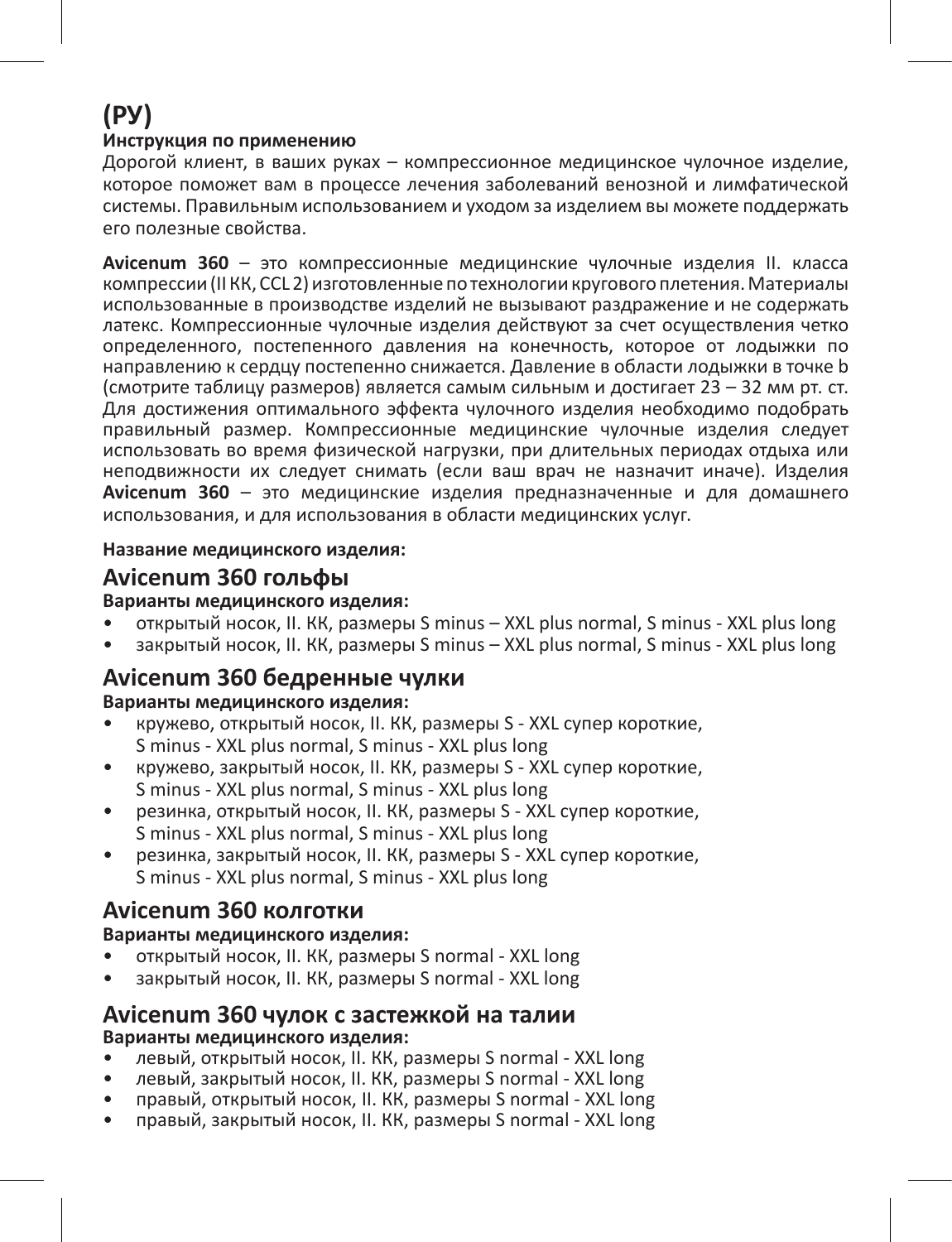# (РУ)

**Инструкция по применению**

Дорогой клиент, в ваших руках – компрессионное медицинское чулочное изделие, которое поможет вам в процессе лечения заболеваний венозной и лимфатической системы. Правильным использованием и уходом за изделием вы можете поддержать его полезные свойства.

**Avicenum 360** – это компрессионные медицинские чулочные изделия II. класса компрессии (II КК, CCL 2) изготовленные по технологии кругового плетения. Материалы использованные в производстве изделий не вызывают раздражение и не содержать латекс. Компрессионные чулочные изделия действуют за счет осуществления четко определенного, постепенного давления на конечность, которое от лодыжки по направлению к сердцу постепенно снижается. Давление в области лодыжки в точке b (смотрите таблицу размеров) является самым сильным и достигает 23 – 32 мм рт. ст. Для достижения оптимального эффекта чулочного изделия необходимо подобрать правильный размер. Компрессионные медицинские чулочные изделия следует использовать во время физической нагрузки, при длительных периодах отдыха или неподвижности их следует снимать (если ваш врач не назначит иначе). Изделия **Avicenum 360** – это медицинские изделия предназначенные и для домашнего использования, и для использования в области медицинских услуг.

**Название медицинского изделия:**

## Avicenum 360 гольфы

**Варианты медицинского изделия:**

- открытый носок, II. КК, размеры S minus – XXL plus normal, S minus - XXL plus long
- закрытый носок, II. КК, размеры S minus – XXL plus normal, S minus - XXL plus long

## Avicenum 360 бедренные чулки

**Варианты медицинского изделия:**

- кружево, открытый носок, II. КК, размеры S - XXL супер короткие, S minus - XXL plus normal, S minus - XXL plus long
- кружево, закрытый носок, II. КК, размеры S - XXL супер короткие, S minus - XXL plus normal, S minus - XXL plus long
- резинка, открытый носок, II. КК, размеры S - XXL супер короткие, S minus - XXL plus normal, S minus - XXL plus long
- резинка, закрытый носок, II. КК, размеры S - XXL супер короткие, S minus - XXL plus normal, S minus - XXL plus long

## Avicenum 360 колготки

**Варианты медицинского изделия:**

- открытый носок, II. КК, размеры S normal - XXL long
- закрытый носок, II. КК, размеры S normal - XXL long

## Avicenum 360 чулок с застежкой на талии

**Варианты медицинского изделия:**

- левый, открытый носок, II. КК, размеры S normal - XXL long
- левый, закрытый носок, II. КК, размеры S normal - XXL long
- правый, открытый носок, II. КК, размеры S normal - XXL long
- правый, закрытый носок, II. КК, размеры S normal - XXL long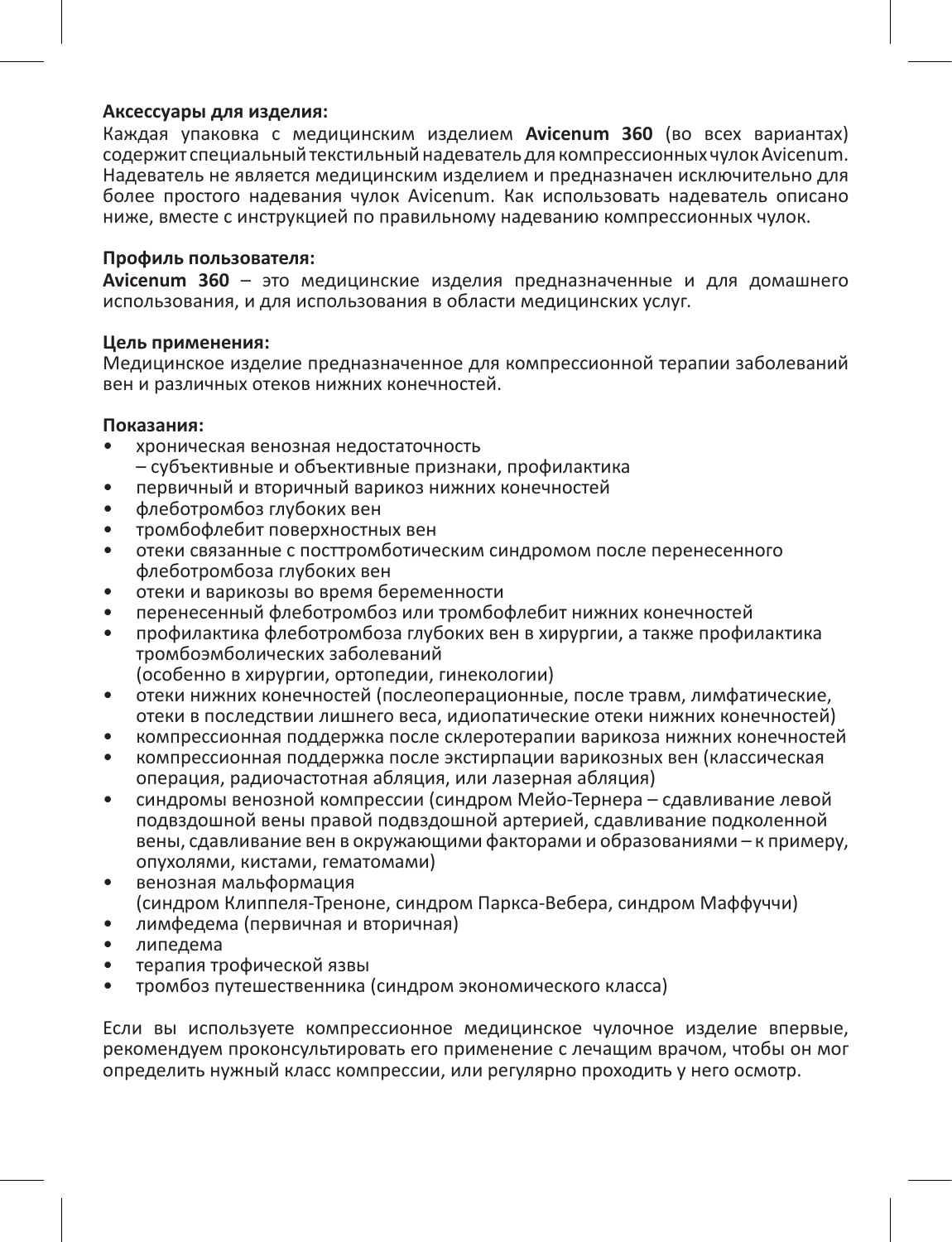**Аксессуары для изделия:**
Каждая упаковка с медицинским изделием **Avicenum 360** (во всех вариантах) содержит специальный текстильный надеватель для компрессионных чулок Avicenum. Надеватель не является медицинским изделием и предназначен исключительно для более простого надевания чулок Avicenum. Как использовать надеватель описано ниже, вместе с инструкцией по правильному надеванию компрессионных чулок.

**Профиль пользователя:**
**Avicenum 360** – это медицинские изделия предназначенные и для домашнего использования, и для использования в области медицинских услуг.

**Цель применения:**
Медицинское изделие предназначенное для компрессионной терапии заболеваний вен и различных отеков нижних конечностей.

**Показания:**

- хроническая венозная недостаточность
  – субъективные и объективные признаки, профилактика
- первичный и вторичный варикоз нижних конечностей
- флеботромбоз глубоких вен
- тромбофлебит поверхностных вен
- отеки связанные с посттромботическим синдромом после перенесенного флеботромбоза глубоких вен
- отеки и варикозы во время беременности
- перенесенный флеботромбоз или тромбофлебит нижних конечностей
- профилактика флеботромбоза глубоких вен в хирургии, а также профилактика тромбоэмболических заболеваний
  (особенно в хирургии, ортопедии, гинекологии)
- отеки нижних конечностей (послеоперационные, после травм, лимфатические, отеки в последствии лишнего веса, идиопатические отеки нижних конечностей)
- компрессионная поддержка после склеротерапии варикоза нижних конечностей
- компрессионная поддержка после экстирпации варикозных вен (классическая операция, радиочастотная абляция, или лазерная абляция)
- синдромы венозной компрессии (синдром Мейо-Тернера – сдавливание левой подвздошной вены правой подвздошной артерией, сдавливание подколенной вены, сдавливание вен в окружающими факторами и образованиями – к примеру, опухолями, кистами, гематомами)
- венозная мальформация
  (синдром Клиппеля-Треноне, синдром Паркса-Вебера, синдром Маффуччи)
- лимфедема (первичная и вторичная)
- липедема
- терапия трофической язвы
- тромбоз путешественника (синдром экономического класса)

Если вы используете компрессионное медицинское чулочное изделие впервые, рекомендуем проконсультировать его применение с лечащим врачом, чтобы он мог определить нужный класс компрессии, или регулярно проходить у него осмотр.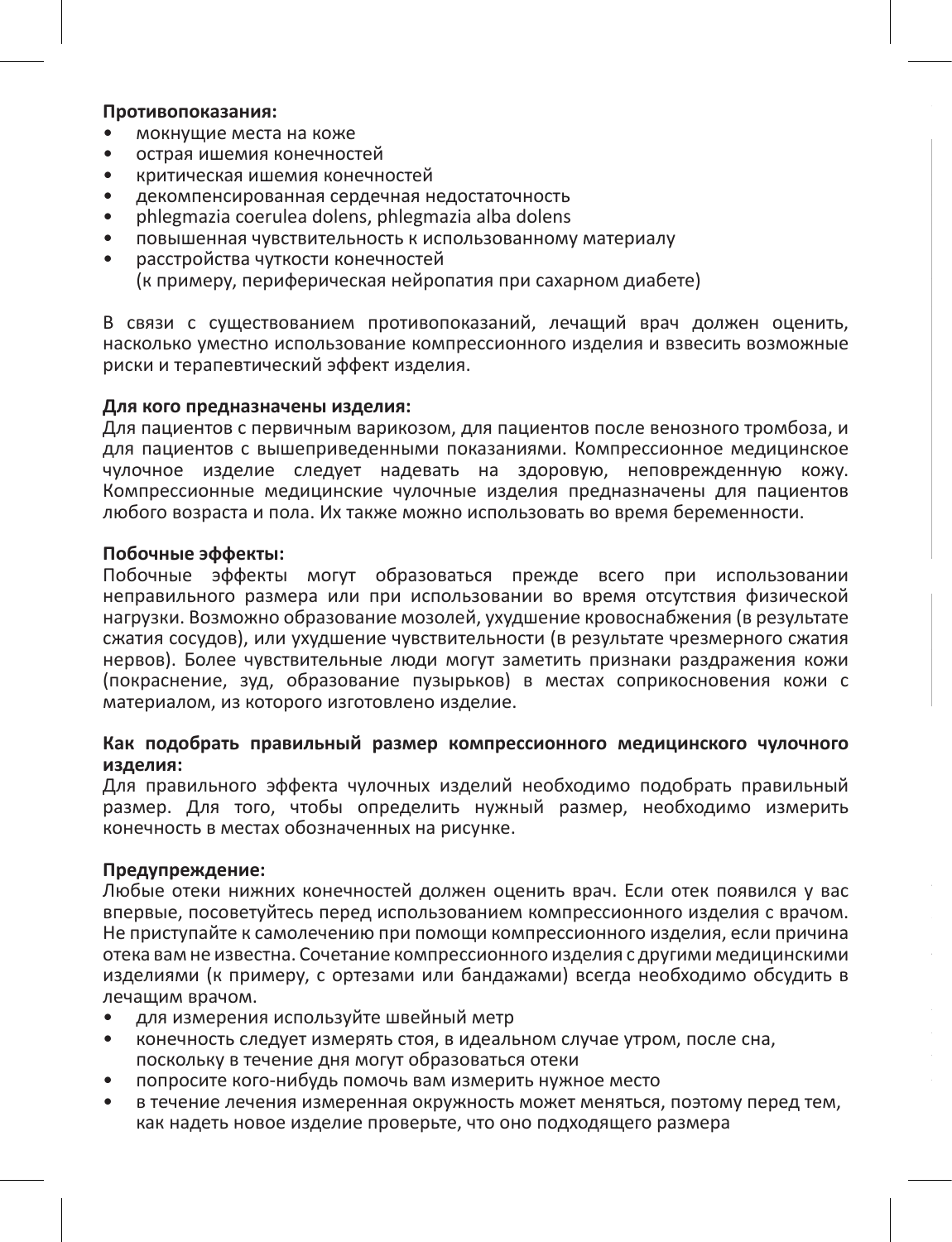**Противопоказания:**

- мокнущие места на коже
- острая ишемия конечностей
- критическая ишемия конечностей
- декомпенсированная сердечная недостаточность
- phlegmazia coerulea dolens, phlegmazia alba dolens
- повышенная чувствительность к использованному материалу
- расстройства чуткости конечностей
  (к примеру, периферическая нейропатия при сахарном диабете)

В связи с существованием противопоказаний, лечащий врач должен оценить, насколько уместно использование компрессионного изделия и взвесить возможные риски и терапевтический эффект изделия.

**Для кого предназначены изделия:**
Для пациентов с первичным варикозом, для пациентов после венозного тромбоза, и для пациентов с вышеприведенными показаниями. Компрессионное медицинское чулочное изделие следует надевать на здоровую, неповрежденную кожу. Компрессионные медицинские чулочные изделия предназначены для пациентов любого возраста и пола. Их также можно использовать во время беременности.

**Побочные эффекты:**
Побочные эффекты могут образоваться прежде всего при использовании неправильного размера или при использовании во время отсутствия физической нагрузки. Возможно образование мозолей, ухудшение кровоснабжения (в результате сжатия сосудов), или ухудшение чувствительности (в результате чрезмерного сжатия нервов). Более чувствительные люди могут заметить признаки раздражения кожи (покраснение, зуд, образование пузырьков) в местах соприкосновения кожи с материалом, из которого изготовлено изделие.

**Как подобрать правильный размер компрессионного медицинского чулочного изделия:**
Для правильного эффекта чулочных изделий необходимо подобрать правильный размер. Для того, чтобы определить нужный размер, необходимо измерить конечность в местах обозначенных на рисунке.

**Предупреждение:**
Любые отеки нижних конечностей должен оценить врач. Если отек появился у вас впервые, посоветуйтесь перед использованием компрессионного изделия с врачом. Не приступайте к самолечению при помощи компрессионного изделия, если причина отека вам не известна. Сочетание компрессионного изделия с другими медицинскими изделиями (к примеру, с ортезами или бандажами) всегда необходимо обсудить в лечащим врачом.

- для измерения используйте швейный метр
- конечность следует измерять стоя, в идеальном случае утром, после сна, поскольку в течение дня могут образоваться отеки
- попросите кого-нибудь помочь вам измерить нужное место
- в течение лечения измеренная окружность может меняться, поэтому перед тем, как надеть новое изделие проверьте, что оно подходящего размера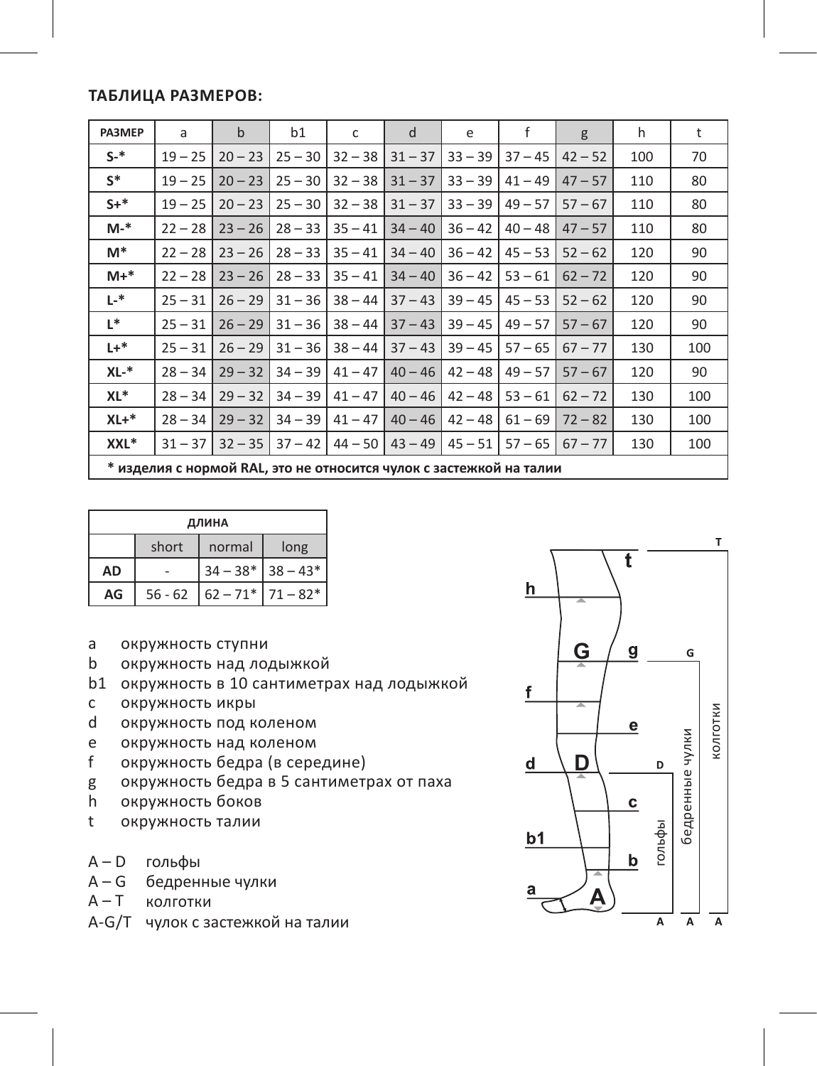**ТАБЛИЦА РАЗМЕРОВ:**

| РАЗМЕР | a | b | b1 | c | d | e | f | g | h | t |
|---|---|---|---|---|---|---|---|---|---|---|
| S-* | 19 – 25 | 20 – 23 | 25 – 30 | 32 – 38 | 31 – 37 | 33 – 39 | 37 – 45 | 42 – 52 | 100 | 70 |
| S* | 19 – 25 | 20 – 23 | 25 – 30 | 32 – 38 | 31 – 37 | 33 – 39 | 41 – 49 | 47 – 57 | 110 | 80 |
| S+* | 19 – 25 | 20 – 23 | 25 – 30 | 32 – 38 | 31 – 37 | 33 – 39 | 49 – 57 | 57 – 67 | 110 | 80 |
| M-* | 22 – 28 | 23 – 26 | 28 – 33 | 35 – 41 | 34 – 40 | 36 – 42 | 40 – 48 | 47 – 57 | 110 | 80 |
| M* | 22 – 28 | 23 – 26 | 28 – 33 | 35 – 41 | 34 – 40 | 36 – 42 | 45 – 53 | 52 – 62 | 120 | 90 |
| M+* | 22 – 28 | 23 – 26 | 28 – 33 | 35 – 41 | 34 – 40 | 36 – 42 | 53 – 61 | 62 – 72 | 120 | 90 |
| L-* | 25 – 31 | 26 – 29 | 31 – 36 | 38 – 44 | 37 – 43 | 39 – 45 | 45 – 53 | 52 – 62 | 120 | 90 |
| L* | 25 – 31 | 26 – 29 | 31 – 36 | 38 – 44 | 37 – 43 | 39 – 45 | 49 – 57 | 57 – 67 | 120 | 90 |
| L+* | 25 – 31 | 26 – 29 | 31 – 36 | 38 – 44 | 37 – 43 | 39 – 45 | 57 – 65 | 67 – 77 | 130 | 100 |
| XL-* | 28 – 34 | 29 – 32 | 34 – 39 | 41 – 47 | 40 – 46 | 42 – 48 | 49 – 57 | 57 – 67 | 120 | 90 |
| XL* | 28 – 34 | 29 – 32 | 34 – 39 | 41 – 47 | 40 – 46 | 42 – 48 | 53 – 61 | 62 – 72 | 130 | 100 |
| XL+* | 28 – 34 | 29 – 32 | 34 – 39 | 41 – 47 | 40 – 46 | 42 – 48 | 61 – 69 | 72 – 82 | 130 | 100 |
| XXL* | 31 – 37 | 32 – 35 | 37 – 42 | 44 – 50 | 43 – 49 | 45 – 51 | 57 – 65 | 67 – 77 | 130 | 100 |

**\* изделия с нормой RAL, это не относится чулок с застежкой на талии**

| ДЛИНА | | | |
|---|---|---|---|
| | short | normal | long |
| AD | - | 34 – 38* | 38 – 43* |
| AG | 56 - 62 | 62 – 71* | 71 – 82* |

- a окружность ступни
- b окружность над лодыжкой
- b1 окружность в 10 сантиметрах над лодыжкой
- c окружность икры
- d окружность под коленом
- e окружность над коленом
- f окружность бедра (в середине)
- g окружность бедра в 5 сантиметрах от паха
- h окружность боков
- t окружность талии

- A – D гольфы
- A – G бедренные чулки
- A – T колготки
- A-G/T чулок с застежкой на талии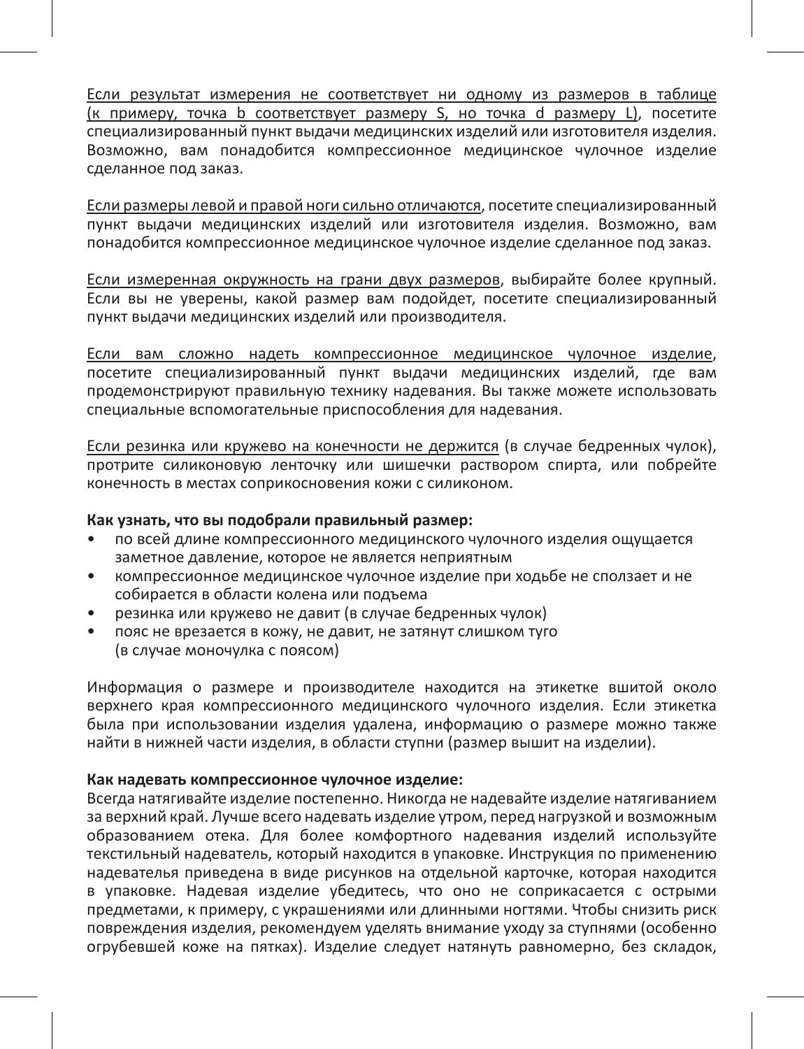Если результат измерения не соответствует ни одному из размеров в таблице (к примеру, точка b соответствует размеру S, но точка d размеру L), посетите специализированный пункт выдачи медицинских изделий или изготовителя изделия. Возможно, вам понадобится компрессионное медицинское чулочное изделие сделанное под заказ.

Если размеры левой и правой ноги сильно отличаются, посетите специализированный пункт выдачи медицинских изделий или изготовителя изделия. Возможно, вам понадобится компрессионное медицинское чулочное изделие сделанное под заказ.

Если измеренная окружность на грани двух размеров, выбирайте более крупный. Если вы не уверены, какой размер вам подойдет, посетите специализированный пункт выдачи медицинских изделий или производителя.

Если вам сложно надеть компрессионное медицинское чулочное изделие, посетите специализированный пункт выдачи медицинских изделий, где вам продемонстрируют правильную технику надевания. Вы также можете использовать специальные вспомогательные приспособления для надевания.

Если резинка или кружево на конечности не держится (в случае бедренных чулок), протрите силиконовую ленточку или шишечки раствором спирта, или побрейте конечность в местах соприкосновения кожи с силиконом.

**Как узнать, что вы подобрали правильный размер:**

- по всей длине компрессионного медицинского чулочного изделия ощущается заметное давление, которое не является неприятным
- компрессионное медицинское чулочное изделие при ходьбе не сползает и не собирается в области колена или подъема
- резинка или кружево не давит (в случае бедренных чулок)
- пояс не врезается в кожу, не давит, не затянут слишком туго (в случае моночулка с поясом)

Информация о размере и производителе находится на этикетке вшитой около верхнего края компрессионного медицинского чулочного изделия. Если этикетка была при использовании изделия удалена, информацию о размере можно также найти в нижней части изделия, в области ступни (размер вышит на изделии).

**Как надевать компрессионное чулочное изделие:**

Всегда натягивайте изделие постепенно. Никогда не надевайте изделие натягиванием за верхний край. Лучше всего надевать изделие утром, перед нагрузкой и возможным образованием отека. Для более комфортного надевания изделий используйте текстильный надеватель, который находится в упаковке. Инструкция по применению надевателья приведена в виде рисунков на отдельной карточке, которая находится в упаковке. Надевая изделие убедитесь, что оно не соприкасается с острыми предметами, к примеру, с украшениями или длинными ногтями. Чтобы снизить риск повреждения изделия, рекомендуем уделять внимание уходу за ступнями (особенно огрубевшей коже на пятках). Изделие следует натянуть равномерно, без складок,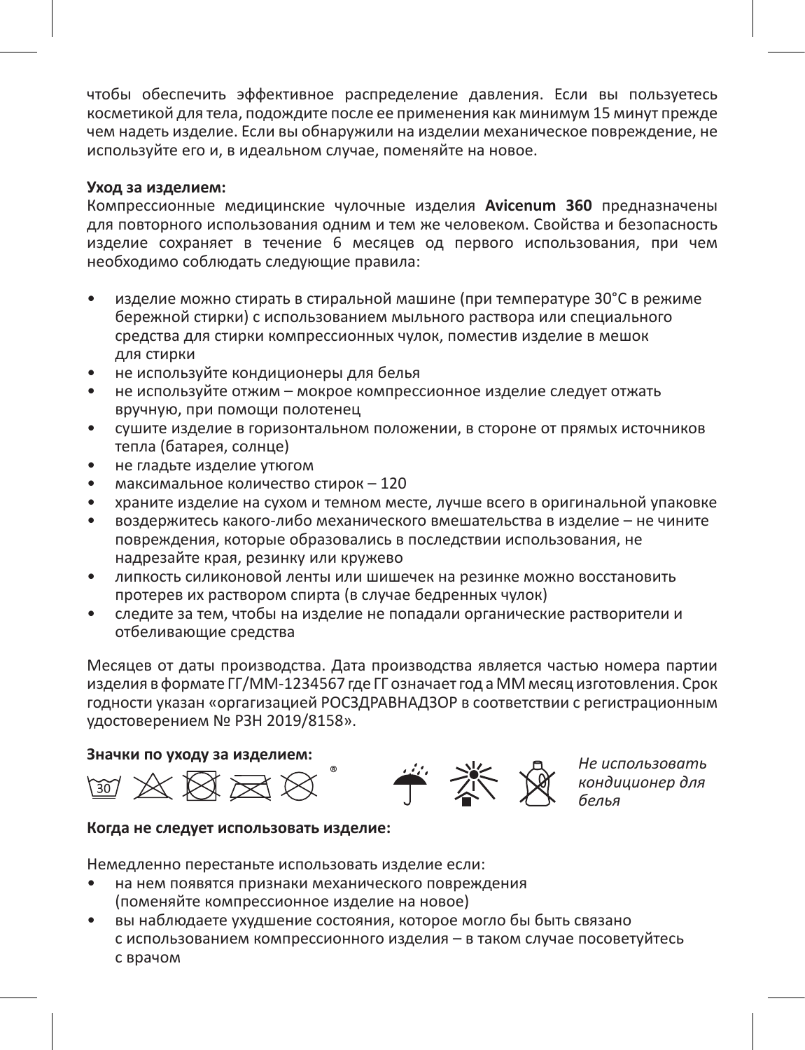чтобы обеспечить эффективное распределение давления. Если вы пользуетесь косметикой для тела, подождите после ее применения как минимум 15 минут прежде чем надеть изделие. Если вы обнаружили на изделии механическое повреждение, не используйте его и, в идеальном случае, поменяйте на новое.

**Уход за изделием:**
Компрессионные медицинские чулочные изделия **Avicenum 360** предназначены для повторного использования одним и тем же человеком. Свойства и безопасность изделие сохраняет в течение 6 месяцев од первого использования, при чем необходимо соблюдать следующие правила:

- изделие можно стирать в стиральной машине (при температуре 30°C в режиме бережной стирки) с использованием мыльного раствора или специального средства для стирки компрессионных чулок, поместив изделие в мешок для стирки
- не используйте кондиционеры для белья
- не используйте отжим – мокрое компрессионное изделие следует отжать вручную, при помощи полотенец
- сушите изделие в горизонтальном положении, в стороне от прямых источников тепла (батарея, солнце)
- не гладьте изделие утюгом
- максимальное количество стирок – 120
- храните изделие на сухом и темном месте, лучше всего в оригинальной упаковке
- воздержитесь какого-либо механического вмешательства в изделие – не чините повреждения, которые образовались в последствии использования, не надрезайте края, резинку или кружево
- липкость силиконовой ленты или шишечек на резинке можно восстановить протерев их раствором спирта (в случае бедренных чулок)
- следите за тем, чтобы на изделие не попадали органические растворители и отбеливающие средства

Месяцев от даты производства. Дата производства является частью номера партии изделия в формате ГГ/ММ-1234567 где ГГ означает год а ММ месяц изготовления. Срок годности указан «оргагизацией РОСЗДРАВНАДЗОР в соответствии с регистрационным удостоверением № РЗН 2019/8158».

**Значки по уходу за изделием:**

*Не использовать кондиционер для белья*

**Когда не следует использовать изделие:**

Немедленно перестаньте использовать изделие если:
- на нем появятся признаки механического повреждения (поменяйте компрессионное изделие на новое)
- вы наблюдаете ухудшение состояния, которое могло бы быть связано с использованием компрессионного изделия – в таком случае посоветуйтесь с врачом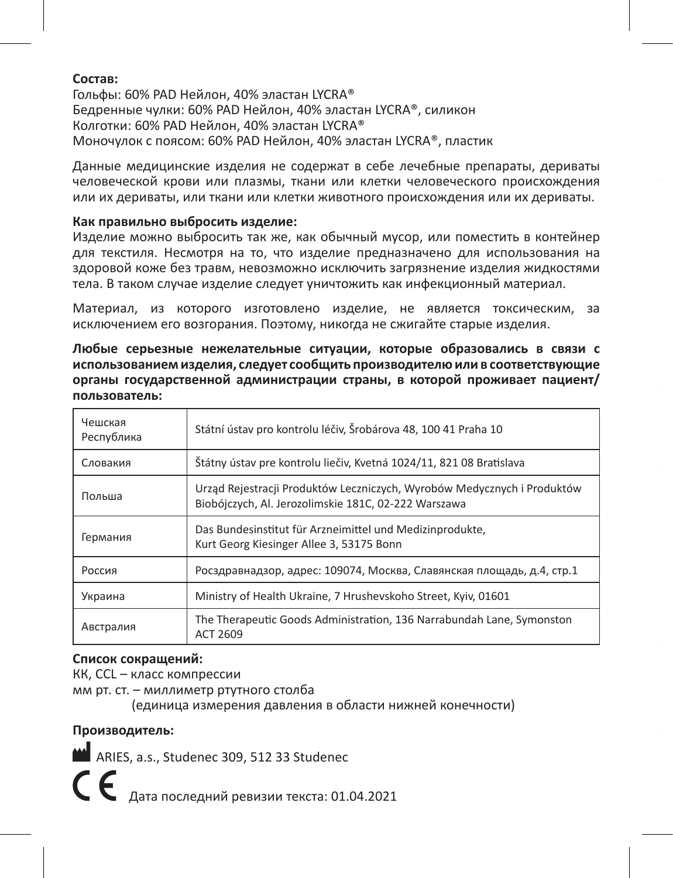**Состав:**
Гольфы: 60% PAD Нейлон, 40% эластан LYCRA®
Бедренные чулки: 60% PAD Нейлон, 40% эластан LYCRA®, силикон
Колготки: 60% PAD Нейлон, 40% эластан LYCRA®
Моночулок с поясом: 60% PAD Нейлон, 40% эластан LYCRA®, пластик

Данные медицинские изделия не содержат в себе лечебные препараты, дериваты человеческой крови или плазмы, ткани или клетки человеческого происхождения или их дериваты, или ткани или клетки животного происхождения или их дериваты.

**Как правильно выбросить изделие:**
Изделие можно выбросить так же, как обычный мусор, или поместить в контейнер для текстиля. Несмотря на то, что изделие предназначено для использования на здоровой коже без травм, невозможно исключить загрязнение изделия жидкостями тела. В таком случае изделие следует уничтожить как инфекционный материал.

Материал, из которого изготовлено изделие, не является токсическим, за исключением его возгорания. Поэтому, никогда не сжигайте старые изделия.

**Любые серьезные нежелательные ситуации, которые образовались в связи с использованием изделия, следует сообщить производителю или в соответствующие органы государственной администрации страны, в которой проживает пациент/пользователь:**

| | |
|---|---|
| Чешская Республика | Státní ústav pro kontrolu léčiv, Šrobárova 48, 100 41 Praha 10 |
| Словакия | Štátny ústav pre kontrolu liečiv, Kvetná 1024/11, 821 08 Bratislava |
| Польша | Urząd Rejestracji Produktów Leczniczych, Wyrobów Medycznych i Produktów Biobójczych, Al. Jerozolimskie 181C, 02-222 Warszawa |
| Германия | Das Bundesinstitut für Arzneimittel und Medizinprodukte, Kurt Georg Kiesinger Allee 3, 53175 Bonn |
| Россия | Росздравнадзор, адрес: 109074, Москва, Славянская площадь, д.4, стр.1 |
| Украина | Ministry of Health Ukraine, 7 Hrushevskoho Street, Kyiv, 01601 |
| Австралия | The Therapeutic Goods Administration, 136 Narrabundah Lane, Symonston ACT 2609 |

**Список сокращений:**
КК, CCL – класс компрессии
мм рт. ст. – миллиметр ртутного столба
(единица измерения давления в области нижней конечности)

**Производитель:**

ARIES, a.s., Studenec 309, 512 33 Studenec

CE Дата последний ревизии текста: 01.04.2021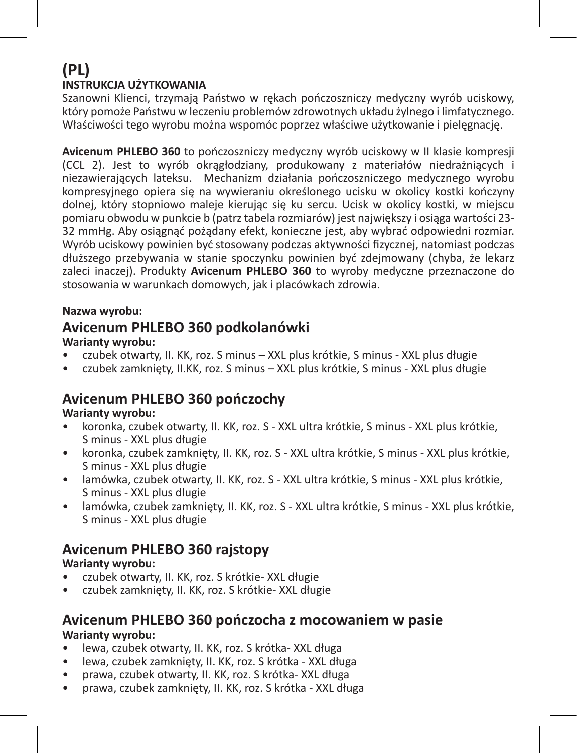# (PL)

**INSTRUKCJA UŻYTKOWANIA**

Szanowni Klienci, trzymają Państwo w rękach pończoszniczy medyczny wyrób uciskowy, który pomoże Państwu w leczeniu problemów zdrowotnych układu żylnego i limfatycznego. Właściwości tego wyrobu można wspomóc poprzez właściwe użytkowanie i pielęgnację.

**Avicenum PHLEBO 360** to pończoszniczy medyczny wyrób uciskowy w II klasie kompresji (CCL 2). Jest to wyrób okrągłodziany, produkowany z materiałów niedrażniących i niezawierających lateksu. Mechanizm działania pończoszniczego medycznego wyrobu kompresyjnego opiera się na wywieraniu określonego ucisku w okolicy kostki kończyny dolnej, który stopniowo maleje kierując się ku sercu. Ucisk w okolicy kostki, w miejscu pomiaru obwodu w punkcie b (patrz tabela rozmiarów) jest największy i osiąga wartości 23-32 mmHg. Aby osiągnąć pożądany efekt, konieczne jest, aby wybrać odpowiedni rozmiar. Wyrób uciskowy powinien być stosowany podczas aktywności fizycznej, natomiast podczas dłuższego przebywania w stanie spoczynku powinien być zdejmowany (chyba, że lekarz zaleci inaczej). Produkty **Avicenum PHLEBO 360** to wyroby medyczne przeznaczone do stosowania w warunkach domowych, jak i placówkach zdrowia.

**Nazwa wyrobu:**

## Avicenum PHLEBO 360 podkolanówki

**Warianty wyrobu:**

- czubek otwarty, II. KK, roz. S minus – XXL plus krótkie, S minus - XXL plus długie
- czubek zamknięty, II.KK, roz. S minus – XXL plus krótkie, S minus - XXL plus długie

## Avicenum PHLEBO 360 pończochy

**Warianty wyrobu:**

- koronka, czubek otwarty, II. KK, roz. S - XXL ultra krótkie, S minus - XXL plus krótkie, S minus - XXL plus długie
- koronka, czubek zamknięty, II. KK, roz. S - XXL ultra krótkie, S minus - XXL plus krótkie, S minus - XXL plus długie
- lamówka, czubek otwarty, II. KK, roz. S - XXL ultra krótkie, S minus - XXL plus krótkie, S minus - XXL plus dlugie
- lamówka, czubek zamknięty, II. KK, roz. S - XXL ultra krótkie, S minus - XXL plus krótkie, S minus - XXL plus długie

## Avicenum PHLEBO 360 rajstopy

**Warianty wyrobu:**

- czubek otwarty, II. KK, roz. S krótkie- XXL długie
- czubek zamknięty, II. KK, roz. S krótkie- XXL długie

## Avicenum PHLEBO 360 pończocha z mocowaniem w pasie

**Warianty wyrobu:**

- lewa, czubek otwarty, II. KK, roz. S krótka- XXL długa
- lewa, czubek zamknięty, II. KK, roz. S krótka - XXL długa
- prawa, czubek otwarty, II. KK, roz. S krótka- XXL długa
- prawa, czubek zamknięty, II. KK, roz. S krótka - XXL długa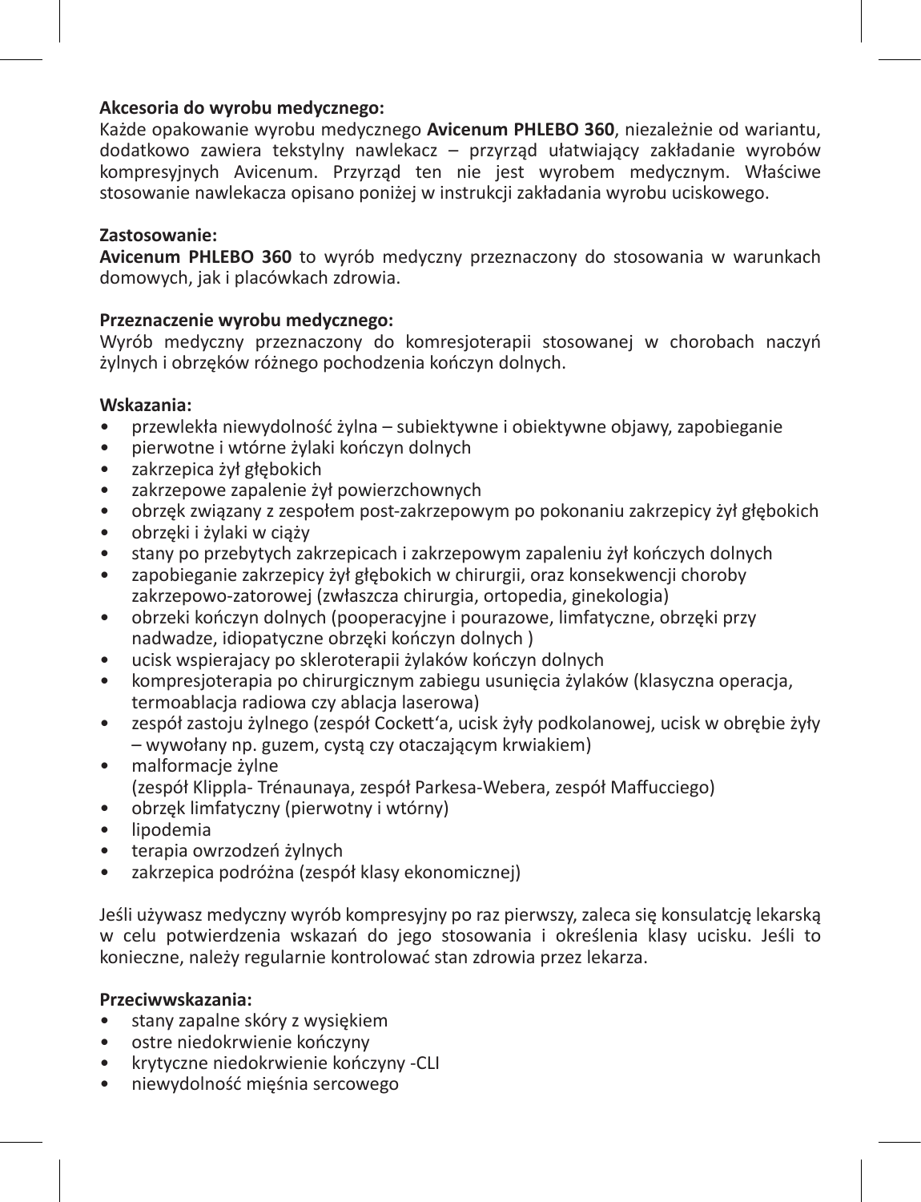**Akcesoria do wyrobu medycznego:**
Każde opakowanie wyrobu medycznego **Avicenum PHLEBO 360**, niezależnie od wariantu, dodatkowo zawiera tekstylny nawlekacz – przyrząd ułatwiający zakładanie wyrobów kompresyjnych Avicenum. Przyrząd ten nie jest wyrobem medycznym. Właściwe stosowanie nawlekacza opisano poniżej w instrukcji zakładania wyrobu uciskowego.

**Zastosowanie:**
**Avicenum PHLEBO 360** to wyrób medyczny przeznaczony do stosowania w warunkach domowych, jak i placówkach zdrowia.

**Przeznaczenie wyrobu medycznego:**
Wyrób medyczny przeznaczony do komresjoterapii stosowanej w chorobach naczyń żylnych i obrzęków różnego pochodzenia kończyn dolnych.

**Wskazania:**
- przewlekła niewydolność żylna – subiektywne i obiektywne objawy, zapobieganie
- pierwotne i wtórne żylaki kończyn dolnych
- zakrzepica żył głębokich
- zakrzepowe zapalenie żył powierzchownych
- obrzęk związany z zespołem post-zakrzepowym po pokonaniu zakrzepicy żył głębokich
- obrzęki i żylaki w ciąży
- stany po przebytych zakrzepicach i zakrzepowym zapaleniu żył kończych dolnych
- zapobieganie zakrzepicy żył głębokich w chirurgii, oraz konsekwencji choroby zakrzepowo-zatorowej (zwłaszcza chirurgia, ortopedia, ginekologia)
- obrzeki kończyn dolnych (pooperacyjne i pourazowe, limfatyczne, obrzęki przy nadwadze, idiopatyczne obrzęki kończyn dolnych )
- ucisk wspierajacy po skleroterapii żylaków kończyn dolnych
- kompresjoterapia po chirurgicznym zabiegu usunięcia żylaków (klasyczna operacja, termoablacja radiowa czy ablacja laserowa)
- zespół zastoju żylnego (zespół Cockett'a, ucisk żyły podkolanowej, ucisk w obrębie żyły – wywołany np. guzem, cystą czy otaczającym krwiakiem)
- malformacje żylne
  (zespół Klippla- Trénaunaya, zespół Parkesa-Webera, zespół Maffucciego)
- obrzęk limfatyczny (pierwotny i wtórny)
- lipodemia
- terapia owrzodzeń żylnych
- zakrzepica podróżna (zespół klasy ekonomicznej)

Jeśli używasz medyczny wyrób kompresyjny po raz pierwszy, zaleca się konsulatcję lekarską w celu potwierdzenia wskazań do jego stosowania i określenia klasy ucisku. Jeśli to konieczne, należy regularnie kontrolować stan zdrowia przez lekarza.

**Przeciwwskazania:**
- stany zapalne skóry z wysiękiem
- ostre niedokrwienie kończyny
- krytyczne niedokrwienie kończyny -CLI
- niewydolność mięśnia sercowego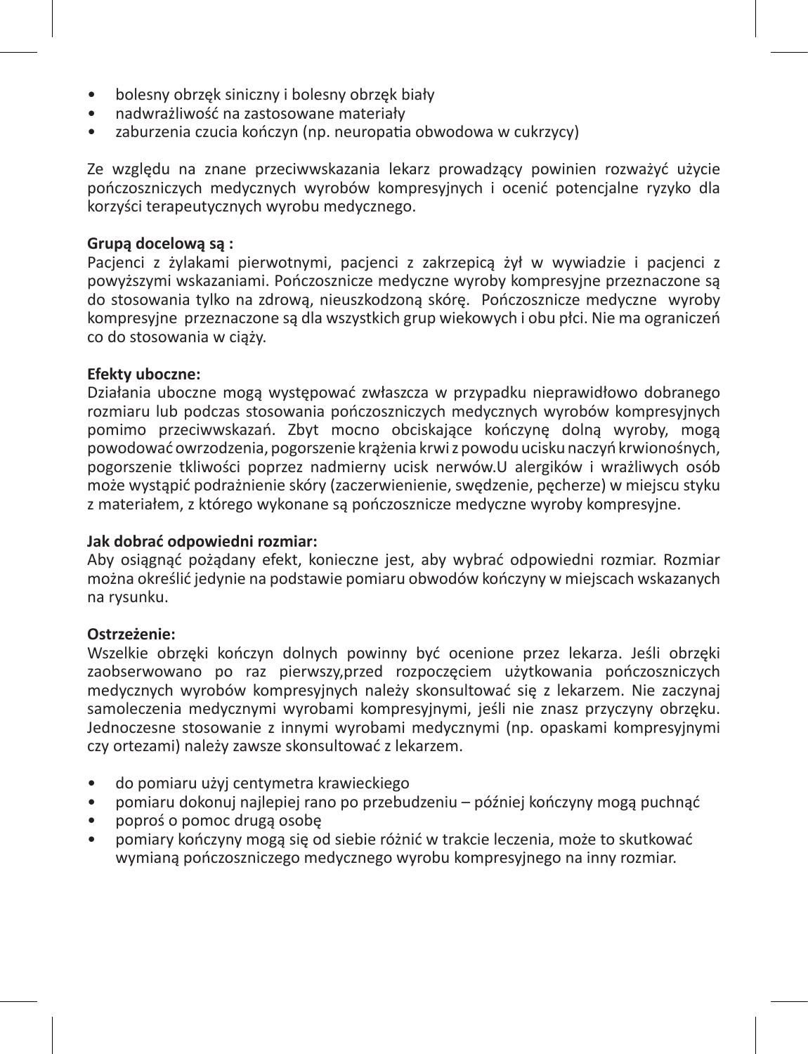- bolesny obrzęk siniczny i bolesny obrzęk biały
- nadwrażliwość na zastosowane materiały
- zaburzenia czucia kończyn (np. neuropatia obwodowa w cukrzycy)

Ze względu na znane przeciwwskazania lekarz prowadzący powinien rozważyć użycie pończoszniczych medycznych wyrobów kompresyjnych i ocenić potencjalne ryzyko dla korzyści terapeutycznych wyrobu medycznego.

**Grupą docelową są :**
Pacjenci z żylakami pierwotnymi, pacjenci z zakrzepicą żył w wywiadzie i pacjenci z powyższymi wskazaniami. Pończosznicze medyczne wyroby kompresyjne przeznaczone są do stosowania tylko na zdrową, nieuszkodzoną skórę. Pończosznicze medyczne wyroby kompresyjne przeznaczone są dla wszystkich grup wiekowych i obu płci. Nie ma ograniczeń co do stosowania w ciąży.

**Efekty uboczne:**
Działania uboczne mogą występować zwłaszcza w przypadku nieprawidłowo dobranego rozmiaru lub podczas stosowania pończoszniczych medycznych wyrobów kompresyjnych pomimo przeciwwskazań. Zbyt mocno obciskające kończynę dolną wyroby, mogą powodować owrzodzenia, pogorszenie krążenia krwi z powodu ucisku naczyń krwionośnych, pogorszenie tkliwości poprzez nadmierny ucisk nerwów.U alergików i wrażliwych osób może wystąpić podrażnienie skóry (zaczerwienienie, swędzenie, pęcherze) w miejscu styku z materiałem, z którego wykonane są pończosznicze medyczne wyroby kompresyjne.

**Jak dobrać odpowiedni rozmiar:**
Aby osiągnąć pożądany efekt, konieczne jest, aby wybrać odpowiedni rozmiar. Rozmiar można określić jedynie na podstawie pomiaru obwodów kończyny w miejscach wskazanych na rysunku.

**Ostrzeżenie:**
Wszelkie obrzęki kończyn dolnych powinny być ocenione przez lekarza. Jeśli obrzęki zaobserwowano po raz pierwszy,przed rozpoczęciem użytkowania pończoszniczych medycznych wyrobów kompresyjnych należy skonsultować się z lekarzem. Nie zaczynaj samoleczenia medycznymi wyrobami kompresyjnymi, jeśli nie znasz przyczyny obrzęku. Jednoczesne stosowanie z innymi wyrobami medycznymi (np. opaskami kompresyjnymi czy ortezami) należy zawsze skonsultować z lekarzem.

- do pomiaru użyj centymetra krawieckiego
- pomiaru dokonuj najlepiej rano po przebudzeniu – później kończyny mogą puchnąć
- poproś o pomoc drugą osobę
- pomiary kończyny mogą się od siebie różnić w trakcie leczenia, może to skutkować wymianą pończoszniczego medycznego wyrobu kompresyjnego na inny rozmiar.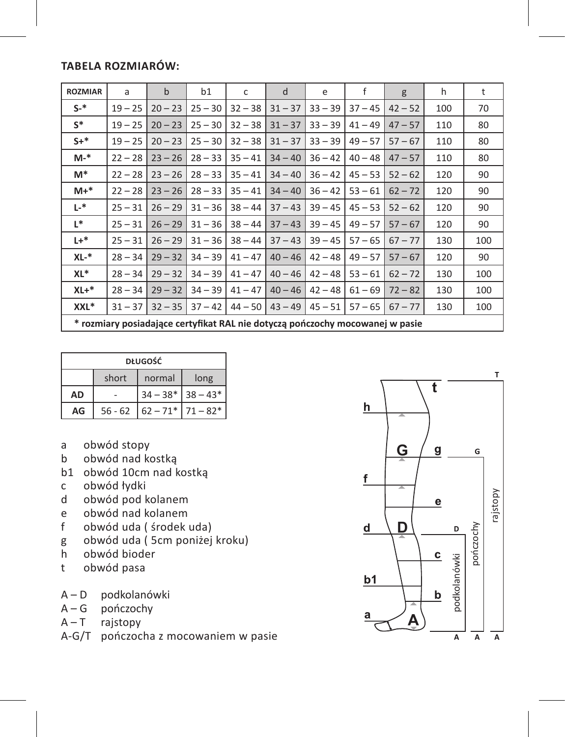## TABELA ROZMIARÓW:

| ROZMIAR | a | b | b1 | c | d | e | f | g | h | t |
|---|---|---|---|---|---|---|---|---|---|---|
| S-* | 19 – 25 | 20 – 23 | 25 – 30 | 32 – 38 | 31 – 37 | 33 – 39 | 37 – 45 | 42 – 52 | 100 | 70 |
| S* | 19 – 25 | 20 – 23 | 25 – 30 | 32 – 38 | 31 – 37 | 33 – 39 | 41 – 49 | 47 – 57 | 110 | 80 |
| S+* | 19 – 25 | 20 – 23 | 25 – 30 | 32 – 38 | 31 – 37 | 33 – 39 | 49 – 57 | 57 – 67 | 110 | 80 |
| M-* | 22 – 28 | 23 – 26 | 28 – 33 | 35 – 41 | 34 – 40 | 36 – 42 | 40 – 48 | 47 – 57 | 110 | 80 |
| M* | 22 – 28 | 23 – 26 | 28 – 33 | 35 – 41 | 34 – 40 | 36 – 42 | 45 – 53 | 52 – 62 | 120 | 90 |
| M+* | 22 – 28 | 23 – 26 | 28 – 33 | 35 – 41 | 34 – 40 | 36 – 42 | 53 – 61 | 62 – 72 | 120 | 90 |
| L-* | 25 – 31 | 26 – 29 | 31 – 36 | 38 – 44 | 37 – 43 | 39 – 45 | 45 – 53 | 52 – 62 | 120 | 90 |
| L* | 25 – 31 | 26 – 29 | 31 – 36 | 38 – 44 | 37 – 43 | 39 – 45 | 49 – 57 | 57 – 67 | 120 | 90 |
| L+* | 25 – 31 | 26 – 29 | 31 – 36 | 38 – 44 | 37 – 43 | 39 – 45 | 57 – 65 | 67 – 77 | 130 | 100 |
| XL-* | 28 – 34 | 29 – 32 | 34 – 39 | 41 – 47 | 40 – 46 | 42 – 48 | 49 – 57 | 57 – 67 | 120 | 90 |
| XL* | 28 – 34 | 29 – 32 | 34 – 39 | 41 – 47 | 40 – 46 | 42 – 48 | 53 – 61 | 62 – 72 | 130 | 100 |
| XL+* | 28 – 34 | 29 – 32 | 34 – 39 | 41 – 47 | 40 – 46 | 42 – 48 | 61 – 69 | 72 – 82 | 130 | 100 |
| XXL* | 31 – 37 | 32 – 35 | 37 – 42 | 44 – 50 | 43 – 49 | 45 – 51 | 57 – 65 | 67 – 77 | 130 | 100 |

**\* rozmiary posiadające certyfikat RAL nie dotyczą pończochy mocowanej w pasie**

| DŁUGOŚĆ | | | |
|---|---|---|---|
| | short | normal | long |
| AD | - | 34 – 38* | 38 – 43* |
| AG | 56 - 62 | 62 – 71* | 71 – 82* |

- a obwód stopy
- b obwód nad kostką
- b1 obwód 10cm nad kostką
- c obwód łydki
- d obwód pod kolanem
- e obwód nad kolanem
- f obwód uda ( środek uda)
- g obwód uda ( 5cm poniżej kroku)
- h obwód bioder
- t obwód pasa

- A – D podkolanówki
- A – G pończochy
- A – T rajstopy
- A-G/T pończocha z mocowaniem w pasie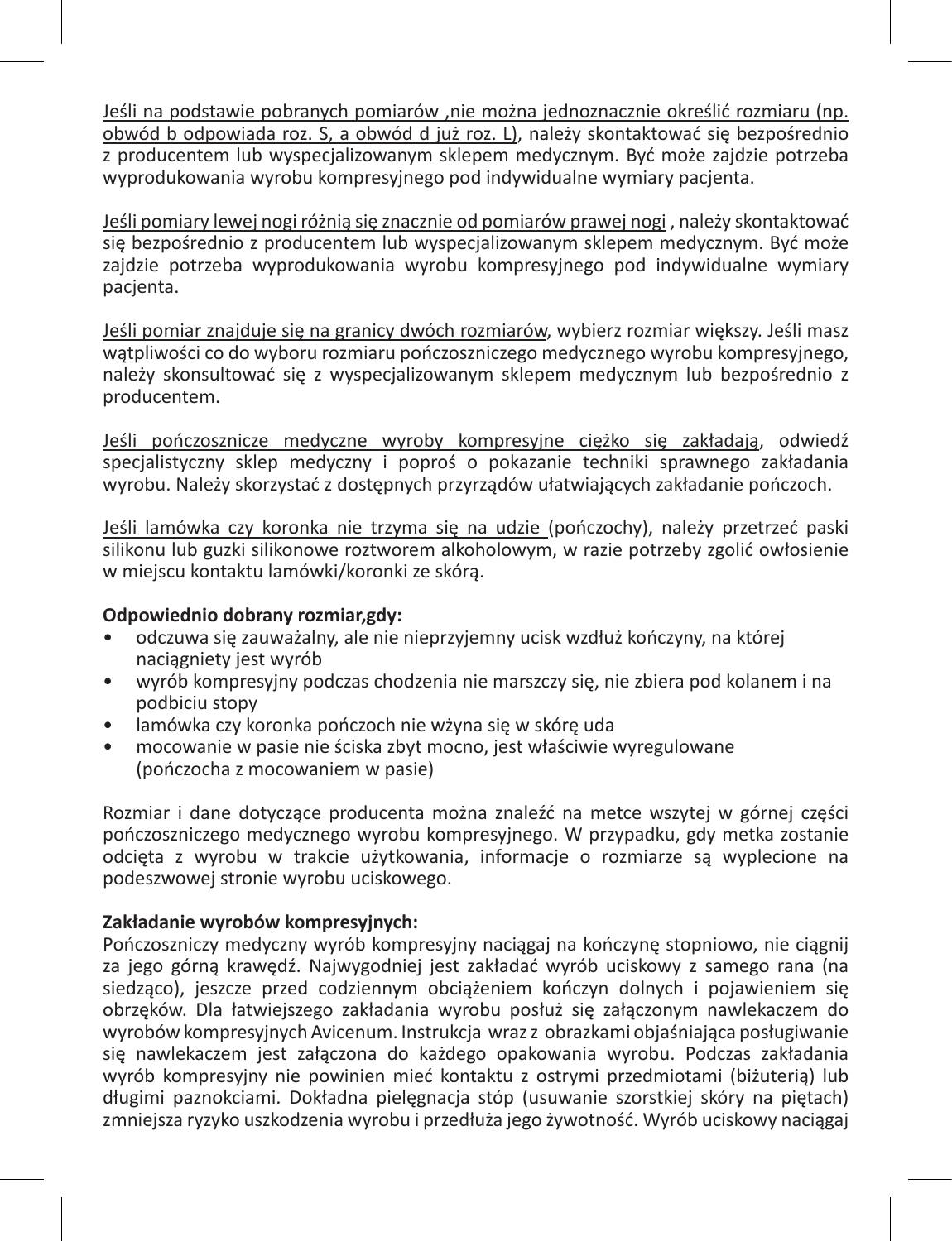Jeśli na podstawie pobranych pomiarów ,nie można jednoznacznie określić rozmiaru (np. obwód b odpowiada roz. S, a obwód d już roz. L), należy skontaktować się bezpośrednio z producentem lub wyspecjalizowanym sklepem medycznym. Być może zajdzie potrzeba wyprodukowania wyrobu kompresyjnego pod indywidualne wymiary pacjenta.

Jeśli pomiary lewej nogi różnią się znacznie od pomiarów prawej nogi , należy skontaktować się bezpośrednio z producentem lub wyspecjalizowanym sklepem medycznym. Być może zajdzie potrzeba wyprodukowania wyrobu kompresyjnego pod indywidualne wymiary pacjenta.

Jeśli pomiar znajduje się na granicy dwóch rozmiarów, wybierz rozmiar większy. Jeśli masz wątpliwości co do wyboru rozmiaru pończoszniczego medycznego wyrobu kompresyjnego, należy skonsultować się z wyspecjalizowanym sklepem medycznym lub bezpośrednio z producentem.

Jeśli pończosznicze medyczne wyroby kompresyjne ciężko się zakładają, odwiedź specjalistyczny sklep medyczny i poproś o pokazanie techniki sprawnego zakładania wyrobu. Należy skorzystać z dostępnych przyrządów ułatwiających zakładanie pończoch.

Jeśli lamówka czy koronka nie trzyma się na udzie (pończochy), należy przetrzeć paski silikonu lub guzki silikonowe roztworem alkoholowym, w razie potrzeby zgolić owłosienie w miejscu kontaktu lamówki/koronki ze skórą.

**Odpowiednio dobrany rozmiar,gdy:**

- odczuwa się zauważalny, ale nie nieprzyjemny ucisk wzdłuż kończyny, na której naciągniety jest wyrób
- wyrób kompresyjny podczas chodzenia nie marszczy się, nie zbiera pod kolanem i na podbiciu stopy
- lamówka czy koronka pończoch nie wżyna się w skórę uda
- mocowanie w pasie nie ściska zbyt mocno, jest właściwie wyregulowane (pończocha z mocowaniem w pasie)

Rozmiar i dane dotyczące producenta można znaleźć na metce wszytej w górnej części pończoszniczego medycznego wyrobu kompresyjnego. W przypadku, gdy metka zostanie odcięta z wyrobu w trakcie użytkowania, informacje o rozmiarze są wyplecione na podeszwowej stronie wyrobu uciskowego.

**Zakładanie wyrobów kompresyjnych:**

Pończoszniczy medyczny wyrób kompresyjny naciągaj na kończynę stopniowo, nie ciągnij za jego górną krawędź. Najwygodniej jest zakładać wyrób uciskowy z samego rana (na siedząco), jeszcze przed codziennym obciążeniem kończyn dolnych i pojawieniem się obrzęków. Dla łatwiejszego zakładania wyrobu posłuż się załączonym nawlekaczem do wyrobów kompresyjnych Avicenum. Instrukcja wraz z obrazkami objaśniająca posługiwanie się nawlekaczem jest załączona do każdego opakowania wyrobu. Podczas zakładania wyrób kompresyjny nie powinien mieć kontaktu z ostrymi przedmiotami (biżuterią) lub długimi paznokciami. Dokładna pielęgnacja stóp (usuwanie szorstkiej skóry na piętach) zmniejsza ryzyko uszkodzenia wyrobu i przedłuża jego żywotność. Wyrób uciskowy naciągaj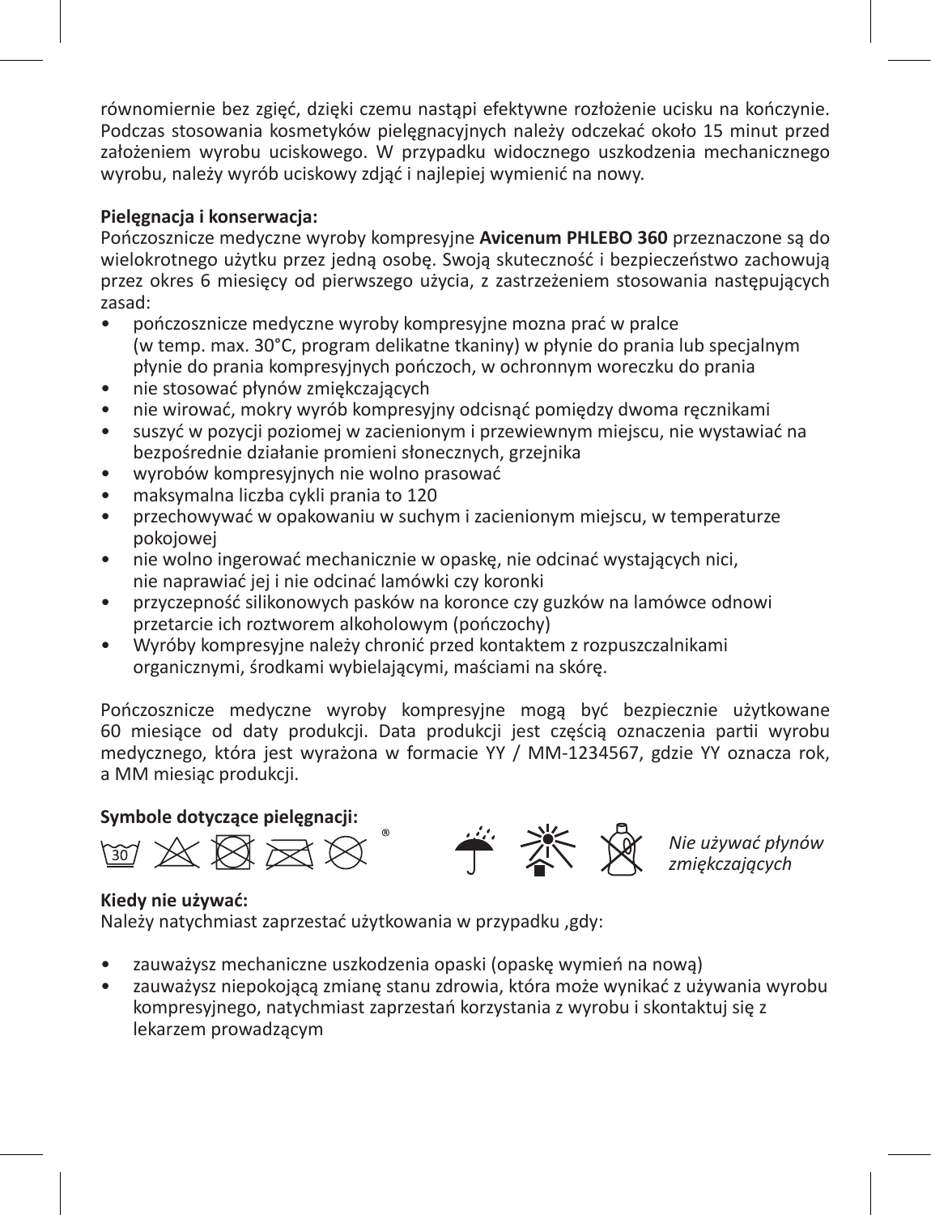równomiernie bez zgięć, dzięki czemu nastąpi efektywne rozłożenie ucisku na kończynie. Podczas stosowania kosmetyków pielęgnacyjnych należy odczekać około 15 minut przed założeniem wyrobu uciskowego. W przypadku widocznego uszkodzenia mechanicznego wyrobu, należy wyrób uciskowy zdjąć i najlepiej wymienić na nowy.

**Pielęgnacja i konserwacja:**

Pończosznicze medyczne wyroby kompresyjne **Avicenum PHLEBO 360** przeznaczone są do wielokrotnego użytku przez jedną osobę. Swoją skuteczność i bezpieczeństwo zachowują przez okres 6 miesięcy od pierwszego użycia, z zastrzeżeniem stosowania następujących zasad:

- pończosznicze medyczne wyroby kompresyjne mozna prać w pralce (w temp. max. 30°C, program delikatne tkaniny) w płynie do prania lub specjalnym płynie do prania kompresyjnych pończoch, w ochronnym woreczku do prania
- nie stosować płynów zmiękczających
- nie wirować, mokry wyrób kompresyjny odcisnąć pomiędzy dwoma ręcznikami
- suszyć w pozycji poziomej w zacienionym i przewiewnym miejscu, nie wystawiać na bezpośrednie działanie promieni słonecznych, grzejnika
- wyrobów kompresyjnych nie wolno prasować
- maksymalna liczba cykli prania to 120
- przechowywać w opakowaniu w suchym i zacienionym miejscu, w temperaturze pokojowej
- nie wolno ingerować mechanicznie w opaskę, nie odcinać wystających nici, nie naprawiać jej i nie odcinać lamówki czy koronki
- przyczepność silikonowych pasków na koronce czy guzków na lamówce odnowi przetarcie ich roztworem alkoholowym (pończochy)
- Wyróby kompresyjne należy chronić przed kontaktem z rozpuszczalnikami organicznymi, środkami wybielającymi, maściami na skórę.

Pończosznicze medyczne wyroby kompresyjne mogą być bezpiecznie użytkowane 60 miesiące od daty produkcji. Data produkcji jest częścią oznaczenia partii wyrobu medycznego, która jest wyrażona w formacie YY / MM-1234567, gdzie YY oznacza rok, a MM miesiąc produkcji.

**Symbole dotyczące pielęgnacji:**

*Nie używać płynów zmiękczających*

**Kiedy nie używać:**

Należy natychmiast zaprzestać użytkowania w przypadku ,gdy:

- zauważysz mechaniczne uszkodzenia opaski (opaskę wymień na nową)
- zauważysz niepokojącą zmianę stanu zdrowia, która może wynikać z używania wyrobu kompresyjnego, natychmiast zaprzestań korzystania z wyrobu i skontaktuj się z lekarzem prowadzącym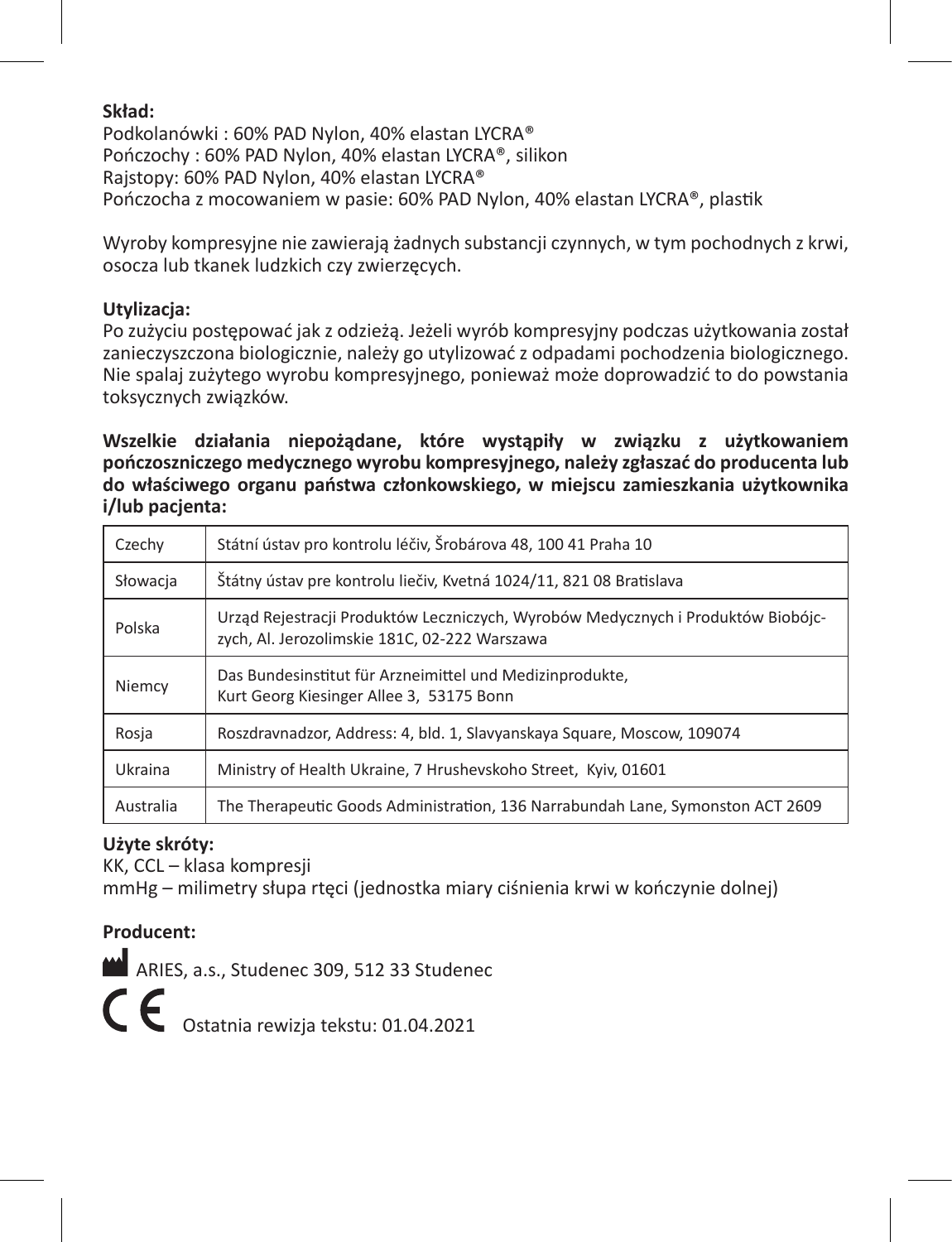**Skład:**
Podkolanówki : 60% PAD Nylon, 40% elastan LYCRA®
Pończochy : 60% PAD Nylon, 40% elastan LYCRA®, silikon
Rajstopy: 60% PAD Nylon, 40% elastan LYCRA®
Pończocha z mocowaniem w pasie: 60% PAD Nylon, 40% elastan LYCRA®, plastik

Wyroby kompresyjne nie zawierają żadnych substancji czynnych, w tym pochodnych z krwi, osocza lub tkanek ludzkich czy zwierzęcych.

**Utylizacja:**
Po zużyciu postępować jak z odzieżą. Jeżeli wyrób kompresyjny podczas użytkowania został zanieczyszczona biologicznie, należy go utylizować z odpadami pochodzenia biologicznego. Nie spalaj zużytego wyrobu kompresyjnego, ponieważ może doprowadzić to do powstania toksycznych związków.

**Wszelkie działania niepożądane, które wystąpiły w związku z użytkowaniem pończoszniczego medycznego wyrobu kompresyjnego, należy zgłaszać do producenta lub do właściwego organu państwa członkowskiego, w miejscu zamieszkania użytkownika i/lub pacjenta:**

| | |
|---|---|
| Czechy | Státní ústav pro kontrolu léčiv, Šrobárova 48, 100 41 Praha 10 |
| Słowacja | Štátny ústav pre kontrolu liečiv, Kvetná 1024/11, 821 08 Bratislava |
| Polska | Urząd Rejestracji Produktów Leczniczych, Wyrobów Medycznych i Produktów Biobójczych, Al. Jerozolimskie 181C, 02-222 Warszawa |
| Niemcy | Das Bundesinstitut für Arzneimittel und Medizinprodukte, Kurt Georg Kiesinger Allee 3, 53175 Bonn |
| Rosja | Roszdravnadzor, Address: 4, bld. 1, Slavyanskaya Square, Moscow, 109074 |
| Ukraina | Ministry of Health Ukraine, 7 Hrushevskoho Street, Kyiv, 01601 |
| Australia | The Therapeutic Goods Administration, 136 Narrabundah Lane, Symonston ACT 2609 |

**Użyte skróty:**
KK, CCL – klasa kompresji
mmHg – milimetry słupa rtęci (jednostka miary ciśnienia krwi w kończynie dolnej)

**Producent:**

ARIES, a.s., Studenec 309, 512 33 Studenec

CE Ostatnia rewizja tekstu: 01.04.2021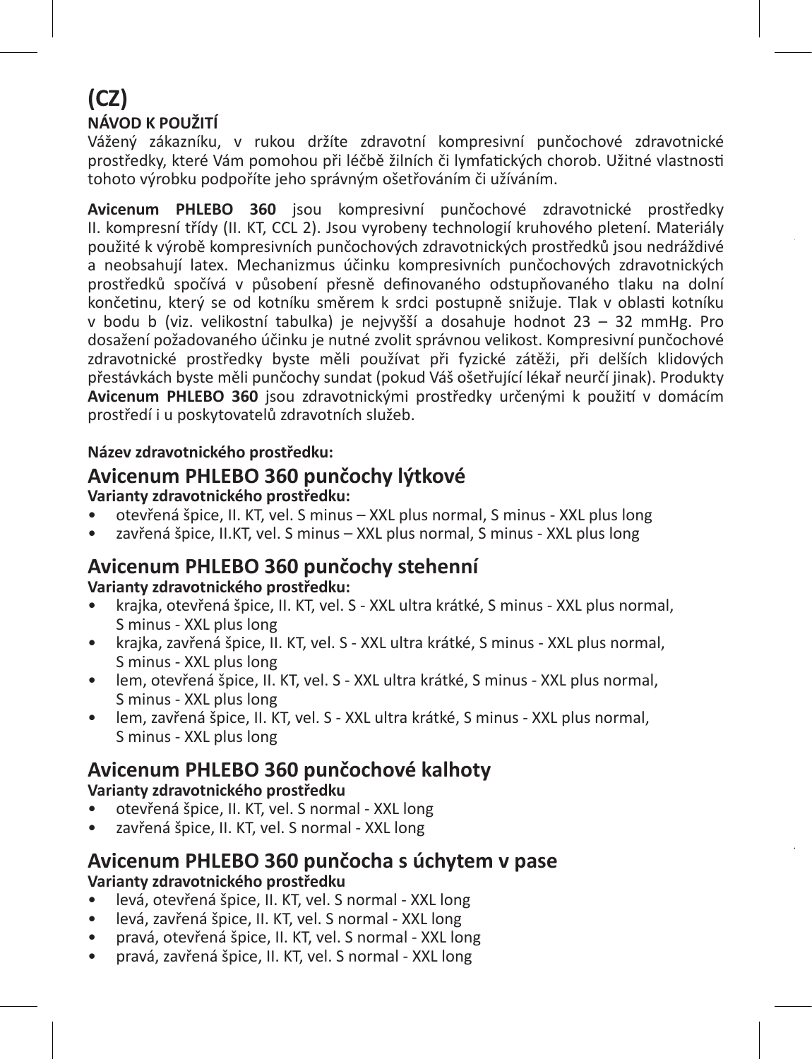# (CZ)

**NÁVOD K POUŽITÍ**

Vážený zákazníku, v rukou držíte zdravotní kompresivní punčochové zdravotnické prostředky, které Vám pomohou při léčbě žilních či lymfatických chorob. Užitné vlastnosti tohoto výrobku podpoříte jeho správným ošetřováním či užíváním.

**Avicenum PHLEBO 360** jsou kompresivní punčochové zdravotnické prostředky II. kompresní třídy (II. KT, CCL 2). Jsou vyrobeny technologií kruhového pletení. Materiály použité k výrobě kompresivních punčochových zdravotnických prostředků jsou nedráždivé a neobsahují latex. Mechanizmus účinku kompresivních punčochových zdravotnických prostředků spočívá v působení přesně definovaného odstupňovaného tlaku na dolní končetinu, který se od kotníku směrem k srdci postupně snižuje. Tlak v oblasti kotníku v bodu b (viz. velikostní tabulka) je nejvyšší a dosahuje hodnot 23 – 32 mmHg. Pro dosažení požadovaného účinku je nutné zvolit správnou velikost. Kompresivní punčochové zdravotnické prostředky byste měli používat při fyzické zátěži, při delších klidových přestávkách byste měli punčochy sundat (pokud Váš ošetřující lékař neurčí jinak). Produkty **Avicenum PHLEBO 360** jsou zdravotnickými prostředky určenými k použití v domácím prostředí i u poskytovatelů zdravotních služeb.

**Název zdravotnického prostředku:**

## Avicenum PHLEBO 360 punčochy lýtkové

**Varianty zdravotnického prostředku:**

- otevřená špice, II. KT, vel. S minus – XXL plus normal, S minus - XXL plus long
- zavřená špice, II.KT, vel. S minus – XXL plus normal, S minus - XXL plus long

## Avicenum PHLEBO 360 punčochy stehenní

**Varianty zdravotnického prostředku:**

- krajka, otevřená špice, II. KT, vel. S - XXL ultra krátké, S minus - XXL plus normal, S minus - XXL plus long
- krajka, zavřená špice, II. KT, vel. S - XXL ultra krátké, S minus - XXL plus normal, S minus - XXL plus long
- lem, otevřená špice, II. KT, vel. S - XXL ultra krátké, S minus - XXL plus normal, S minus - XXL plus long
- lem, zavřená špice, II. KT, vel. S - XXL ultra krátké, S minus - XXL plus normal, S minus - XXL plus long

## Avicenum PHLEBO 360 punčochové kalhoty

**Varianty zdravotnického prostředku**

- otevřená špice, II. KT, vel. S normal - XXL long
- zavřená špice, II. KT, vel. S normal - XXL long

## Avicenum PHLEBO 360 punčocha s úchytem v pase

**Varianty zdravotnického prostředku**

- levá, otevřená špice, II. KT, vel. S normal - XXL long
- levá, zavřená špice, II. KT, vel. S normal - XXL long
- pravá, otevřená špice, II. KT, vel. S normal - XXL long
- pravá, zavřená špice, II. KT, vel. S normal - XXL long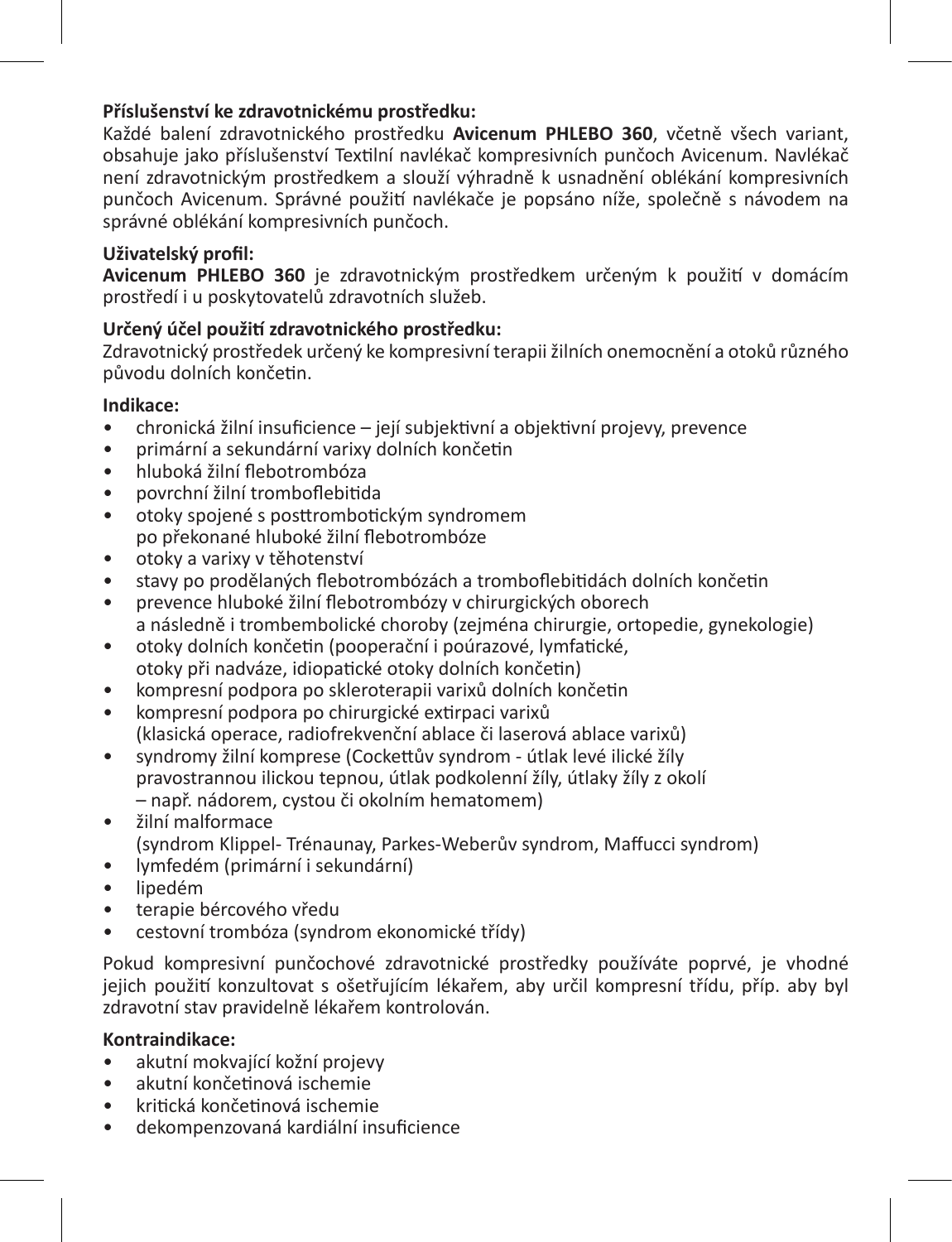**Příslušenství ke zdravotnickému prostředku:**
Každé balení zdravotnického prostředku **Avicenum PHLEBO 360**, včetně všech variant, obsahuje jako příslušenství Textilní navlékač kompresivních punčoch Avicenum. Navlékač není zdravotnickým prostředkem a slouží výhradně k usnadnění oblékání kompresivních punčoch Avicenum. Správné použití navlékače je popsáno níže, společně s návodem na správné oblékání kompresivních punčoch.

**Uživatelský profil:**
**Avicenum PHLEBO 360** je zdravotnickým prostředkem určeným k použití v domácím prostředí i u poskytovatelů zdravotních služeb.

**Určený účel použití zdravotnického prostředku:**
Zdravotnický prostředek určený ke kompresivní terapii žilních onemocnění a otoků různého původu dolních končetin.

**Indikace:**

- chronická žilní insuficience – její subjektivní a objektivní projevy, prevence
- primární a sekundární varixy dolních končetin
- hluboká žilní flebotrombóza
- povrchní žilní tromboflebitida
- otoky spojené s posttrombotickým syndromem po překonané hluboké žilní flebotrombóze
- otoky a varixy v těhotenství
- stavy po prodělaných flebotrombózách a tromboflebitidách dolních končetin
- prevence hluboké žilní flebotrombózy v chirurgických oborech a následně i trombembolické choroby (zejména chirurgie, ortopedie, gynekologie)
- otoky dolních končetin (pooperační i poúrazové, lymfatické, otoky při nadváze, idiopatické otoky dolních končetin)
- kompresní podpora po skleroterapii varixů dolních končetin
- kompresní podpora po chirurgické extirpaci varixů (klasická operace, radiofrekvenční ablace či laserová ablace varixů)
- syndromy žilní komprese (Cockettův syndrom - útlak levé ilické žíly pravostrannou ilickou tepnou, útlak podkolenní žíly, útlaky žíly z okolí – např. nádorem, cystou či okolním hematomem)
- žilní malformace (syndrom Klippel- Trénaunay, Parkes-Weberův syndrom, Maffucci syndrom)
- lymfedém (primární i sekundární)
- lipedém
- terapie bércového vředu
- cestovní trombóza (syndrom ekonomické třídy)

Pokud kompresivní punčochové zdravotnické prostředky používáte poprvé, je vhodné jejich použití konzultovat s ošetřujícím lékařem, aby určil kompresní třídu, příp. aby byl zdravotní stav pravidelně lékařem kontrolován.

**Kontraindikace:**

- akutní mokvající kožní projevy
- akutní končetinová ischemie
- kritická končetinová ischemie
- dekompenzovaná kardiální insuficience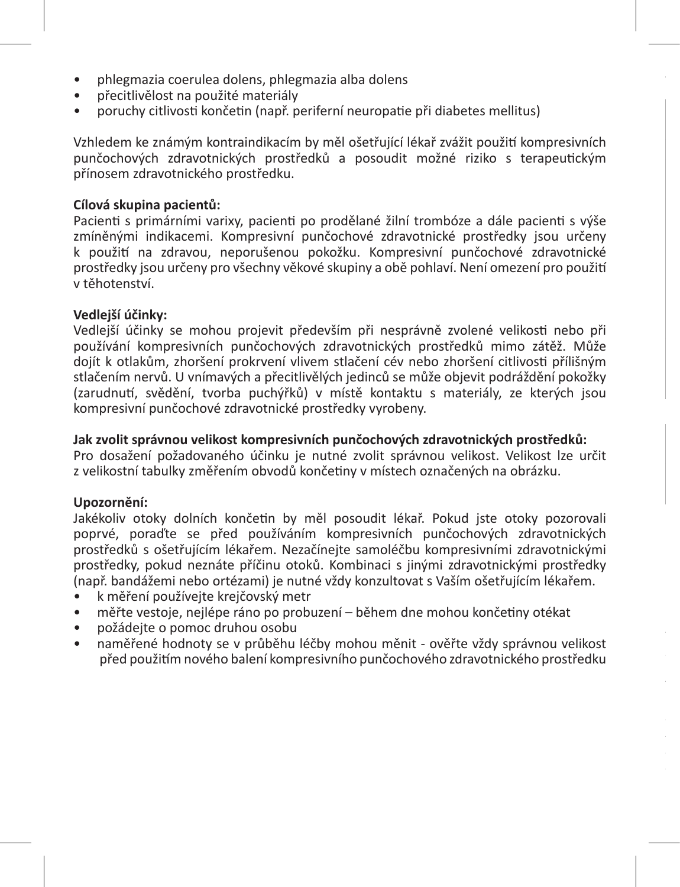- phlegmazia coerulea dolens, phlegmazia alba dolens
- přecitlivělost na použité materiály
- poruchy citlivosti končetin (např. periferní neuropatie při diabetes mellitus)

Vzhledem ke známým kontraindikacím by měl ošetřující lékař zvážit použití kompresivních punčochových zdravotnických prostředků a posoudit možné riziko s terapeutickým přínosem zdravotnického prostředku.

**Cílová skupina pacientů:**
Pacienti s primárními varixy, pacienti po prodělané žilní trombóze a dále pacienti s výše zmíněnými indikacemi. Kompresivní punčochové zdravotnické prostředky jsou určeny k použití na zdravou, neporušenou pokožku. Kompresivní punčochové zdravotnické prostředky jsou určeny pro všechny věkové skupiny a obě pohlaví. Není omezení pro použití v těhotenství.

**Vedlejší účinky:**
Vedlejší účinky se mohou projevit především při nesprávně zvolené velikosti nebo při používání kompresivních punčochových zdravotnických prostředků mimo zátěž. Může dojít k otlakům, zhoršení prokrvení vlivem stlačení cév nebo zhoršení citlivosti přílišným stlačením nervů. U vnímavých a přecitlivělých jedinců se může objevit podráždění pokožky (zarudnutí, svědění, tvorba puchýřků) v místě kontaktu s materiály, ze kterých jsou kompresivní punčochové zdravotnické prostředky vyrobeny.

**Jak zvolit správnou velikost kompresivních punčochových zdravotnických prostředků:**
Pro dosažení požadovaného účinku je nutné zvolit správnou velikost. Velikost lze určit z velikostní tabulky změřením obvodů končetiny v místech označených na obrázku.

**Upozornění:**
Jakékoliv otoky dolních končetin by měl posoudit lékař. Pokud jste otoky pozorovali poprvé, poraďte se před používáním kompresivních punčochových zdravotnických prostředků s ošetřujícím lékařem. Nezačínejte samoléčbu kompresivními zdravotnickými prostředky, pokud neznáte příčinu otoků. Kombinaci s jinými zdravotnickými prostředky (např. bandážemi nebo ortézami) je nutné vždy konzultovat s Vaším ošetřujícím lékařem.

- k měření používejte krejčovský metr
- měřte vestoje, nejlépe ráno po probuzení – během dne mohou končetiny otékat
- požádejte o pomoc druhou osobu
- naměřené hodnoty se v průběhu léčby mohou měnit - ověřte vždy správnou velikost před použitím nového balení kompresivního punčochového zdravotnického prostředku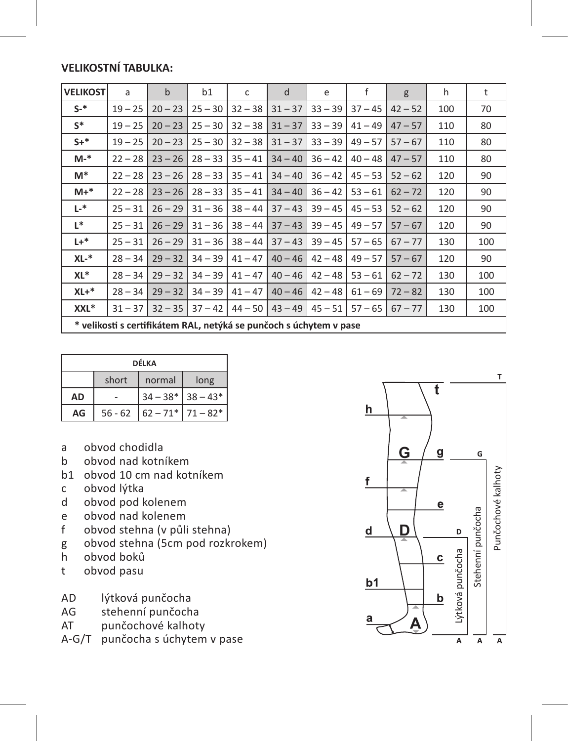**VELIKOSTNÍ TABULKA:**

| VELIKOST | a | b | b1 | c | d | e | f | g | h | t |
|---|---|---|---|---|---|---|---|---|---|---|
| S-* | 19 – 25 | 20 – 23 | 25 – 30 | 32 – 38 | 31 – 37 | 33 – 39 | 37 – 45 | 42 – 52 | 100 | 70 |
| S* | 19 – 25 | 20 – 23 | 25 – 30 | 32 – 38 | 31 – 37 | 33 – 39 | 41 – 49 | 47 – 57 | 110 | 80 |
| S+* | 19 – 25 | 20 – 23 | 25 – 30 | 32 – 38 | 31 – 37 | 33 – 39 | 49 – 57 | 57 – 67 | 110 | 80 |
| M-* | 22 – 28 | 23 – 26 | 28 – 33 | 35 – 41 | 34 – 40 | 36 – 42 | 40 – 48 | 47 – 57 | 110 | 80 |
| M* | 22 – 28 | 23 – 26 | 28 – 33 | 35 – 41 | 34 – 40 | 36 – 42 | 45 – 53 | 52 – 62 | 120 | 90 |
| M+* | 22 – 28 | 23 – 26 | 28 – 33 | 35 – 41 | 34 – 40 | 36 – 42 | 53 – 61 | 62 – 72 | 120 | 90 |
| L-* | 25 – 31 | 26 – 29 | 31 – 36 | 38 – 44 | 37 – 43 | 39 – 45 | 45 – 53 | 52 – 62 | 120 | 90 |
| L* | 25 – 31 | 26 – 29 | 31 – 36 | 38 – 44 | 37 – 43 | 39 – 45 | 49 – 57 | 57 – 67 | 120 | 90 |
| L+* | 25 – 31 | 26 – 29 | 31 – 36 | 38 – 44 | 37 – 43 | 39 – 45 | 57 – 65 | 67 – 77 | 130 | 100 |
| XL-* | 28 – 34 | 29 – 32 | 34 – 39 | 41 – 47 | 40 – 46 | 42 – 48 | 49 – 57 | 57 – 67 | 120 | 90 |
| XL* | 28 – 34 | 29 – 32 | 34 – 39 | 41 – 47 | 40 – 46 | 42 – 48 | 53 – 61 | 62 – 72 | 130 | 100 |
| XL+* | 28 – 34 | 29 – 32 | 34 – 39 | 41 – 47 | 40 – 46 | 42 – 48 | 61 – 69 | 72 – 82 | 130 | 100 |
| XXL* | 31 – 37 | 32 – 35 | 37 – 42 | 44 – 50 | 43 – 49 | 45 – 51 | 57 – 65 | 67 – 77 | 130 | 100 |

**\* velikosti s certifikátem RAL, netýká se punčoch s úchytem v pase**

| DÉLKA | | | |
|---|---|---|---|
| | short | normal | long |
| AD | - | 34 – 38* | 38 – 43* |
| AG | 56 - 62 | 62 – 71* | 71 – 82* |

a obvod chodidla
b obvod nad kotníkem
b1 obvod 10 cm nad kotníkem
c obvod lýtka
d obvod pod kolenem
e obvod nad kolenem
f obvod stehna (v půli stehna)
g obvod stehna (5cm pod rozkrokem)
h obvod boků
t obvod pasu

AD lýtková punčocha
AG stehenní punčocha
AT punčochové kalhoty
A-G/T punčocha s úchytem v pase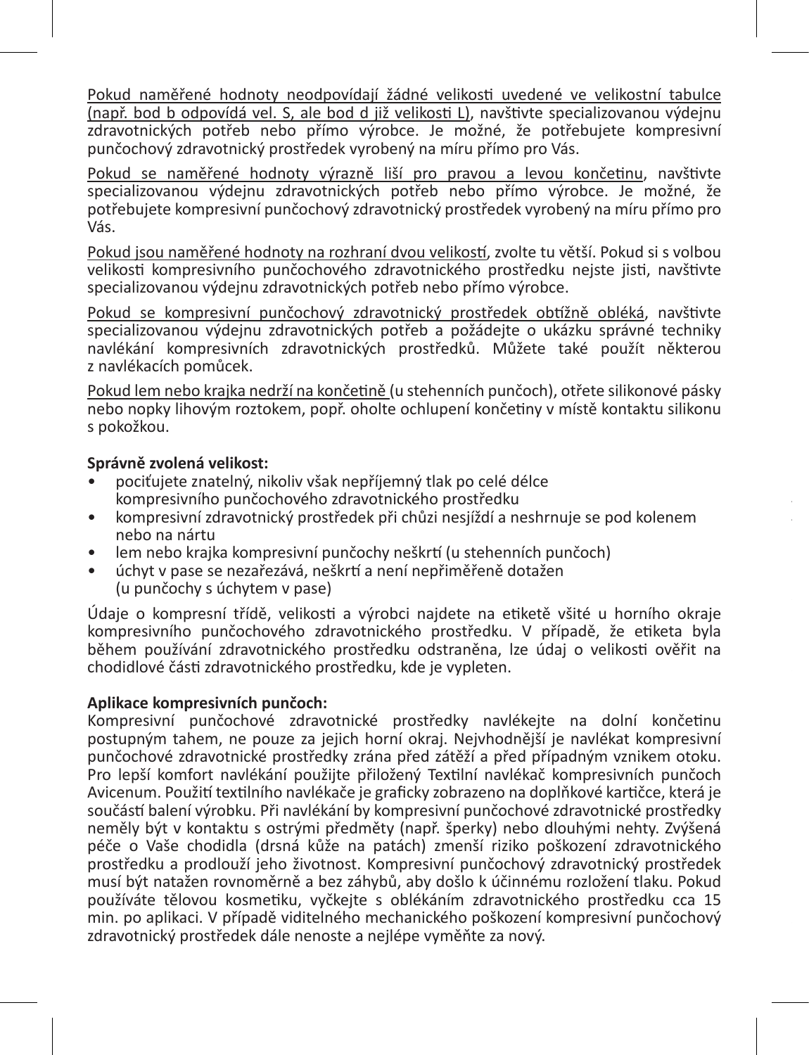Pokud naměřené hodnoty neodpovídají žádné velikosti uvedené ve velikostní tabulce (např. bod b odpovídá vel. S, ale bod d již velikosti L), navštivte specializovanou výdejnu zdravotnických potřeb nebo přímo výrobce. Je možné, že potřebujete kompresivní punčochový zdravotnický prostředek vyrobený na míru přímo pro Vás.

Pokud se naměřené hodnoty výrazně liší pro pravou a levou končetinu, navštivte specializovanou výdejnu zdravotnických potřeb nebo přímo výrobce. Je možné, že potřebujete kompresivní punčochový zdravotnický prostředek vyrobený na míru přímo pro Vás.

Pokud jsou naměřené hodnoty na rozhraní dvou velikostí, zvolte tu větší. Pokud si s volbou velikosti kompresivního punčochového zdravotnického prostředku nejste jisti, navštivte specializovanou výdejnu zdravotnických potřeb nebo přímo výrobce.

Pokud se kompresivní punčochový zdravotnický prostředek obtížně obléká, navštivte specializovanou výdejnu zdravotnických potřeb a požádejte o ukázku správné techniky navlékání kompresivních zdravotnických prostředků. Můžete také použít některou z navlékacích pomůcek.

Pokud lem nebo krajka nedrží na končetině (u stehenních punčoch), otřete silikonové pásky nebo nopky lihovým roztokem, popř. oholte ochlupení končetiny v místě kontaktu silikonu s pokožkou.

**Správně zvolená velikost:**

- pociťujete znatelný, nikoliv však nepříjemný tlak po celé délce kompresivního punčochového zdravotnického prostředku
- kompresivní zdravotnický prostředek při chůzi nesjíždí a neshrnuje se pod kolenem nebo na nártu
- lem nebo krajka kompresivní punčochy neškrtí (u stehenních punčoch)
- úchyt v pase se nezařezává, neškrtí a není nepřiměřeně dotažen (u punčochy s úchytem v pase)

Údaje o kompresní třídě, velikosti a výrobci najdete na etiketě všité u horního okraje kompresivního punčochového zdravotnického prostředku. V případě, že etiketa byla během používání zdravotnického prostředku odstraněna, lze údaj o velikosti ověřit na chodidlové části zdravotnického prostředku, kde je vypleten.

**Aplikace kompresivních punčoch:**

Kompresivní punčochové zdravotnické prostředky navlékejte na dolní končetinu postupným tahem, ne pouze za jejich horní okraj. Nejvhodnější je navlékat kompresivní punčochové zdravotnické prostředky zrána před zátěží a před případným vznikem otoku. Pro lepší komfort navlékání použijte přiložený Textilní navlékač kompresivních punčoch Avicenum. Použití textilního navlékače je graficky zobrazeno na doplňkové kartičce, která je součástí balení výrobku. Při navlékání by kompresivní punčochové zdravotnické prostředky neměly být v kontaktu s ostrými předměty (např. šperky) nebo dlouhými nehty. Zvýšená péče o Vaše chodidla (drsná kůže na patách) zmenší riziko poškození zdravotnického prostředku a prodlouží jeho životnost. Kompresivní punčochový zdravotnický prostředek musí být natažen rovnoměrně a bez záhybů, aby došlo k účinnému rozložení tlaku. Pokud používáte tělovou kosmetiku, vyčkejte s oblékáním zdravotnického prostředku cca 15 min. po aplikaci. V případě viditelného mechanického poškození kompresivní punčochový zdravotnický prostředek dále nenoste a nejlépe vyměňte za nový.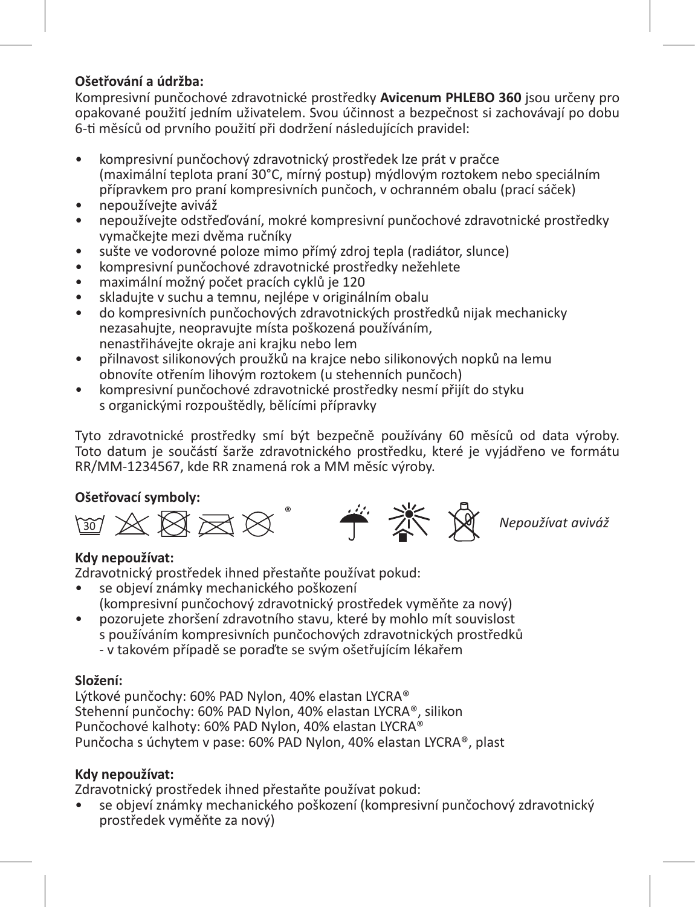**Ošetřování a údržba:**
Kompresivní punčochové zdravotnické prostředky **Avicenum PHLEBO 360** jsou určeny pro opakované použití jedním uživatelem. Svou účinnost a bezpečnost si zachovávají po dobu 6-ti měsíců od prvního použití při dodržení následujících pravidel:

- kompresivní punčochový zdravotnický prostředek lze prát v pračce (maximální teplota praní 30°C, mírný postup) mýdlovým roztokem nebo speciálním přípravkem pro praní kompresivních punčoch, v ochranném obalu (prací sáček)
- nepoužívejte aviváž
- nepoužívejte odstřeďování, mokré kompresivní punčochové zdravotnické prostředky vymačkejte mezi dvěma ručníky
- sušte ve vodorovné poloze mimo přímý zdroj tepla (radiátor, slunce)
- kompresivní punčochové zdravotnické prostředky nežehlete
- maximální možný počet pracích cyklů je 120
- skladujte v suchu a temnu, nejlépe v originálním obalu
- do kompresivních punčochových zdravotnických prostředků nijak mechanicky nezasahujte, neopravujte místa poškozená používáním, nenastřihávejte okraje ani krajku nebo lem
- přilnavost silikonových proužků na krajce nebo silikonových nopků na lemu obnovíte otřením lihovým roztokem (u stehenních punčoch)
- kompresivní punčochové zdravotnické prostředky nesmí přijít do styku s organickými rozpouštědly, bělícími přípravky

Tyto zdravotnické prostředky smí být bezpečně používány 60 měsíců od data výroby. Toto datum je součástí šarže zdravotnického prostředku, které je vyjádřeno ve formátu RR/MM-1234567, kde RR znamená rok a MM měsíc výroby.

**Ošetřovací symboly:**

30 ®

*Nepoužívat aviváž*

**Kdy nepoužívat:**
Zdravotnický prostředek ihned přestaňte používat pokud:
- se objeví známky mechanického poškození (kompresivní punčochový zdravotnický prostředek vyměňte za nový)
- pozorujete zhoršení zdravotního stavu, které by mohlo mít souvislost s používáním kompresivních punčochových zdravotnických prostředků - v takovém případě se poraďte se svým ošetřujícím lékařem

**Složení:**
Lýtkové punčochy: 60% PAD Nylon, 40% elastan LYCRA®
Stehenní punčochy: 60% PAD Nylon, 40% elastan LYCRA®, silikon
Punčochové kalhoty: 60% PAD Nylon, 40% elastan LYCRA®
Punčocha s úchytem v pase: 60% PAD Nylon, 40% elastan LYCRA®, plast

**Kdy nepoužívat:**
Zdravotnický prostředek ihned přestaňte používat pokud:
- se objeví známky mechanického poškození (kompresivní punčochový zdravotnický prostředek vyměňte za nový)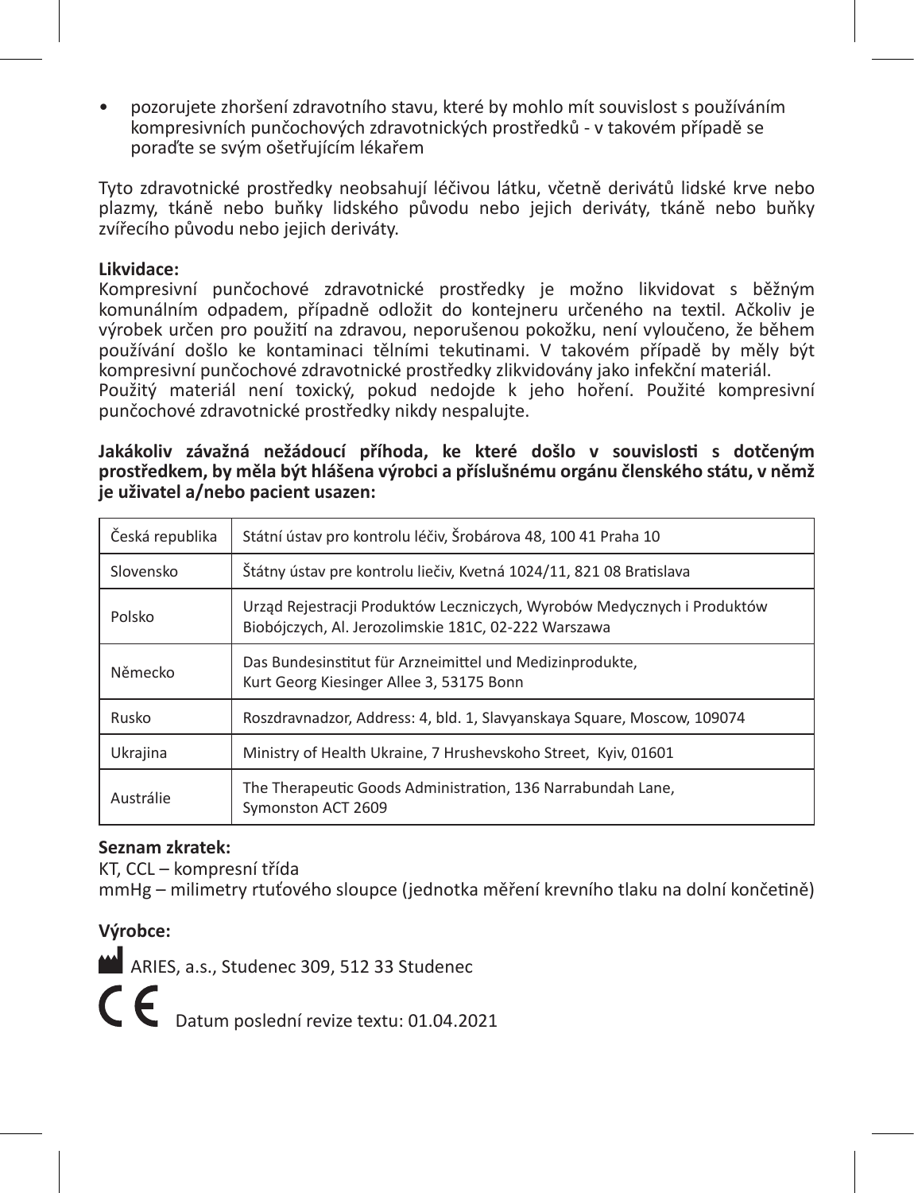- pozorujete zhoršení zdravotního stavu, které by mohlo mít souvislost s používáním kompresivních punčochových zdravotnických prostředků - v takovém případě se poraďte se svým ošetřujícím lékařem

Tyto zdravotnické prostředky neobsahují léčivou látku, včetně derivátů lidské krve nebo plazmy, tkáně nebo buňky lidského původu nebo jejich deriváty, tkáně nebo buňky zvířecího původu nebo jejich deriváty.

**Likvidace:**
Kompresivní punčochové zdravotnické prostředky je možno likvidovat s běžným komunálním odpadem, případně odložit do kontejneru určeného na textil. Ačkoliv je výrobek určen pro použití na zdravou, neporušenou pokožku, není vyloučeno, že během používání došlo ke kontaminaci tělními tekutinami. V takovém případě by měly být kompresivní punčochové zdravotnické prostředky zlikvidovány jako infekční materiál.
Použitý materiál není toxický, pokud nedojde k jeho hoření. Použité kompresivní punčochové zdravotnické prostředky nikdy nespalujte.

**Jakákoliv závažná nežádoucí příhoda, ke které došlo v souvislosti s dotčeným prostředkem, by měla být hlášena výrobci a příslušnému orgánu členského státu, v němž je uživatel a/nebo pacient usazen:**

| | |
|---|---|
| Česká republika | Státní ústav pro kontrolu léčiv, Šrobárova 48, 100 41 Praha 10 |
| Slovensko | Štátny ústav pre kontrolu liečiv, Kvetná 1024/11, 821 08 Bratislava |
| Polsko | Urząd Rejestracji Produktów Leczniczych, Wyrobów Medycznych i Produktów Biobójczych, Al. Jerozolimskie 181C, 02-222 Warszawa |
| Německo | Das Bundesinstitut für Arzneimittel und Medizinprodukte, Kurt Georg Kiesinger Allee 3, 53175 Bonn |
| Rusko | Roszdravnadzor, Address: 4, bld. 1, Slavyanskaya Square, Moscow, 109074 |
| Ukrajina | Ministry of Health Ukraine, 7 Hrushevskoho Street, Kyiv, 01601 |
| Austrálie | The Therapeutic Goods Administration, 136 Narrabundah Lane, Symonston ACT 2609 |

**Seznam zkratek:**
KT, CCL – kompresní třída
mmHg – milimetry rtuťového sloupce (jednotka měření krevního tlaku na dolní končetině)

**Výrobce:**

ARIES, a.s., Studenec 309, 512 33 Studenec

CE Datum poslední revize textu: 01.04.2021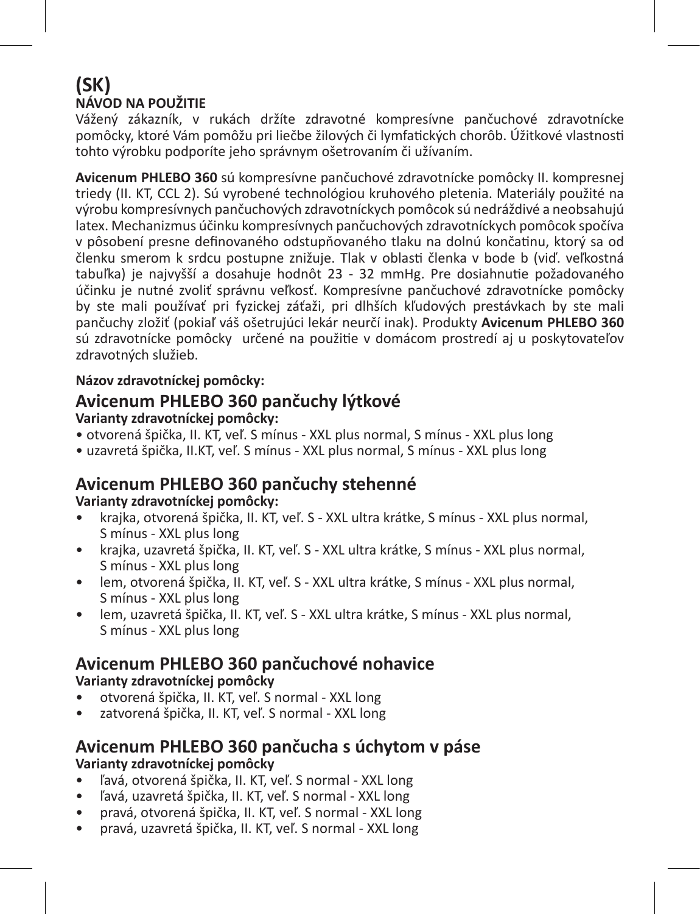# (SK)

## NÁVOD NA POUŽITIE

Vážený zákazník, v rukách držíte zdravotné kompresívne pančuchové zdravotnícke pomôcky, ktoré Vám pomôžu pri liečbe žilových či lymfatických chorôb. Úžitkové vlastnosti tohto výrobku podporíte jeho správnym ošetrovaním či užívaním.

**Avicenum PHLEBO 360** sú kompresívne pančuchové zdravotnícke pomôcky II. kompresnej triedy (II. KT, CCL 2). Sú vyrobené technológiou kruhového pletenia. Materiály použité na výrobu kompresívnych pančuchových zdravotníckych pomôcok sú nedráždivé a neobsahujú latex. Mechanizmus účinku kompresívnych pančuchových zdravotníckych pomôcok spočíva v pôsobení presne definovaného odstupňovaného tlaku na dolnú končatinu, ktorý sa od členku smerom k srdcu postupne znižuje. Tlak v oblasti členka v bode b (viď. veľkostná tabuľka) je najvyšší a dosahuje hodnôt 23 - 32 mmHg. Pre dosiahnutie požadovaného účinku je nutné zvoliť správnu veľkosť. Kompresívne pančuchové zdravotnícke pomôcky by ste mali používať pri fyzickej záťaži, pri dlhších kľudových prestávkach by ste mali pančuchy zložiť (pokiaľ váš ošetrujúci lekár neurčí inak). Produkty **Avicenum PHLEBO 360** sú zdravotnícke pomôcky určené na použitie v domácom prostredí aj u poskytovateľov zdravotných služieb.

**Názov zdravotníckej pomôcky:**

## Avicenum PHLEBO 360 pančuchy lýtkové

**Varianty zdravotníckej pomôcky:**

- otvorená špička, II. KT, veľ. S mínus - XXL plus normal, S mínus - XXL plus long
- uzavretá špička, II.KT, veľ. S mínus - XXL plus normal, S mínus - XXL plus long

## Avicenum PHLEBO 360 pančuchy stehenné

**Varianty zdravotníckej pomôcky:**

- krajka, otvorená špička, II. KT, veľ. S - XXL ultra krátke, S mínus - XXL plus normal, S mínus - XXL plus long
- krajka, uzavretá špička, II. KT, veľ. S - XXL ultra krátke, S mínus - XXL plus normal, S mínus - XXL plus long
- lem, otvorená špička, II. KT, veľ. S - XXL ultra krátke, S mínus - XXL plus normal, S mínus - XXL plus long
- lem, uzavretá špička, II. KT, veľ. S - XXL ultra krátke, S mínus - XXL plus normal, S mínus - XXL plus long

## Avicenum PHLEBO 360 pančuchové nohavice

**Varianty zdravotníckej pomôcky**

- otvorená špička, II. KT, veľ. S normal - XXL long
- zatvorená špička, II. KT, veľ. S normal - XXL long

## Avicenum PHLEBO 360 pančucha s úchytom v páse

**Varianty zdravotníckej pomôcky**

- ľavá, otvorená špička, II. KT, veľ. S normal - XXL long
- ľavá, uzavretá špička, II. KT, veľ. S normal - XXL long
- pravá, otvorená špička, II. KT, veľ. S normal - XXL long
- pravá, uzavretá špička, II. KT, veľ. S normal - XXL long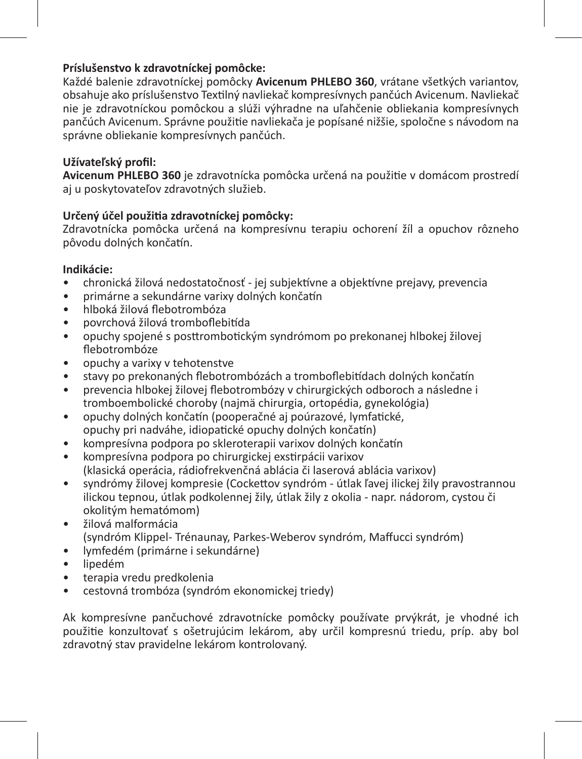**Príslušenstvo k zdravotníckej pomôcke:**
Každé balenie zdravotníckej pomôcky **Avicenum PHLEBO 360**, vrátane všetkých variantov, obsahuje ako príslušenstvo Textilný navliekač kompresívnych pančúch Avicenum. Navliekač nie je zdravotníckou pomôckou a slúži výhradne na uľahčenie obliekania kompresívnych pančúch Avicenum. Správne použitie navliekača je popísané nižšie, spoločne s návodom na správne obliekanie kompresívnych pančúch.

**Užívateľský profil:**
**Avicenum PHLEBO 360** je zdravotnícka pomôcka určená na použitie v domácom prostredí aj u poskytovateľov zdravotných služieb.

**Určený účel použitia zdravotníckej pomôcky:**
Zdravotnícka pomôcka určená na kompresívnu terapiu ochorení žíl a opuchov rôzneho pôvodu dolných končatín.

**Indikácie:**

- chronická žilová nedostatočnosť - jej subjektívne a objektívne prejavy, prevencia
- primárne a sekundárne varixy dolných končatín
- hlboká žilová flebotrombóza
- povrchová žilová tromboflebitída
- opuchy spojené s posttrombotickým syndrómom po prekonanej hlbokej žilovej flebotrombóze
- opuchy a varixy v tehotenstve
- stavy po prekonaných flebotrombózách a tromboflebitídach dolných končatín
- prevencia hlbokej žilovej flebotrombózy v chirurgických odboroch a následne i tromboembolické choroby (najmä chirurgia, ortopédia, gynekológia)
- opuchy dolných končatín (pooperačné aj poúrazové, lymfatické, opuchy pri nadváhe, idiopatické opuchy dolných končatín)
- kompresívna podpora po skleroterapii varixov dolných končatín
- kompresívna podpora po chirurgickej exstirpácii varixov (klasická operácia, rádiofrekvenčná ablácia či laserová ablácia varixov)
- syndrómy žilovej kompresie (Cockettov syndróm - útlak ľavej ilickej žily pravostrannou ilickou tepnou, útlak podkolennej žily, útlak žily z okolia - napr. nádorom, cystou či okolitým hematómom)
- žilová malformácia (syndróm Klippel- Trénaunay, Parkes-Weberov syndróm, Maffucci syndróm)
- lymfedém (primárne i sekundárne)
- lipedém
- terapia vredu predkolenia
- cestovná trombóza (syndróm ekonomickej triedy)

Ak kompresívne pančuchové zdravotnícke pomôcky používate prvýkrát, je vhodné ich použitie konzultovať s ošetrujúcim lekárom, aby určil kompresnú triedu, príp. aby bol zdravotný stav pravidelne lekárom kontrolovaný.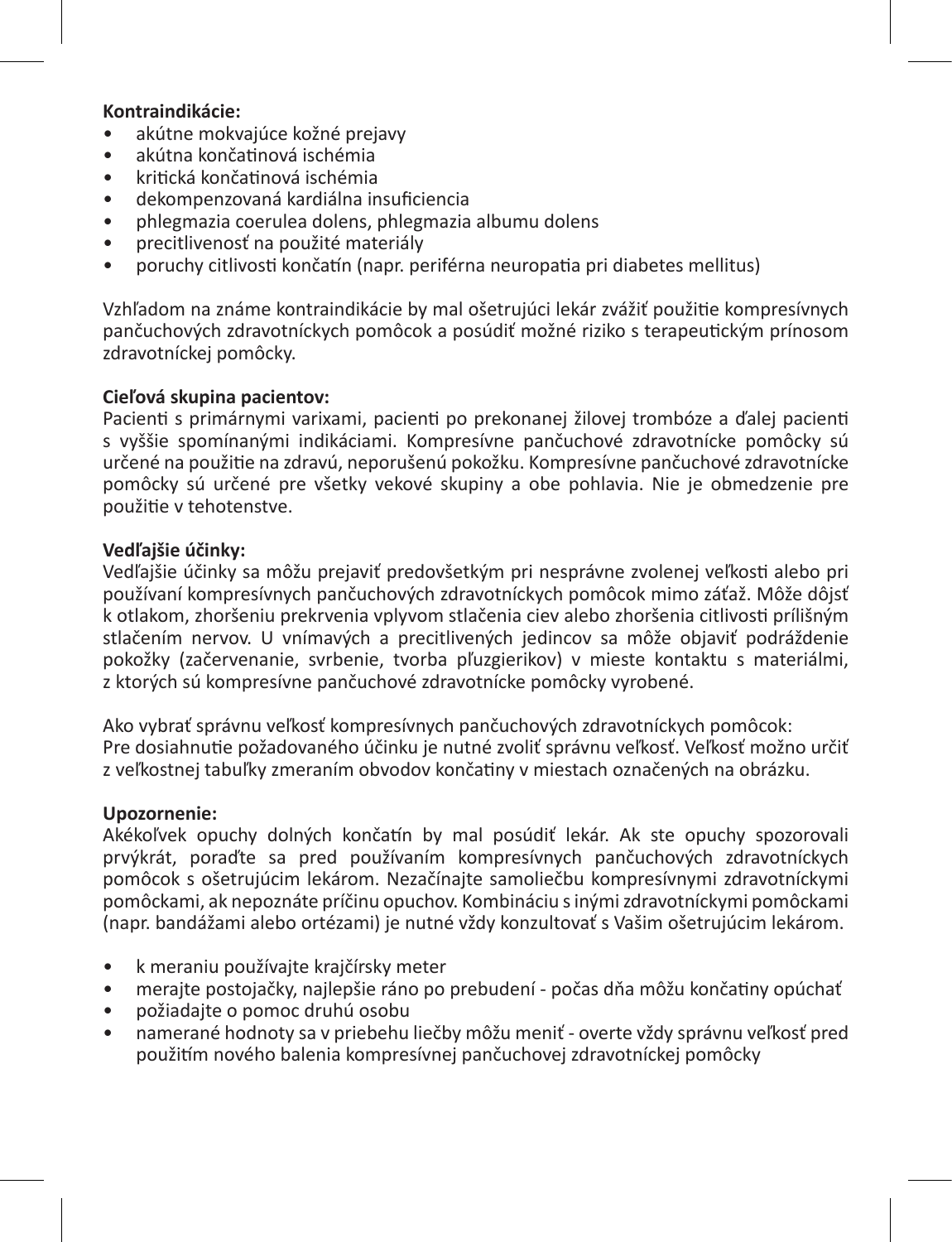**Kontraindikácie:**

- akútne mokvajúce kožné prejavy
- akútna končatinová ischémia
- kritická končatinová ischémia
- dekompenzovaná kardiálna insuficiencia
- phlegmazia coerulea dolens, phlegmazia albumu dolens
- precitlivenosť na použité materiály
- poruchy citlivosti končatín (napr. periférna neuropatia pri diabetes mellitus)

Vzhľadom na známe kontraindikácie by mal ošetrujúci lekár zvážiť použitie kompresívnych pančuchových zdravotníckych pomôcok a posúdiť možné riziko s terapeutickým prínosom zdravotníckej pomôcky.

**Cieľová skupina pacientov:**
Pacienti s primárnymi varixami, pacienti po prekonanej žilovej trombóze a ďalej pacienti s vyššie spomínanými indikáciami. Kompresívne pančuchové zdravotnícke pomôcky sú určené na použitie na zdravú, neporušenú pokožku. Kompresívne pančuchové zdravotnícke pomôcky sú určené pre všetky vekové skupiny a obe pohlavia. Nie je obmedzenie pre použitie v tehotenstve.

**Vedľajšie účinky:**
Vedľajšie účinky sa môžu prejaviť predovšetkým pri nesprávne zvolenej veľkosti alebo pri používaní kompresívnych pančuchových zdravotníckych pomôcok mimo záťaž. Môže dôjsť k otlakom, zhoršeniu prekrvenia vplyvom stlačenia ciev alebo zhoršenia citlivosti prílišným stlačením nervov. U vnímavých a precitlivených jedincov sa môže objaviť podráždenie pokožky (začervenanie, svrbenie, tvorba pľuzgierikov) v mieste kontaktu s materiálmi, z ktorých sú kompresívne pančuchové zdravotnícke pomôcky vyrobené.

Ako vybrať správnu veľkosť kompresívnych pančuchových zdravotníckych pomôcok:
Pre dosiahnutie požadovaného účinku je nutné zvoliť správnu veľkosť. Veľkosť možno určiť z veľkostnej tabuľky zmeraním obvodov končatiny v miestach označených na obrázku.

**Upozornenie:**
Akékoľvek opuchy dolných končatín by mal posúdiť lekár. Ak ste opuchy spozorovali prvýkrát, poraďte sa pred používaním kompresívnych pančuchových zdravotníckych pomôcok s ošetrujúcim lekárom. Nezačínajte samoliečbu kompresívnymi zdravotníckymi pomôckami, ak nepoznáte príčinu opuchov. Kombináciu s inými zdravotníckymi pomôckami (napr. bandážami alebo ortézami) je nutné vždy konzultovať s Vašim ošetrujúcim lekárom.

- k meraniu používajte krajčírsky meter
- merajte postojačky, najlepšie ráno po prebudení - počas dňa môžu končatiny opúchať
- požiadajte o pomoc druhú osobu
- namerané hodnoty sa v priebehu liečby môžu meniť - overte vždy správnu veľkosť pred použitím nového balenia kompresívnej pančuchovej zdravotníckej pomôcky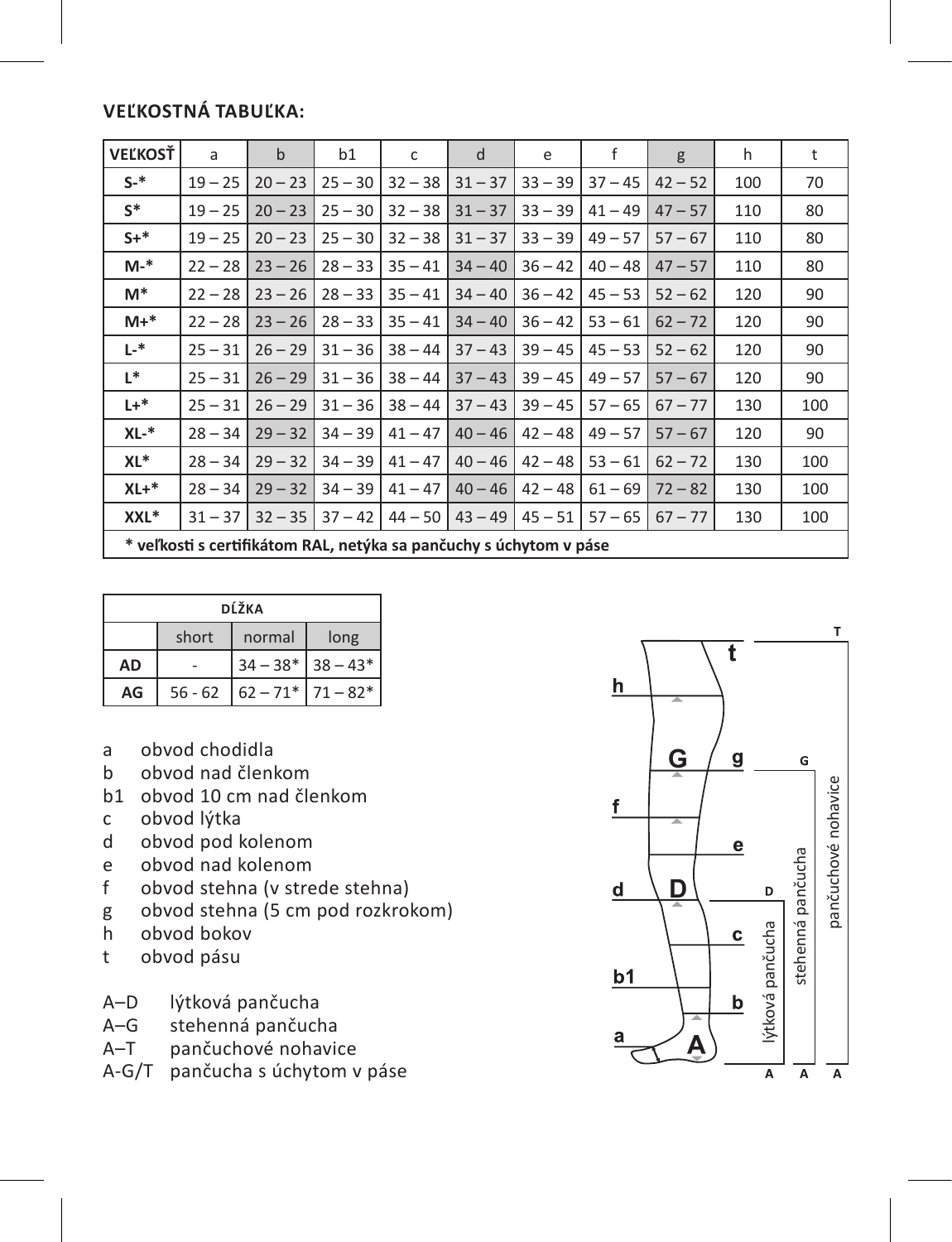**VEĽKOSTNÁ TABUĽKA:**

| VEĽKOSŤ | a | b | b1 | c | d | e | f | g | h | t |
|---|---|---|---|---|---|---|---|---|---|---|
| S-* | 19 – 25 | 20 – 23 | 25 – 30 | 32 – 38 | 31 – 37 | 33 – 39 | 37 – 45 | 42 – 52 | 100 | 70 |
| S* | 19 – 25 | 20 – 23 | 25 – 30 | 32 – 38 | 31 – 37 | 33 – 39 | 41 – 49 | 47 – 57 | 110 | 80 |
| S+* | 19 – 25 | 20 – 23 | 25 – 30 | 32 – 38 | 31 – 37 | 33 – 39 | 49 – 57 | 57 – 67 | 110 | 80 |
| M-* | 22 – 28 | 23 – 26 | 28 – 33 | 35 – 41 | 34 – 40 | 36 – 42 | 40 – 48 | 47 – 57 | 110 | 80 |
| M* | 22 – 28 | 23 – 26 | 28 – 33 | 35 – 41 | 34 – 40 | 36 – 42 | 45 – 53 | 52 – 62 | 120 | 90 |
| M+* | 22 – 28 | 23 – 26 | 28 – 33 | 35 – 41 | 34 – 40 | 36 – 42 | 53 – 61 | 62 – 72 | 120 | 90 |
| L-* | 25 – 31 | 26 – 29 | 31 – 36 | 38 – 44 | 37 – 43 | 39 – 45 | 45 – 53 | 52 – 62 | 120 | 90 |
| L* | 25 – 31 | 26 – 29 | 31 – 36 | 38 – 44 | 37 – 43 | 39 – 45 | 49 – 57 | 57 – 67 | 120 | 90 |
| L+* | 25 – 31 | 26 – 29 | 31 – 36 | 38 – 44 | 37 – 43 | 39 – 45 | 57 – 65 | 67 – 77 | 130 | 100 |
| XL-* | 28 – 34 | 29 – 32 | 34 – 39 | 41 – 47 | 40 – 46 | 42 – 48 | 49 – 57 | 57 – 67 | 120 | 90 |
| XL* | 28 – 34 | 29 – 32 | 34 – 39 | 41 – 47 | 40 – 46 | 42 – 48 | 53 – 61 | 62 – 72 | 130 | 100 |
| XL+* | 28 – 34 | 29 – 32 | 34 – 39 | 41 – 47 | 40 – 46 | 42 – 48 | 61 – 69 | 72 – 82 | 130 | 100 |
| XXL* | 31 – 37 | 32 – 35 | 37 – 42 | 44 – 50 | 43 – 49 | 45 – 51 | 57 – 65 | 67 – 77 | 130 | 100 |

**\* veľkosti s certifikátom RAL, netýka sa pančuchy s úchytom v páse**

| DĹŽKA | | | |
|---|---|---|---|
| | short | normal | long |
| AD | - | 34 – 38* | 38 – 43* |
| AG | 56 - 62 | 62 – 71* | 71 – 82* |

- a obvod chodidla
- b obvod nad členkom
- b1 obvod 10 cm nad členkom
- c obvod lýtka
- d obvod pod kolenom
- e obvod nad kolenom
- f obvod stehna (v strede stehna)
- g obvod stehna (5 cm pod rozkrokom)
- h obvod bokov
- t obvod pásu

- A–D lýtková pančucha
- A–G stehenná pančucha
- A–T pančuchové nohavice
- A-G/T pančucha s úchytom v páse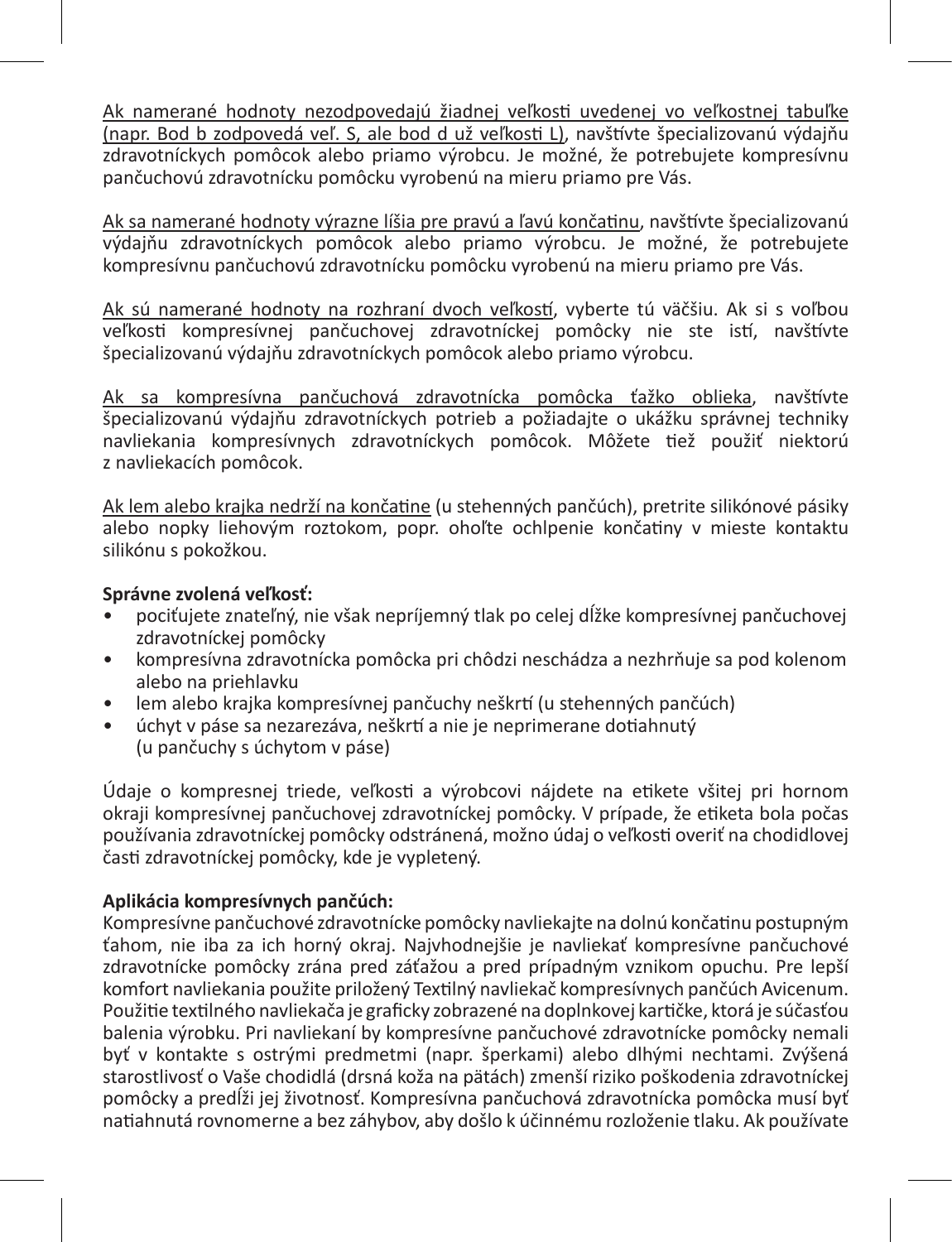Ak namerané hodnoty nezodpovedajú žiadnej veľkosti uvedenej vo veľkostnej tabuľke (napr. Bod b zodpovedá veľ. S, ale bod d už veľkosti L), navštívte špecializovanú výdajňu zdravotníckych pomôcok alebo priamo výrobcu. Je možné, že potrebujete kompresívnu pančuchovú zdravotnícku pomôcku vyrobenú na mieru priamo pre Vás.

Ak sa namerané hodnoty výrazne líšia pre pravú a ľavú končatinu, navštívte špecializovanú výdajňu zdravotníckych pomôcok alebo priamo výrobcu. Je možné, že potrebujete kompresívnu pančuchovú zdravotnícku pomôcku vyrobenú na mieru priamo pre Vás.

Ak sú namerané hodnoty na rozhraní dvoch veľkostí, vyberte tú väčšiu. Ak si s voľbou veľkosti kompresívnej pančuchovej zdravotníckej pomôcky nie ste istí, navštívte špecializovanú výdajňu zdravotníckych pomôcok alebo priamo výrobcu.

Ak sa kompresívna pančuchová zdravotnícka pomôcka ťažko oblieka, navštívte špecializovanú výdajňu zdravotníckych potrieb a požiadajte o ukážku správnej techniky navliekania kompresívnych zdravotníckych pomôcok. Môžete tiež použiť niektorú z navliekacích pomôcok.

Ak lem alebo krajka nedrží na končatine (u stehenných pančúch), pretrite silikónové pásiky alebo nopky liehovým roztokom, popr. oholťe ochlpenie končatiny v mieste kontaktu silikónu s pokožkou.

**Správne zvolená veľkosť:**

- pociťujete znateľný, nie však nepríjemný tlak po celej dĺžke kompresívnej pančuchovej zdravotníckej pomôcky
- kompresívna zdravotnícka pomôcka pri chôdzi neschádza a nezhrňuje sa pod kolenom alebo na priehlavku
- lem alebo krajka kompresívnej pančuchy neškrtí (u stehenných pančúch)
- úchyt v páse sa nezarezáva, neškrtí a nie je neprimerane dotiahnutý (u pančuchy s úchytom v páse)

Údaje o kompresnej triede, veľkosti a výrobcovi nájdete na etikete všitej pri hornom okraji kompresívnej pančuchovej zdravotníckej pomôcky. V prípade, že etiketa bola počas používania zdravotníckej pomôcky odstránená, možno údaj o veľkosti overiť na chodidlovej časti zdravotníckej pomôcky, kde je vypletený.

**Aplikácia kompresívnych pančúch:**

Kompresívne pančuchové zdravotnícke pomôcky navliekajte na dolnú končatinu postupným ťahom, nie iba za ich horný okraj. Najvhodnejšie je navliekať kompresívne pančuchové zdravotnícke pomôcky zrána pred záťažou a pred prípadným vznikom opuchu. Pre lepší komfort navliekania použite priložený Textilný navliekač kompresívnych pančúch Avicenum. Použitie textilného navliekača je graficky zobrazené na doplnkovej kartičke, ktorá je súčasťou balenia výrobku. Pri navliekaní by kompresívne pančuchové zdravotnícke pomôcky nemali byť v kontakte s ostrými predmetmi (napr. šperkami) alebo dlhými nechtami. Zvýšená starostlivosť o Vaše chodidlá (drsná koža na pätách) zmenší riziko poškodenia zdravotníckej pomôcky a predĺži jej životnosť. Kompresívna pančuchová zdravotnícka pomôcka musí byť natiahnutá rovnomerne a bez záhybov, aby došlo k účinnému rozloženie tlaku. Ak používate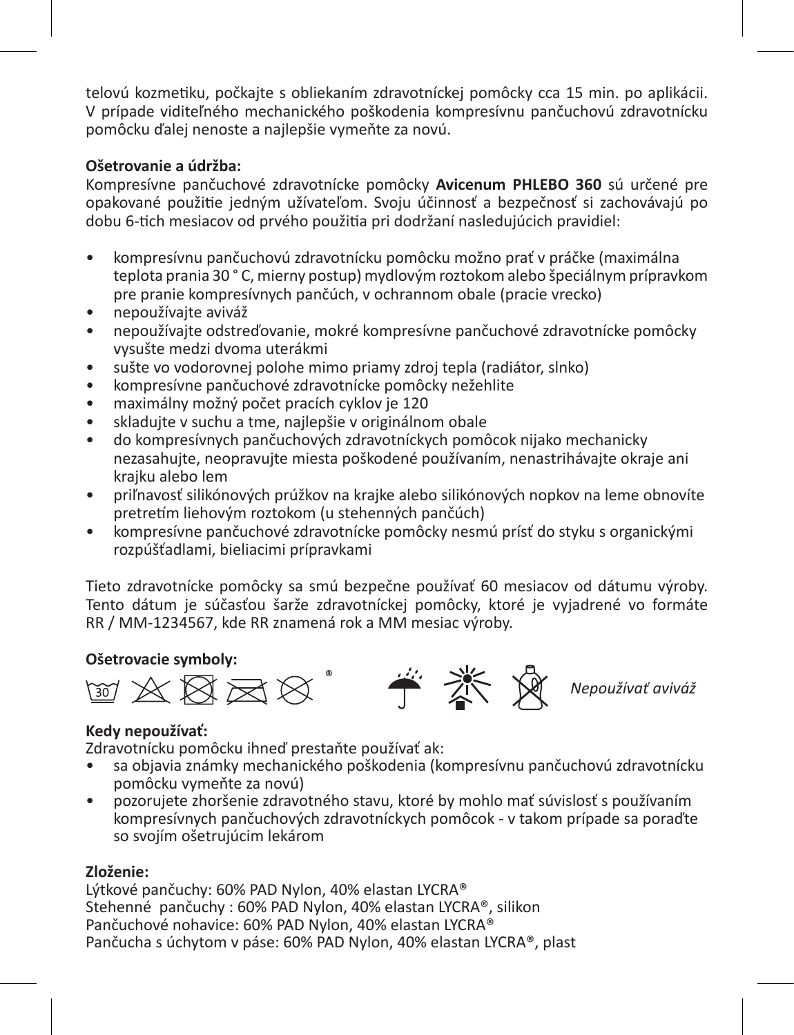telovú kozmetiku, počkajte s obliekaním zdravotníckej pomôcky cca 15 min. po aplikácii. V prípade viditeľného mechanického poškodenia kompresívnu pančuchovú zdravotnícku pomôcku ďalej nenoste a najlepšie vymeňte za novú.

**Ošetrovanie a údržba:**
Kompresívne pančuchové zdravotnícke pomôcky **Avicenum PHLEBO 360** sú určené pre opakované použitie jedným užívateľom. Svoju účinnosť a bezpečnosť si zachovávajú po dobu 6-tich mesiacov od prvého použitia pri dodržaní nasledujúcich pravidiel:

- kompresívnu pančuchovú zdravotnícku pomôcku možno prať v práčke (maximálna teplota prania 30 ° C, mierny postup) mydlovým roztokom alebo špeciálnym prípravkom pre pranie kompresívnych pančúch, v ochrannom obale (pracie vrecko)
- nepoužívajte aviváž
- nepoužívajte odstreďovanie, mokré kompresívne pančuchové zdravotnícke pomôcky vysušte medzi dvoma uterákmi
- sušte vo vodorovnej polohe mimo priamy zdroj tepla (radiátor, slnko)
- kompresívne pančuchové zdravotnícke pomôcky nežehlite
- maximálny možný počet pracích cyklov je 120
- skladujte v suchu a tme, najlepšie v originálnom obale
- do kompresívnych pančuchových zdravotníckych pomôcok nijako mechanicky nezasahujte, neopravujte miesta poškodené používaním, nenastrihávajte okraje ani krajku alebo lem
- priľnavosť silikónových prúžkov na krajke alebo silikónových nopkov na leme obnovíte pretretím liehovým roztokom (u stehenných pančúch)
- kompresívne pančuchové zdravotnícke pomôcky nesmú prísť do styku s organickými rozpúšťadlami, bieliacimi prípravkami

Tieto zdravotnícke pomôcky sa smú bezpečne používať 60 mesiacov od dátumu výroby. Tento dátum je súčasťou šarže zdravotníckej pomôcky, ktoré je vyjadrené vo formáte RR / MM-1234567, kde RR znamená rok a MM mesiac výroby.

**Ošetrovacie symboly:**

*Nepoužívať aviváž*

**Kedy nepoužívať:**
Zdravotnícku pomôcku ihneď prestaňte používať ak:
- sa objavia známky mechanického poškodenia (kompresívnu pančuchovú zdravotnícku pomôcku vymeňte za novú)
- pozorujete zhoršenie zdravotného stavu, ktoré by mohlo mať súvislosť s používaním kompresívnych pančuchových zdravotníckych pomôcok - v takom prípade sa poraďte so svojím ošetrujúcim lekárom

**Zloženie:**
Lýtkové pančuchy: 60% PAD Nylon, 40% elastan LYCRA®
Stehenné pančuchy : 60% PAD Nylon, 40% elastan LYCRA®, silikon
Pančuchové nohavice: 60% PAD Nylon, 40% elastan LYCRA®
Pančucha s úchytom v páse: 60% PAD Nylon, 40% elastan LYCRA®, plast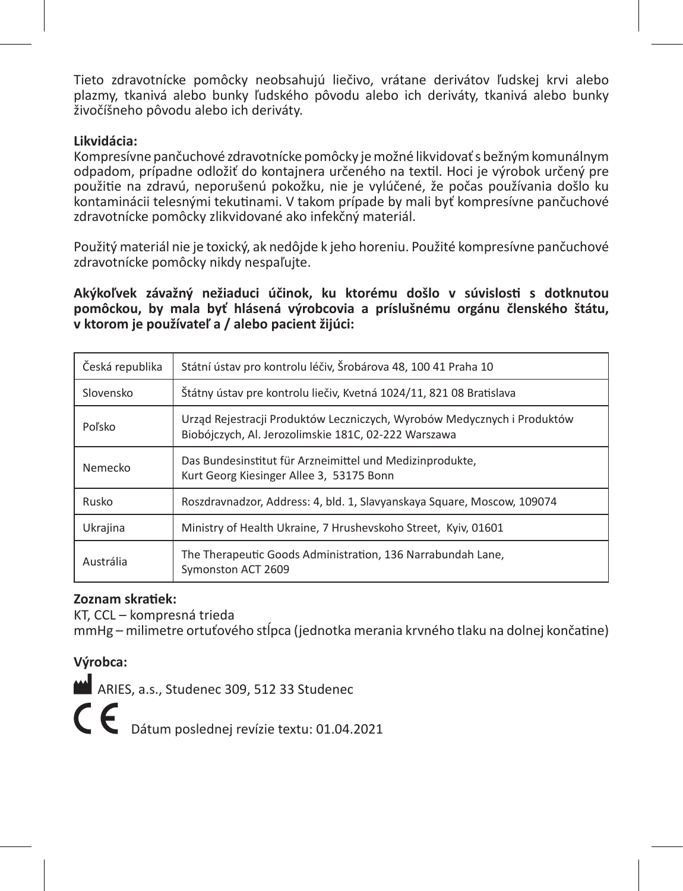Tieto zdravotnícke pomôcky neobsahujú liečivo, vrátane derivátov ľudskej krvi alebo plazmy, tkanivá alebo bunky ľudského pôvodu alebo ich deriváty, tkanivá alebo bunky živočíšneho pôvodu alebo ich deriváty.

**Likvidácia:**
Kompresívne pančuchové zdravotnícke pomôcky je možné likvidovať s bežným komunálnym odpadom, prípadne odložiť do kontajnera určeného na textil. Hoci je výrobok určený pre použitie na zdravú, neporušenú pokožku, nie je vylúčené, že počas používania došlo ku kontaminácii telesnými tekutinami. V takom prípade by mali byť kompresívne pančuchové zdravotnícke pomôcky zlikvidované ako infekčný materiál.

Použitý materiál nie je toxický, ak nedôjde k jeho horeniu. Použité kompresívne pančuchové zdravotnícke pomôcky nikdy nespaľujte.

**Akýkoľvek závažný nežiaduci účinok, ku ktorému došlo v súvislosti s dotknutou pomôckou, by mala byť hlásená výrobcovia a príslušnému orgánu členského štátu, v ktorom je používateľ a / alebo pacient žijúci:**

| | |
|---|---|
| Česká republika | Státní ústav pro kontrolu léčiv, Šrobárova 48, 100 41 Praha 10 |
| Slovensko | Štátny ústav pre kontrolu liečiv, Kvetná 1024/11, 821 08 Bratislava |
| Poľsko | Urząd Rejestracji Produktów Leczniczych, Wyrobów Medycznych i Produktów Biobójczych, Al. Jerozolimskie 181C, 02-222 Warszawa |
| Nemecko | Das Bundesinstitut für Arzneimittel und Medizinprodukte, Kurt Georg Kiesinger Allee 3, 53175 Bonn |
| Rusko | Roszdravnadzor, Address: 4, bld. 1, Slavyanskaya Square, Moscow, 109074 |
| Ukrajina | Ministry of Health Ukraine, 7 Hrushevskoho Street, Kyiv, 01601 |
| Austrália | The Therapeutic Goods Administration, 136 Narrabundah Lane, Symonston ACT 2609 |

**Zoznam skratiek:**
KT, CCL – kompresná trieda
mmHg – milimetre ortuťového stĺpca (jednotka merania krvného tlaku na dolnej končatine)

**Výrobca:**

ARIES, a.s., Studenec 309, 512 33 Studenec

CE Dátum poslednej revízie textu: 01.04.2021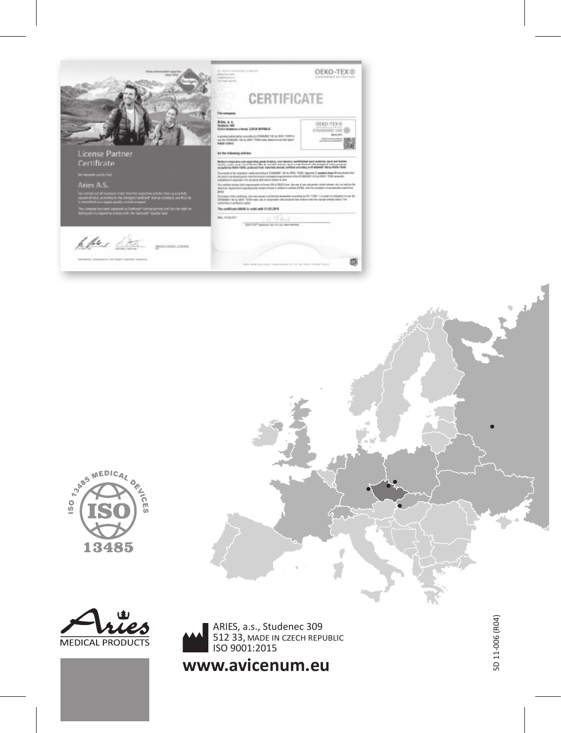ARIES, a.s., Studenec 309
512 33, MADE IN CZECH REPUBLIC
ISO 9001:2015

**www.avicenum.eu**

SD 11-006 (R04)